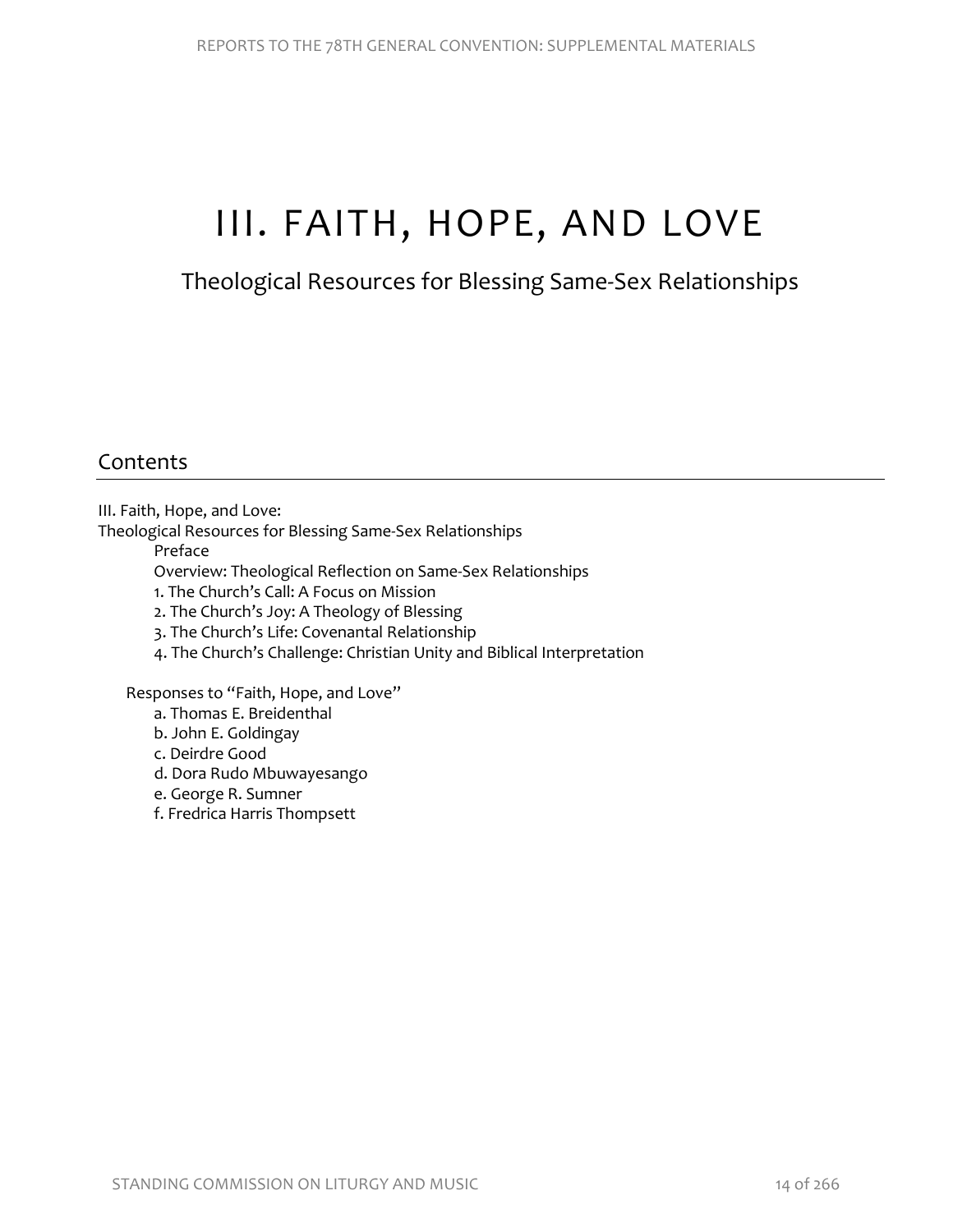# III. FAITH, HOPE, AND LOVE

## Theological Resources for Blessing Same-Sex Relationships

## Contents

III. Faith, Hope, and Love:
Theological Resources for Blessing Same-Sex Relationships

- Preface
- Overview: Theological Reflection on Same-Sex Relationships
- 1. The Church's Call: A Focus on Mission
- 2. The Church's Joy: A Theology of Blessing
- 3. The Church's Life: Covenantal Relationship
- 4. The Church's Challenge: Christian Unity and Biblical Interpretation

Responses to "Faith, Hope, and Love"

- a. Thomas E. Breidenthal
- b. John E. Goldingay
- c. Deirdre Good
- d. Dora Rudo Mbuwayesango
- e. George R. Sumner
- f. Fredrica Harris Thompsett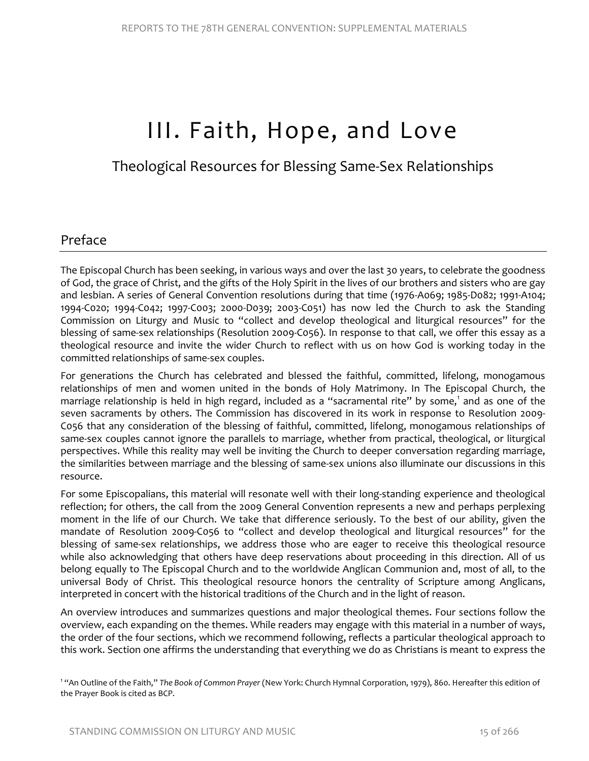# III. Faith, Hope, and Love

## Theological Resources for Blessing Same-Sex Relationships

## Preface

The Episcopal Church has been seeking, in various ways and over the last 30 years, to celebrate the goodness of God, the grace of Christ, and the gifts of the Holy Spirit in the lives of our brothers and sisters who are gay and lesbian. A series of General Convention resolutions during that time (1976-A069; 1985-D082; 1991-A104; 1994-C020; 1994-C042; 1997-C003; 2000-D039; 2003-C051) has now led the Church to ask the Standing Commission on Liturgy and Music to "collect and develop theological and liturgical resources" for the blessing of same-sex relationships (Resolution 2009-C056). In response to that call, we offer this essay as a theological resource and invite the wider Church to reflect with us on how God is working today in the committed relationships of same-sex couples.

For generations the Church has celebrated and blessed the faithful, committed, lifelong, monogamous relationships of men and women united in the bonds of Holy Matrimony. In The Episcopal Church, the marriage relationship is held in high regard, included as a "sacramental rite" by some,[1] and as one of the seven sacraments by others. The Commission has discovered in its work in response to Resolution 2009-C056 that any consideration of the blessing of faithful, committed, lifelong, monogamous relationships of same-sex couples cannot ignore the parallels to marriage, whether from practical, theological, or liturgical perspectives. While this reality may well be inviting the Church to deeper conversation regarding marriage, the similarities between marriage and the blessing of same-sex unions also illuminate our discussions in this resource.

For some Episcopalians, this material will resonate well with their long-standing experience and theological reflection; for others, the call from the 2009 General Convention represents a new and perhaps perplexing moment in the life of our Church. We take that difference seriously. To the best of our ability, given the mandate of Resolution 2009-C056 to "collect and develop theological and liturgical resources" for the blessing of same-sex relationships, we address those who are eager to receive this theological resource while also acknowledging that others have deep reservations about proceeding in this direction. All of us belong equally to The Episcopal Church and to the worldwide Anglican Communion and, most of all, to the universal Body of Christ. This theological resource honors the centrality of Scripture among Anglicans, interpreted in concert with the historical traditions of the Church and in the light of reason.

An overview introduces and summarizes questions and major theological themes. Four sections follow the overview, each expanding on the themes. While readers may engage with this material in a number of ways, the order of the four sections, which we recommend following, reflects a particular theological approach to this work. Section one affirms the understanding that everything we do as Christians is meant to express the

[1] "An Outline of the Faith," *The Book of Common Prayer* (New York: Church Hymnal Corporation, 1979), 860. Hereafter this edition of the Prayer Book is cited as BCP.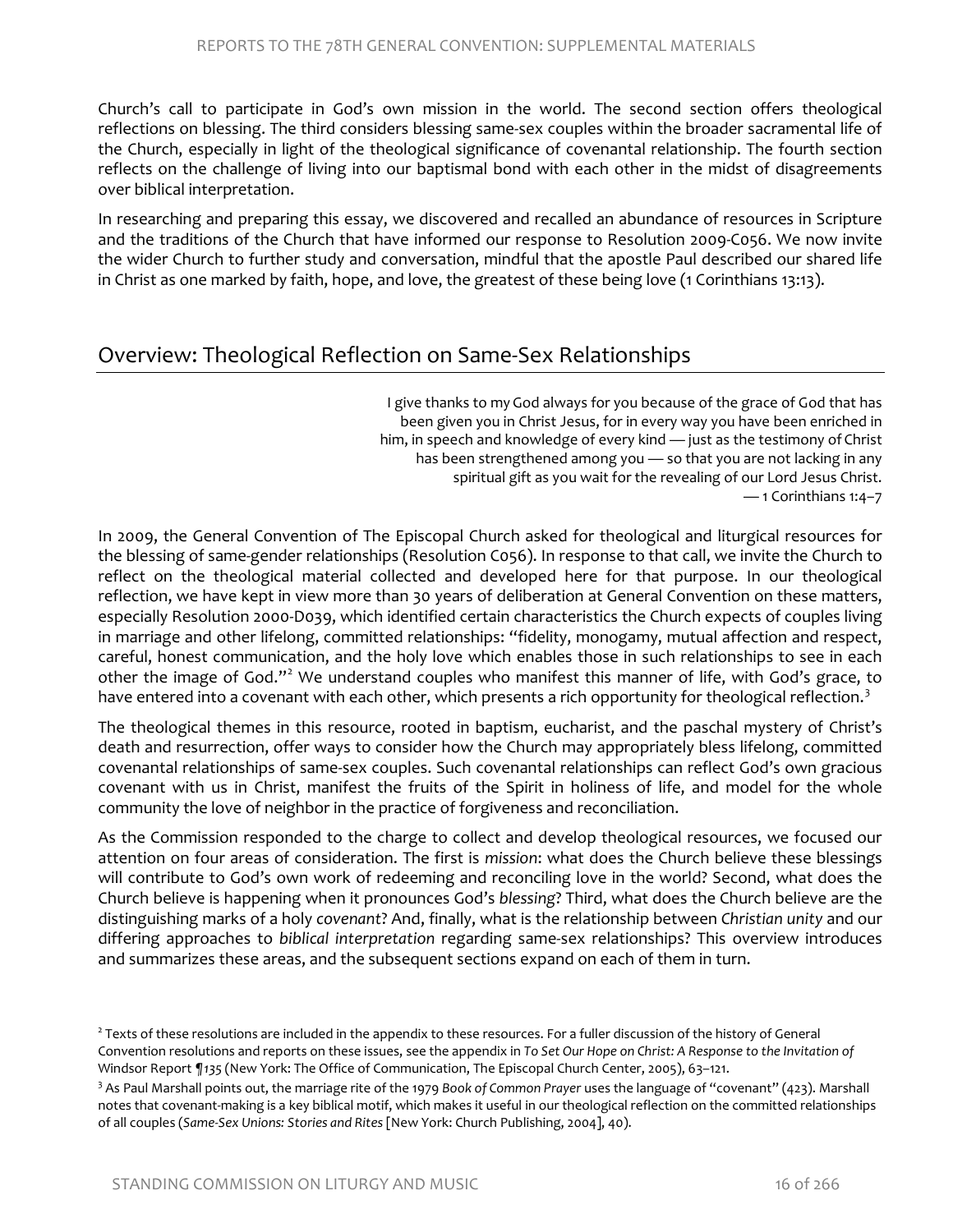Church's call to participate in God's own mission in the world. The second section offers theological reflections on blessing. The third considers blessing same-sex couples within the broader sacramental life of the Church, especially in light of the theological significance of covenantal relationship. The fourth section reflects on the challenge of living into our baptismal bond with each other in the midst of disagreements over biblical interpretation.

In researching and preparing this essay, we discovered and recalled an abundance of resources in Scripture and the traditions of the Church that have informed our response to Resolution 2009-C056. We now invite the wider Church to further study and conversation, mindful that the apostle Paul described our shared life in Christ as one marked by faith, hope, and love, the greatest of these being love (1 Corinthians 13:13).

## Overview: Theological Reflection on Same-Sex Relationships

> I give thanks to my God always for you because of the grace of God that has been given you in Christ Jesus, for in every way you have been enriched in him, in speech and knowledge of every kind — just as the testimony of Christ has been strengthened among you — so that you are not lacking in any spiritual gift as you wait for the revealing of our Lord Jesus Christ.
> — 1 Corinthians 1:4–7

In 2009, the General Convention of The Episcopal Church asked for theological and liturgical resources for the blessing of same-gender relationships (Resolution C056). In response to that call, we invite the Church to reflect on the theological material collected and developed here for that purpose. In our theological reflection, we have kept in view more than 30 years of deliberation at General Convention on these matters, especially Resolution 2000-D039, which identified certain characteristics the Church expects of couples living in marriage and other lifelong, committed relationships: "fidelity, monogamy, mutual affection and respect, careful, honest communication, and the holy love which enables those in such relationships to see in each other the image of God."[2] We understand couples who manifest this manner of life, with God's grace, to have entered into a covenant with each other, which presents a rich opportunity for theological reflection.[3]

The theological themes in this resource, rooted in baptism, eucharist, and the paschal mystery of Christ's death and resurrection, offer ways to consider how the Church may appropriately bless lifelong, committed covenantal relationships of same-sex couples. Such covenantal relationships can reflect God's own gracious covenant with us in Christ, manifest the fruits of the Spirit in holiness of life, and model for the whole community the love of neighbor in the practice of forgiveness and reconciliation.

As the Commission responded to the charge to collect and develop theological resources, we focused our attention on four areas of consideration. The first is *mission*: what does the Church believe these blessings will contribute to God's own work of redeeming and reconciling love in the world? Second, what does the Church believe is happening when it pronounces God's *blessing*? Third, what does the Church believe are the distinguishing marks of a holy *covenant*? And, finally, what is the relationship between *Christian unity* and our differing approaches to *biblical interpretation* regarding same-sex relationships? This overview introduces and summarizes these areas, and the subsequent sections expand on each of them in turn.

---

[2] Texts of these resolutions are included in the appendix to these resources. For a fuller discussion of the history of General Convention resolutions and reports on these issues, see the appendix in *To Set Our Hope on Christ: A Response to the Invitation of* Windsor Report *¶135* (New York: The Office of Communication, The Episcopal Church Center, 2005), 63–121.

[3] As Paul Marshall points out, the marriage rite of the 1979 *Book of Common Prayer* uses the language of "covenant" (423). Marshall notes that covenant-making is a key biblical motif, which makes it useful in our theological reflection on the committed relationships of all couples (*Same-Sex Unions: Stories and Rites* [New York: Church Publishing, 2004], 40).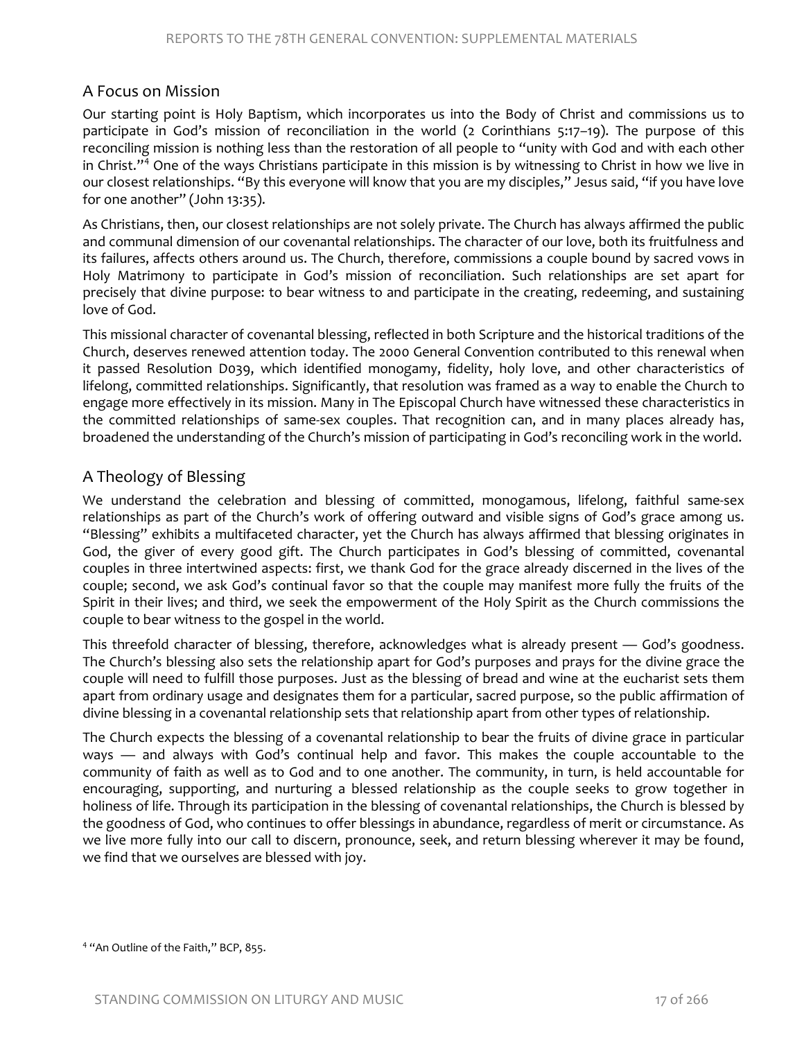## A Focus on Mission

Our starting point is Holy Baptism, which incorporates us into the Body of Christ and commissions us to participate in God's mission of reconciliation in the world (2 Corinthians 5:17–19). The purpose of this reconciling mission is nothing less than the restoration of all people to "unity with God and with each other in Christ."[4] One of the ways Christians participate in this mission is by witnessing to Christ in how we live in our closest relationships. "By this everyone will know that you are my disciples," Jesus said, "if you have love for one another" (John 13:35).

As Christians, then, our closest relationships are not solely private. The Church has always affirmed the public and communal dimension of our covenantal relationships. The character of our love, both its fruitfulness and its failures, affects others around us. The Church, therefore, commissions a couple bound by sacred vows in Holy Matrimony to participate in God's mission of reconciliation. Such relationships are set apart for precisely that divine purpose: to bear witness to and participate in the creating, redeeming, and sustaining love of God.

This missional character of covenantal blessing, reflected in both Scripture and the historical traditions of the Church, deserves renewed attention today. The 2000 General Convention contributed to this renewal when it passed Resolution D039, which identified monogamy, fidelity, holy love, and other characteristics of lifelong, committed relationships. Significantly, that resolution was framed as a way to enable the Church to engage more effectively in its mission. Many in The Episcopal Church have witnessed these characteristics in the committed relationships of same-sex couples. That recognition can, and in many places already has, broadened the understanding of the Church's mission of participating in God's reconciling work in the world.

## A Theology of Blessing

We understand the celebration and blessing of committed, monogamous, lifelong, faithful same-sex relationships as part of the Church's work of offering outward and visible signs of God's grace among us. "Blessing" exhibits a multifaceted character, yet the Church has always affirmed that blessing originates in God, the giver of every good gift. The Church participates in God's blessing of committed, covenantal couples in three intertwined aspects: first, we thank God for the grace already discerned in the lives of the couple; second, we ask God's continual favor so that the couple may manifest more fully the fruits of the Spirit in their lives; and third, we seek the empowerment of the Holy Spirit as the Church commissions the couple to bear witness to the gospel in the world.

This threefold character of blessing, therefore, acknowledges what is already present — God's goodness. The Church's blessing also sets the relationship apart for God's purposes and prays for the divine grace the couple will need to fulfill those purposes. Just as the blessing of bread and wine at the eucharist sets them apart from ordinary usage and designates them for a particular, sacred purpose, so the public affirmation of divine blessing in a covenantal relationship sets that relationship apart from other types of relationship.

The Church expects the blessing of a covenantal relationship to bear the fruits of divine grace in particular ways — and always with God's continual help and favor. This makes the couple accountable to the community of faith as well as to God and to one another. The community, in turn, is held accountable for encouraging, supporting, and nurturing a blessed relationship as the couple seeks to grow together in holiness of life. Through its participation in the blessing of covenantal relationships, the Church is blessed by the goodness of God, who continues to offer blessings in abundance, regardless of merit or circumstance. As we live more fully into our call to discern, pronounce, seek, and return blessing wherever it may be found, we find that we ourselves are blessed with joy.

[4] "An Outline of the Faith," BCP, 855.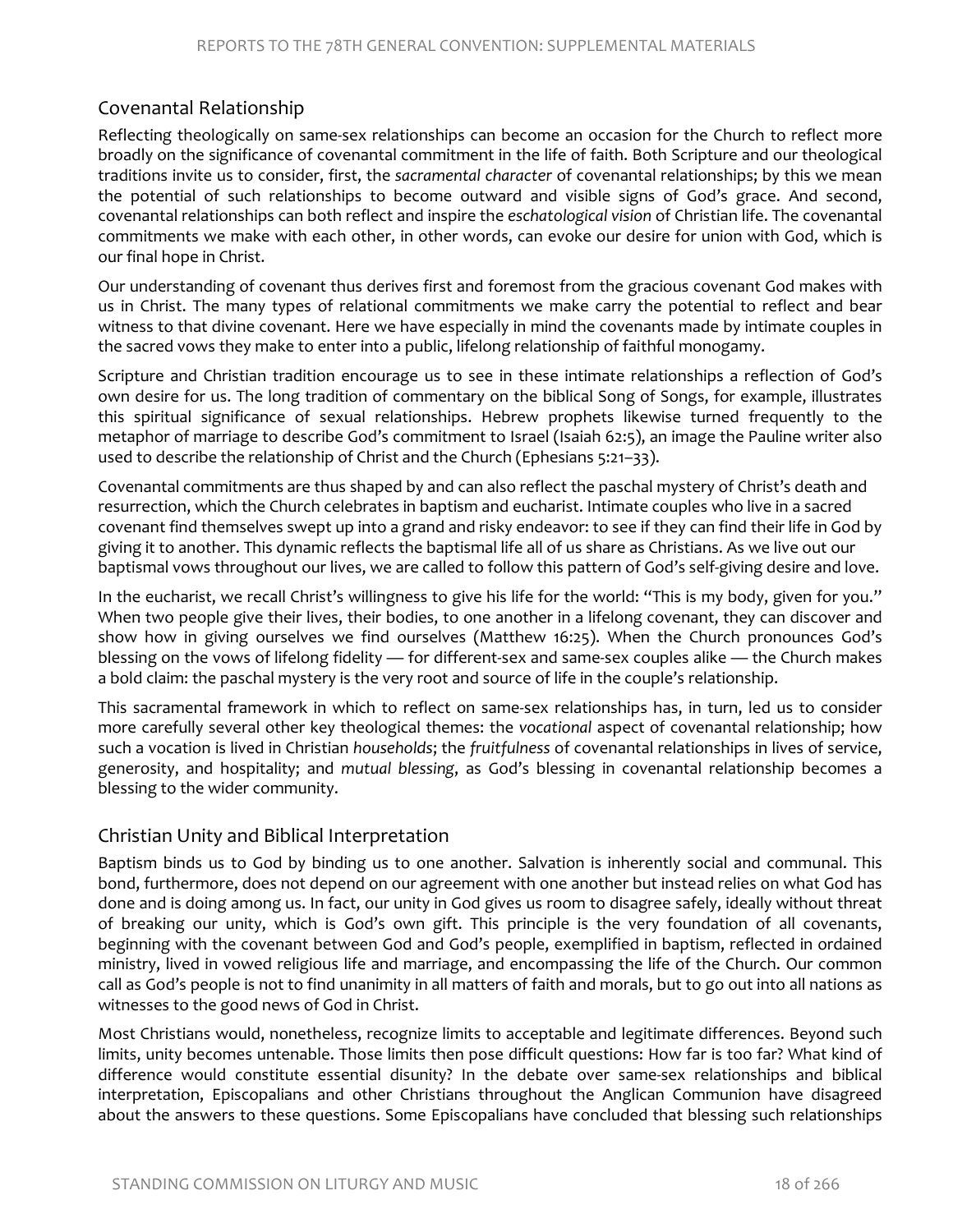## Covenantal Relationship

Reflecting theologically on same-sex relationships can become an occasion for the Church to reflect more broadly on the significance of covenantal commitment in the life of faith. Both Scripture and our theological traditions invite us to consider, first, the *sacramental character* of covenantal relationships; by this we mean the potential of such relationships to become outward and visible signs of God's grace. And second, covenantal relationships can both reflect and inspire the *eschatological vision* of Christian life. The covenantal commitments we make with each other, in other words, can evoke our desire for union with God, which is our final hope in Christ.

Our understanding of covenant thus derives first and foremost from the gracious covenant God makes with us in Christ. The many types of relational commitments we make carry the potential to reflect and bear witness to that divine covenant. Here we have especially in mind the covenants made by intimate couples in the sacred vows they make to enter into a public, lifelong relationship of faithful monogamy.

Scripture and Christian tradition encourage us to see in these intimate relationships a reflection of God's own desire for us. The long tradition of commentary on the biblical Song of Songs, for example, illustrates this spiritual significance of sexual relationships. Hebrew prophets likewise turned frequently to the metaphor of marriage to describe God's commitment to Israel (Isaiah 62:5), an image the Pauline writer also used to describe the relationship of Christ and the Church (Ephesians 5:21–33).

Covenantal commitments are thus shaped by and can also reflect the paschal mystery of Christ's death and resurrection, which the Church celebrates in baptism and eucharist. Intimate couples who live in a sacred covenant find themselves swept up into a grand and risky endeavor: to see if they can find their life in God by giving it to another. This dynamic reflects the baptismal life all of us share as Christians. As we live out our baptismal vows throughout our lives, we are called to follow this pattern of God's self-giving desire and love.

In the eucharist, we recall Christ's willingness to give his life for the world: "This is my body, given for you." When two people give their lives, their bodies, to one another in a lifelong covenant, they can discover and show how in giving ourselves we find ourselves (Matthew 16:25). When the Church pronounces God's blessing on the vows of lifelong fidelity — for different-sex and same-sex couples alike — the Church makes a bold claim: the paschal mystery is the very root and source of life in the couple's relationship.

This sacramental framework in which to reflect on same-sex relationships has, in turn, led us to consider more carefully several other key theological themes: the *vocational* aspect of covenantal relationship; how such a vocation is lived in Christian *households*; the *fruitfulness* of covenantal relationships in lives of service, generosity, and hospitality; and *mutual blessing*, as God's blessing in covenantal relationship becomes a blessing to the wider community.

## Christian Unity and Biblical Interpretation

Baptism binds us to God by binding us to one another. Salvation is inherently social and communal. This bond, furthermore, does not depend on our agreement with one another but instead relies on what God has done and is doing among us. In fact, our unity in God gives us room to disagree safely, ideally without threat of breaking our unity, which is God's own gift. This principle is the very foundation of all covenants, beginning with the covenant between God and God's people, exemplified in baptism, reflected in ordained ministry, lived in vowed religious life and marriage, and encompassing the life of the Church. Our common call as God's people is not to find unanimity in all matters of faith and morals, but to go out into all nations as witnesses to the good news of God in Christ.

Most Christians would, nonetheless, recognize limits to acceptable and legitimate differences. Beyond such limits, unity becomes untenable. Those limits then pose difficult questions: How far is too far? What kind of difference would constitute essential disunity? In the debate over same-sex relationships and biblical interpretation, Episcopalians and other Christians throughout the Anglican Communion have disagreed about the answers to these questions. Some Episcopalians have concluded that blessing such relationships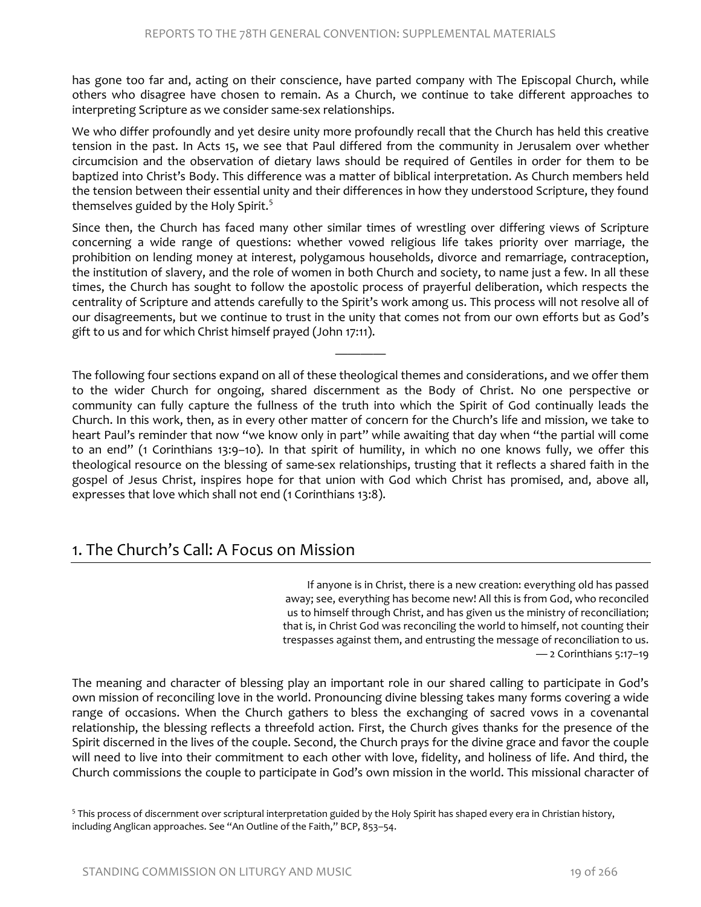has gone too far and, acting on their conscience, have parted company with The Episcopal Church, while others who disagree have chosen to remain. As a Church, we continue to take different approaches to interpreting Scripture as we consider same-sex relationships.

We who differ profoundly and yet desire unity more profoundly recall that the Church has held this creative tension in the past. In Acts 15, we see that Paul differed from the community in Jerusalem over whether circumcision and the observation of dietary laws should be required of Gentiles in order for them to be baptized into Christ's Body. This difference was a matter of biblical interpretation. As Church members held the tension between their essential unity and their differences in how they understood Scripture, they found themselves guided by the Holy Spirit.[5]

Since then, the Church has faced many other similar times of wrestling over differing views of Scripture concerning a wide range of questions: whether vowed religious life takes priority over marriage, the prohibition on lending money at interest, polygamous households, divorce and remarriage, contraception, the institution of slavery, and the role of women in both Church and society, to name just a few. In all these times, the Church has sought to follow the apostolic process of prayerful deliberation, which respects the centrality of Scripture and attends carefully to the Spirit's work among us. This process will not resolve all of our disagreements, but we continue to trust in the unity that comes not from our own efforts but as God's gift to us and for which Christ himself prayed (John 17:11).

________

The following four sections expand on all of these theological themes and considerations, and we offer them to the wider Church for ongoing, shared discernment as the Body of Christ. No one perspective or community can fully capture the fullness of the truth into which the Spirit of God continually leads the Church. In this work, then, as in every other matter of concern for the Church's life and mission, we take to heart Paul's reminder that now "we know only in part" while awaiting that day when "the partial will come to an end" (1 Corinthians 13:9–10). In that spirit of humility, in which no one knows fully, we offer this theological resource on the blessing of same-sex relationships, trusting that it reflects a shared faith in the gospel of Jesus Christ, inspires hope for that union with God which Christ has promised, and, above all, expresses that love which shall not end (1 Corinthians 13:8).

## 1. The Church's Call: A Focus on Mission

> If anyone is in Christ, there is a new creation: everything old has passed away; see, everything has become new! All this is from God, who reconciled us to himself through Christ, and has given us the ministry of reconciliation; that is, in Christ God was reconciling the world to himself, not counting their trespasses against them, and entrusting the message of reconciliation to us.
> — 2 Corinthians 5:17–19

The meaning and character of blessing play an important role in our shared calling to participate in God's own mission of reconciling love in the world. Pronouncing divine blessing takes many forms covering a wide range of occasions. When the Church gathers to bless the exchanging of sacred vows in a covenantal relationship, the blessing reflects a threefold action. First, the Church gives thanks for the presence of the Spirit discerned in the lives of the couple. Second, the Church prays for the divine grace and favor the couple will need to live into their commitment to each other with love, fidelity, and holiness of life. And third, the Church commissions the couple to participate in God's own mission in the world. This missional character of

[5] This process of discernment over scriptural interpretation guided by the Holy Spirit has shaped every era in Christian history, including Anglican approaches. See "An Outline of the Faith," BCP, 853–54.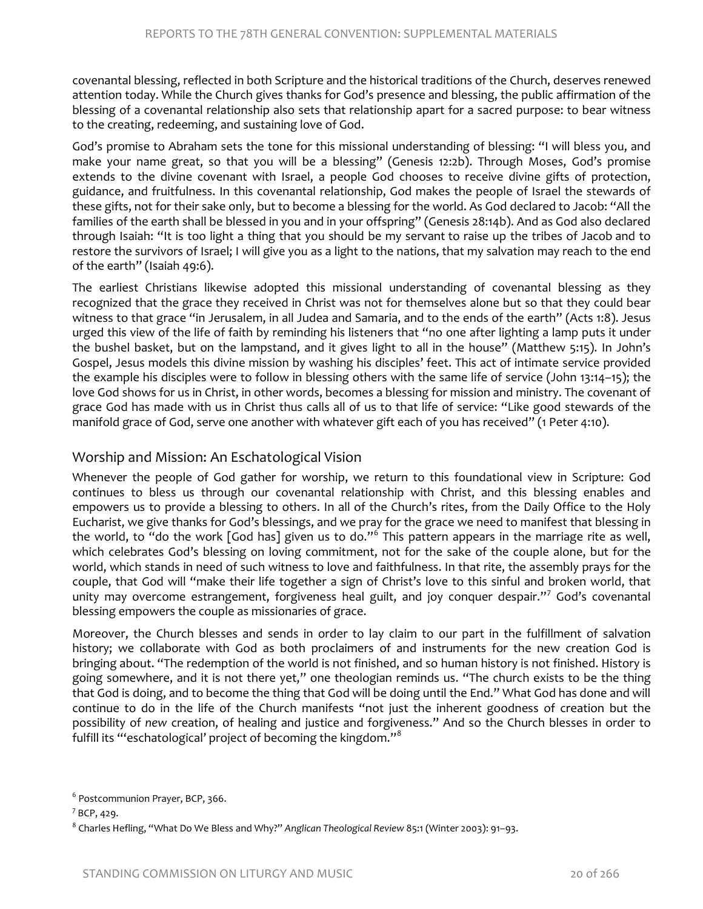covenantal blessing, reflected in both Scripture and the historical traditions of the Church, deserves renewed attention today. While the Church gives thanks for God's presence and blessing, the public affirmation of the blessing of a covenantal relationship also sets that relationship apart for a sacred purpose: to bear witness to the creating, redeeming, and sustaining love of God.

God's promise to Abraham sets the tone for this missional understanding of blessing: "I will bless you, and make your name great, so that you will be a blessing" (Genesis 12:2b). Through Moses, God's promise extends to the divine covenant with Israel, a people God chooses to receive divine gifts of protection, guidance, and fruitfulness. In this covenantal relationship, God makes the people of Israel the stewards of these gifts, not for their sake only, but to become a blessing for the world. As God declared to Jacob: "All the families of the earth shall be blessed in you and in your offspring" (Genesis 28:14b). And as God also declared through Isaiah: "It is too light a thing that you should be my servant to raise up the tribes of Jacob and to restore the survivors of Israel; I will give you as a light to the nations, that my salvation may reach to the end of the earth" (Isaiah 49:6).

The earliest Christians likewise adopted this missional understanding of covenantal blessing as they recognized that the grace they received in Christ was not for themselves alone but so that they could bear witness to that grace "in Jerusalem, in all Judea and Samaria, and to the ends of the earth" (Acts 1:8). Jesus urged this view of the life of faith by reminding his listeners that "no one after lighting a lamp puts it under the bushel basket, but on the lampstand, and it gives light to all in the house" (Matthew 5:15). In John's Gospel, Jesus models this divine mission by washing his disciples' feet. This act of intimate service provided the example his disciples were to follow in blessing others with the same life of service (John 13:14–15); the love God shows for us in Christ, in other words, becomes a blessing for mission and ministry. The covenant of grace God has made with us in Christ thus calls all of us to that life of service: "Like good stewards of the manifold grace of God, serve one another with whatever gift each of you has received" (1 Peter 4:10).

## Worship and Mission: An Eschatological Vision

Whenever the people of God gather for worship, we return to this foundational view in Scripture: God continues to bless us through our covenantal relationship with Christ, and this blessing enables and empowers us to provide a blessing to others. In all of the Church's rites, from the Daily Office to the Holy Eucharist, we give thanks for God's blessings, and we pray for the grace we need to manifest that blessing in the world, to "do the work [God has] given us to do."[6] This pattern appears in the marriage rite as well, which celebrates God's blessing on loving commitment, not for the sake of the couple alone, but for the world, which stands in need of such witness to love and faithfulness. In that rite, the assembly prays for the couple, that God will "make their life together a sign of Christ's love to this sinful and broken world, that unity may overcome estrangement, forgiveness heal guilt, and joy conquer despair."[7] God's covenantal blessing empowers the couple as missionaries of grace.

Moreover, the Church blesses and sends in order to lay claim to our part in the fulfillment of salvation history; we collaborate with God as both proclaimers of and instruments for the new creation God is bringing about. "The redemption of the world is not finished, and so human history is not finished. History is going somewhere, and it is not there yet," one theologian reminds us. "The church exists to be the thing that God is doing, and to become the thing that God will be doing until the End." What God has done and will continue to do in the life of the Church manifests "not just the inherent goodness of creation but the possibility of *new* creation, of healing and justice and forgiveness." And so the Church blesses in order to fulfill its "'eschatological' project of becoming the kingdom."[8]

[6] Postcommunion Prayer, BCP, 366.

[7] BCP, 429.

[8] Charles Hefling, "What Do We Bless and Why?" *Anglican Theological Review* 85:1 (Winter 2003): 91–93.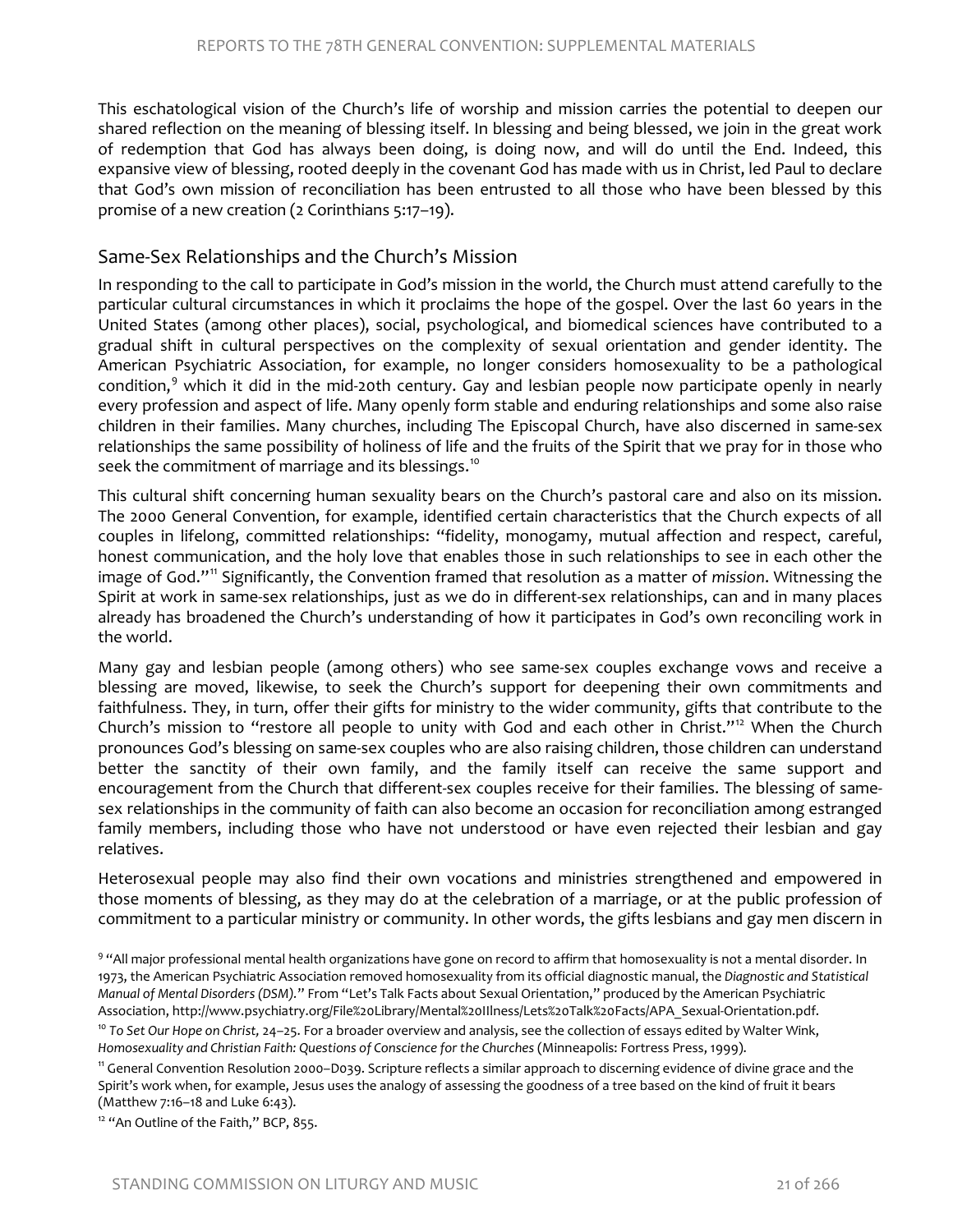This eschatological vision of the Church's life of worship and mission carries the potential to deepen our shared reflection on the meaning of blessing itself. In blessing and being blessed, we join in the great work of redemption that God has always been doing, is doing now, and will do until the End. Indeed, this expansive view of blessing, rooted deeply in the covenant God has made with us in Christ, led Paul to declare that God's own mission of reconciliation has been entrusted to all those who have been blessed by this promise of a new creation (2 Corinthians 5:17–19).

## Same-Sex Relationships and the Church's Mission

In responding to the call to participate in God's mission in the world, the Church must attend carefully to the particular cultural circumstances in which it proclaims the hope of the gospel. Over the last 60 years in the United States (among other places), social, psychological, and biomedical sciences have contributed to a gradual shift in cultural perspectives on the complexity of sexual orientation and gender identity. The American Psychiatric Association, for example, no longer considers homosexuality to be a pathological condition,[9] which it did in the mid-20th century. Gay and lesbian people now participate openly in nearly every profession and aspect of life. Many openly form stable and enduring relationships and some also raise children in their families. Many churches, including The Episcopal Church, have also discerned in same-sex relationships the same possibility of holiness of life and the fruits of the Spirit that we pray for in those who seek the commitment of marriage and its blessings.[10]

This cultural shift concerning human sexuality bears on the Church's pastoral care and also on its mission. The 2000 General Convention, for example, identified certain characteristics that the Church expects of all couples in lifelong, committed relationships: "fidelity, monogamy, mutual affection and respect, careful, honest communication, and the holy love that enables those in such relationships to see in each other the image of God."[11] Significantly, the Convention framed that resolution as a matter of *mission*. Witnessing the Spirit at work in same-sex relationships, just as we do in different-sex relationships, can and in many places already has broadened the Church's understanding of how it participates in God's own reconciling work in the world.

Many gay and lesbian people (among others) who see same-sex couples exchange vows and receive a blessing are moved, likewise, to seek the Church's support for deepening their own commitments and faithfulness. They, in turn, offer their gifts for ministry to the wider community, gifts that contribute to the Church's mission to "restore all people to unity with God and each other in Christ."[12] When the Church pronounces God's blessing on same-sex couples who are also raising children, those children can understand better the sanctity of their own family, and the family itself can receive the same support and encouragement from the Church that different-sex couples receive for their families. The blessing of same-sex relationships in the community of faith can also become an occasion for reconciliation among estranged family members, including those who have not understood or have even rejected their lesbian and gay relatives.

Heterosexual people may also find their own vocations and ministries strengthened and empowered in those moments of blessing, as they may do at the celebration of a marriage, or at the public profession of commitment to a particular ministry or community. In other words, the gifts lesbians and gay men discern in

---

[9] "All major professional mental health organizations have gone on record to affirm that homosexuality is not a mental disorder. In 1973, the American Psychiatric Association removed homosexuality from its official diagnostic manual, the *Diagnostic and Statistical Manual of Mental Disorders (DSM)*." From "Let's Talk Facts about Sexual Orientation," produced by the American Psychiatric Association, http://www.psychiatry.org/File%20Library/Mental%20Illness/Lets%20Talk%20Facts/APA_Sexual-Orientation.pdf.

[10] *To Set Our Hope on Christ*, 24–25. For a broader overview and analysis, see the collection of essays edited by Walter Wink, *Homosexuality and Christian Faith: Questions of Conscience for the Churches* (Minneapolis: Fortress Press, 1999).

[11] General Convention Resolution 2000–D039. Scripture reflects a similar approach to discerning evidence of divine grace and the Spirit's work when, for example, Jesus uses the analogy of assessing the goodness of a tree based on the kind of fruit it bears (Matthew 7:16–18 and Luke 6:43).

[12] "An Outline of the Faith," BCP, 855.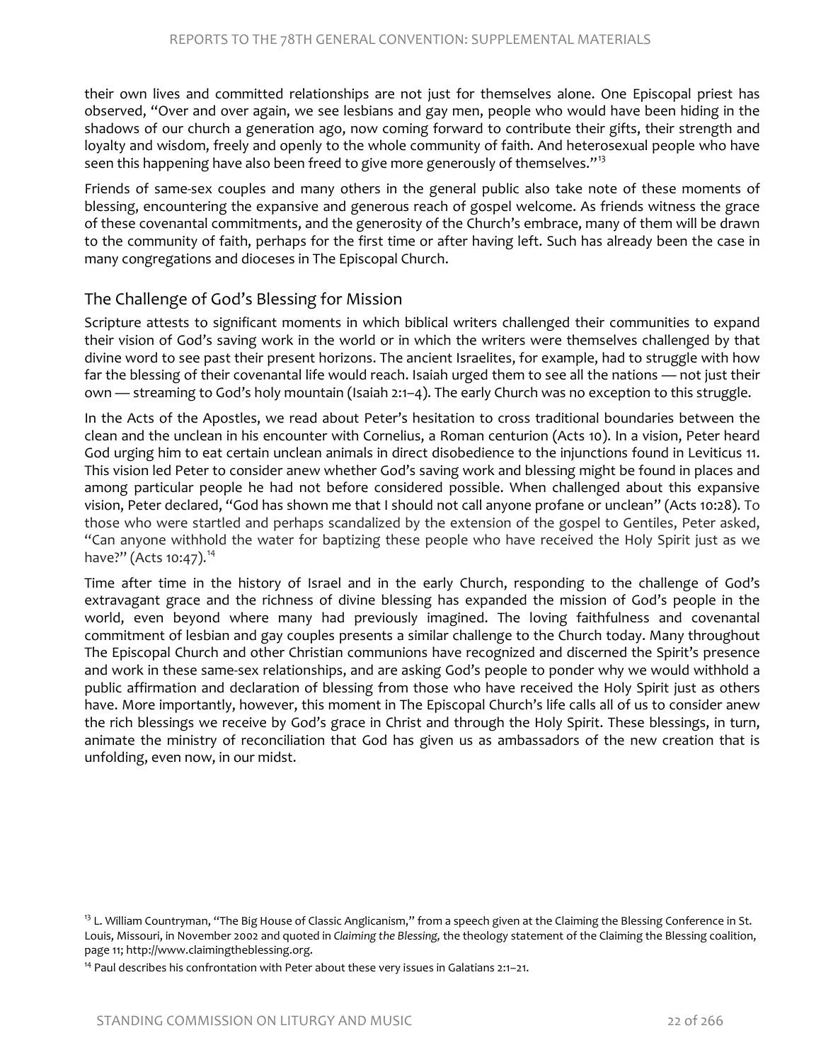their own lives and committed relationships are not just for themselves alone. One Episcopal priest has observed, "Over and over again, we see lesbians and gay men, people who would have been hiding in the shadows of our church a generation ago, now coming forward to contribute their gifts, their strength and loyalty and wisdom, freely and openly to the whole community of faith. And heterosexual people who have seen this happening have also been freed to give more generously of themselves."[13]

Friends of same-sex couples and many others in the general public also take note of these moments of blessing, encountering the expansive and generous reach of gospel welcome. As friends witness the grace of these covenantal commitments, and the generosity of the Church's embrace, many of them will be drawn to the community of faith, perhaps for the first time or after having left. Such has already been the case in many congregations and dioceses in The Episcopal Church.

## The Challenge of God's Blessing for Mission

Scripture attests to significant moments in which biblical writers challenged their communities to expand their vision of God's saving work in the world or in which the writers were themselves challenged by that divine word to see past their present horizons. The ancient Israelites, for example, had to struggle with how far the blessing of their covenantal life would reach. Isaiah urged them to see all the nations — not just their own — streaming to God's holy mountain (Isaiah 2:1–4). The early Church was no exception to this struggle.

In the Acts of the Apostles, we read about Peter's hesitation to cross traditional boundaries between the clean and the unclean in his encounter with Cornelius, a Roman centurion (Acts 10). In a vision, Peter heard God urging him to eat certain unclean animals in direct disobedience to the injunctions found in Leviticus 11. This vision led Peter to consider anew whether God's saving work and blessing might be found in places and among particular people he had not before considered possible. When challenged about this expansive vision, Peter declared, "God has shown me that I should not call anyone profane or unclean" (Acts 10:28). To those who were startled and perhaps scandalized by the extension of the gospel to Gentiles, Peter asked, "Can anyone withhold the water for baptizing these people who have received the Holy Spirit just as we have?" (Acts 10:47).[14]

Time after time in the history of Israel and in the early Church, responding to the challenge of God's extravagant grace and the richness of divine blessing has expanded the mission of God's people in the world, even beyond where many had previously imagined. The loving faithfulness and covenantal commitment of lesbian and gay couples presents a similar challenge to the Church today. Many throughout The Episcopal Church and other Christian communions have recognized and discerned the Spirit's presence and work in these same-sex relationships, and are asking God's people to ponder why we would withhold a public affirmation and declaration of blessing from those who have received the Holy Spirit just as others have. More importantly, however, this moment in The Episcopal Church's life calls all of us to consider anew the rich blessings we receive by God's grace in Christ and through the Holy Spirit. These blessings, in turn, animate the ministry of reconciliation that God has given us as ambassadors of the new creation that is unfolding, even now, in our midst.

---

[13] L. William Countryman, "The Big House of Classic Anglicanism," from a speech given at the Claiming the Blessing Conference in St. Louis, Missouri, in November 2002 and quoted in *Claiming the Blessing,* the theology statement of the Claiming the Blessing coalition, page 11; http://www.claimingtheblessing.org.

[14] Paul describes his confrontation with Peter about these very issues in Galatians 2:1–21.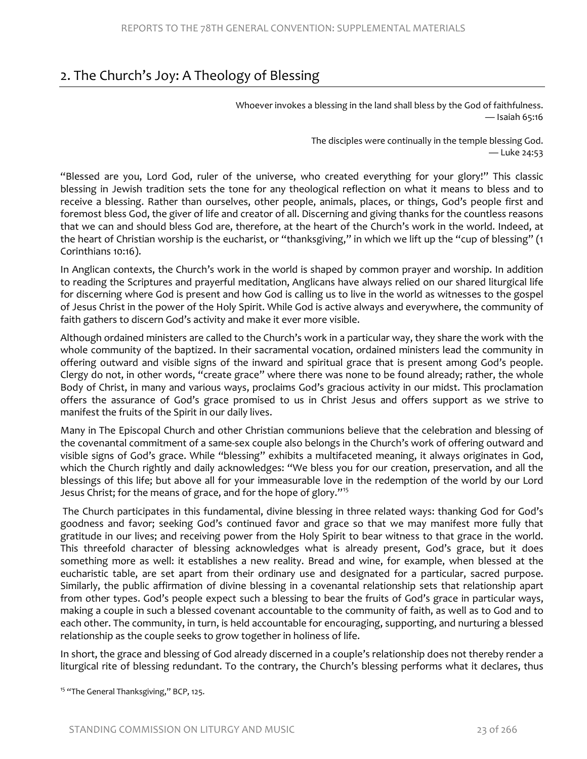## 2. The Church's Joy: A Theology of Blessing

> Whoever invokes a blessing in the land shall bless by the God of faithfulness.
> — Isaiah 65:16

> The disciples were continually in the temple blessing God.
> — Luke 24:53

"Blessed are you, Lord God, ruler of the universe, who created everything for your glory!" This classic blessing in Jewish tradition sets the tone for any theological reflection on what it means to bless and to receive a blessing. Rather than ourselves, other people, animals, places, or things, God's people first and foremost bless God, the giver of life and creator of all. Discerning and giving thanks for the countless reasons that we can and should bless God are, therefore, at the heart of the Church's work in the world. Indeed, at the heart of Christian worship is the eucharist, or "thanksgiving," in which we lift up the "cup of blessing" (1 Corinthians 10:16).

In Anglican contexts, the Church's work in the world is shaped by common prayer and worship. In addition to reading the Scriptures and prayerful meditation, Anglicans have always relied on our shared liturgical life for discerning where God is present and how God is calling us to live in the world as witnesses to the gospel of Jesus Christ in the power of the Holy Spirit. While God is active always and everywhere, the community of faith gathers to discern God's activity and make it ever more visible.

Although ordained ministers are called to the Church's work in a particular way, they share the work with the whole community of the baptized. In their sacramental vocation, ordained ministers lead the community in offering outward and visible signs of the inward and spiritual grace that is present among God's people. Clergy do not, in other words, "create grace" where there was none to be found already; rather, the whole Body of Christ, in many and various ways, proclaims God's gracious activity in our midst. This proclamation offers the assurance of God's grace promised to us in Christ Jesus and offers support as we strive to manifest the fruits of the Spirit in our daily lives.

Many in The Episcopal Church and other Christian communions believe that the celebration and blessing of the covenantal commitment of a same-sex couple also belongs in the Church's work of offering outward and visible signs of God's grace. While "blessing" exhibits a multifaceted meaning, it always originates in God, which the Church rightly and daily acknowledges: "We bless you for our creation, preservation, and all the blessings of this life; but above all for your immeasurable love in the redemption of the world by our Lord Jesus Christ; for the means of grace, and for the hope of glory."[15]

The Church participates in this fundamental, divine blessing in three related ways: thanking God for God's goodness and favor; seeking God's continued favor and grace so that we may manifest more fully that gratitude in our lives; and receiving power from the Holy Spirit to bear witness to that grace in the world. This threefold character of blessing acknowledges what is already present, God's grace, but it does something more as well: it establishes a new reality. Bread and wine, for example, when blessed at the eucharistic table, are set apart from their ordinary use and designated for a particular, sacred purpose. Similarly, the public affirmation of divine blessing in a covenantal relationship sets that relationship apart from other types. God's people expect such a blessing to bear the fruits of God's grace in particular ways, making a couple in such a blessed covenant accountable to the community of faith, as well as to God and to each other. The community, in turn, is held accountable for encouraging, supporting, and nurturing a blessed relationship as the couple seeks to grow together in holiness of life.

In short, the grace and blessing of God already discerned in a couple's relationship does not thereby render a liturgical rite of blessing redundant. To the contrary, the Church's blessing performs what it declares, thus

[15] "The General Thanksgiving," BCP, 125.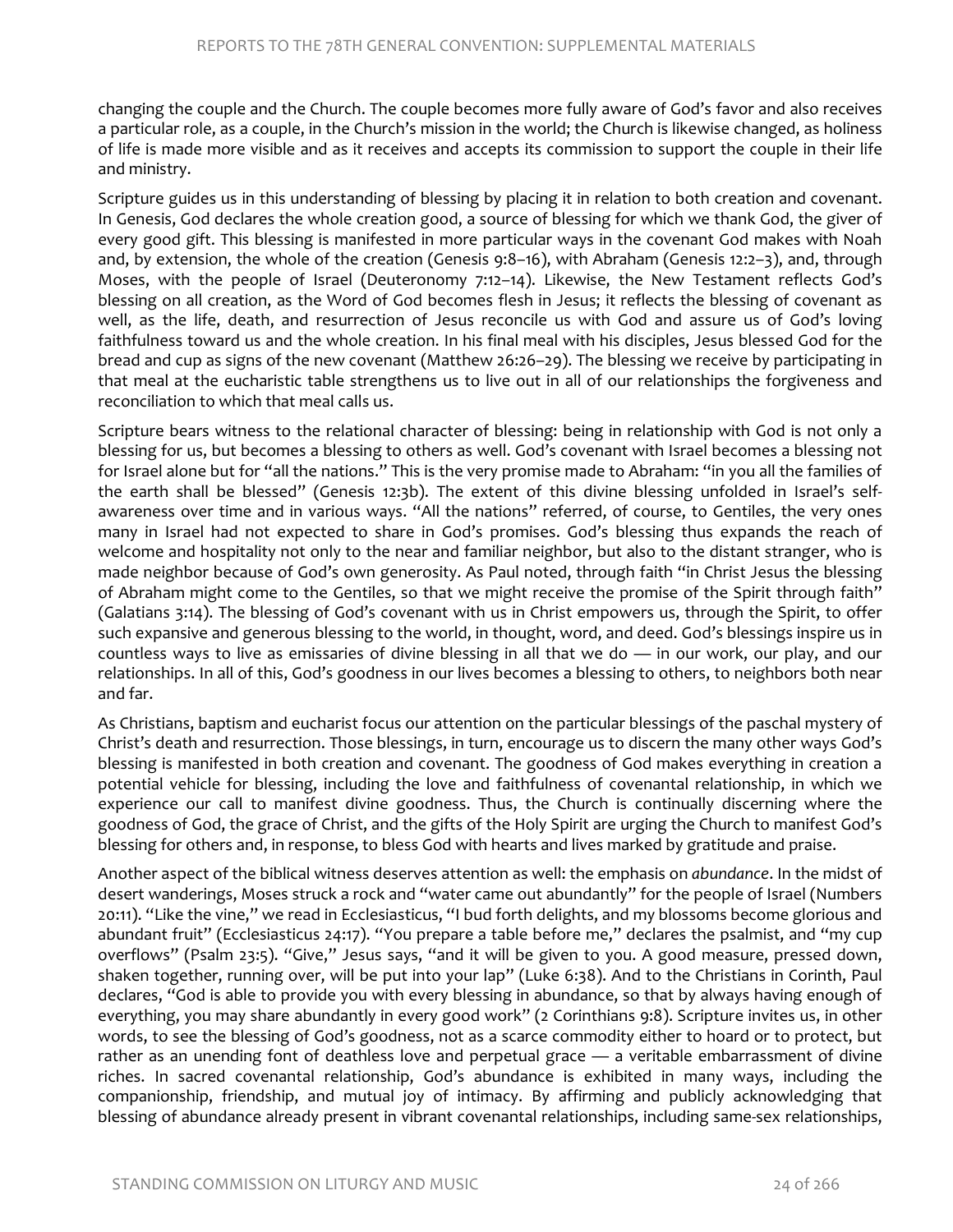changing the couple and the Church. The couple becomes more fully aware of God's favor and also receives a particular role, as a couple, in the Church's mission in the world; the Church is likewise changed, as holiness of life is made more visible and as it receives and accepts its commission to support the couple in their life and ministry.

Scripture guides us in this understanding of blessing by placing it in relation to both creation and covenant. In Genesis, God declares the whole creation good, a source of blessing for which we thank God, the giver of every good gift. This blessing is manifested in more particular ways in the covenant God makes with Noah and, by extension, the whole of the creation (Genesis 9:8–16), with Abraham (Genesis 12:2–3), and, through Moses, with the people of Israel (Deuteronomy 7:12–14). Likewise, the New Testament reflects God's blessing on all creation, as the Word of God becomes flesh in Jesus; it reflects the blessing of covenant as well, as the life, death, and resurrection of Jesus reconcile us with God and assure us of God's loving faithfulness toward us and the whole creation. In his final meal with his disciples, Jesus blessed God for the bread and cup as signs of the new covenant (Matthew 26:26–29). The blessing we receive by participating in that meal at the eucharistic table strengthens us to live out in all of our relationships the forgiveness and reconciliation to which that meal calls us.

Scripture bears witness to the relational character of blessing: being in relationship with God is not only a blessing for us, but becomes a blessing to others as well. God's covenant with Israel becomes a blessing not for Israel alone but for "all the nations." This is the very promise made to Abraham: "in you all the families of the earth shall be blessed" (Genesis 12:3b). The extent of this divine blessing unfolded in Israel's self-awareness over time and in various ways. "All the nations" referred, of course, to Gentiles, the very ones many in Israel had not expected to share in God's promises. God's blessing thus expands the reach of welcome and hospitality not only to the near and familiar neighbor, but also to the distant stranger, who is made neighbor because of God's own generosity. As Paul noted, through faith "in Christ Jesus the blessing of Abraham might come to the Gentiles, so that we might receive the promise of the Spirit through faith" (Galatians 3:14). The blessing of God's covenant with us in Christ empowers us, through the Spirit, to offer such expansive and generous blessing to the world, in thought, word, and deed. God's blessings inspire us in countless ways to live as emissaries of divine blessing in all that we do — in our work, our play, and our relationships. In all of this, God's goodness in our lives becomes a blessing to others, to neighbors both near and far.

As Christians, baptism and eucharist focus our attention on the particular blessings of the paschal mystery of Christ's death and resurrection. Those blessings, in turn, encourage us to discern the many other ways God's blessing is manifested in both creation and covenant. The goodness of God makes everything in creation a potential vehicle for blessing, including the love and faithfulness of covenantal relationship, in which we experience our call to manifest divine goodness. Thus, the Church is continually discerning where the goodness of God, the grace of Christ, and the gifts of the Holy Spirit are urging the Church to manifest God's blessing for others and, in response, to bless God with hearts and lives marked by gratitude and praise.

Another aspect of the biblical witness deserves attention as well: the emphasis on *abundance*. In the midst of desert wanderings, Moses struck a rock and "water came out abundantly" for the people of Israel (Numbers 20:11). "Like the vine," we read in Ecclesiasticus, "I bud forth delights, and my blossoms become glorious and abundant fruit" (Ecclesiasticus 24:17). "You prepare a table before me," declares the psalmist, and "my cup overflows" (Psalm 23:5). "Give," Jesus says, "and it will be given to you. A good measure, pressed down, shaken together, running over, will be put into your lap" (Luke 6:38). And to the Christians in Corinth, Paul declares, "God is able to provide you with every blessing in abundance, so that by always having enough of everything, you may share abundantly in every good work" (2 Corinthians 9:8). Scripture invites us, in other words, to see the blessing of God's goodness, not as a scarce commodity either to hoard or to protect, but rather as an unending font of deathless love and perpetual grace — a veritable embarrassment of divine riches. In sacred covenantal relationship, God's abundance is exhibited in many ways, including the companionship, friendship, and mutual joy of intimacy. By affirming and publicly acknowledging that blessing of abundance already present in vibrant covenantal relationships, including same-sex relationships,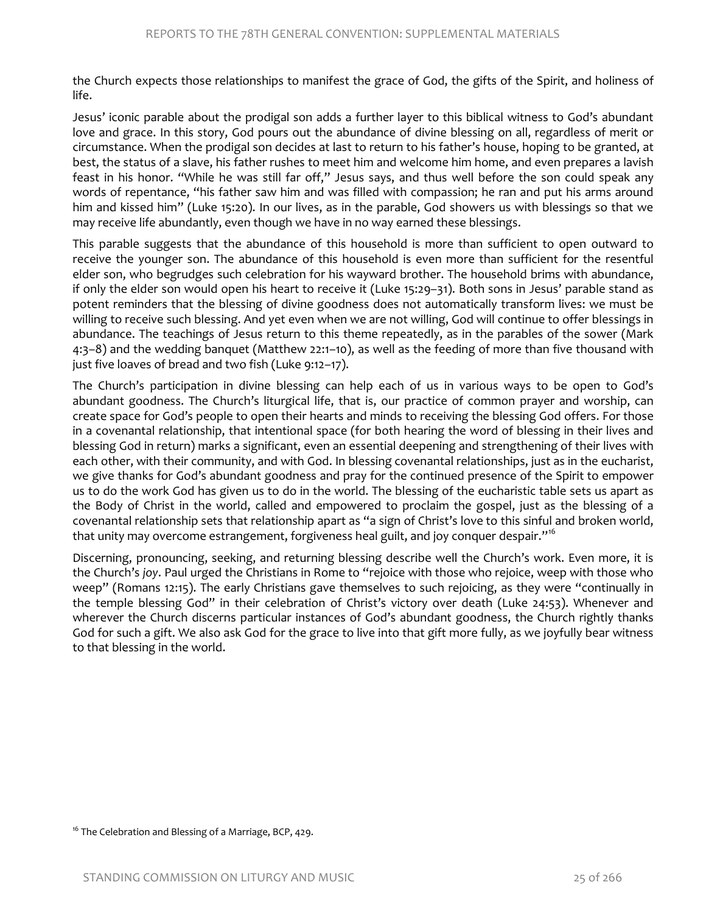the Church expects those relationships to manifest the grace of God, the gifts of the Spirit, and holiness of life.

Jesus' iconic parable about the prodigal son adds a further layer to this biblical witness to God's abundant love and grace. In this story, God pours out the abundance of divine blessing on all, regardless of merit or circumstance. When the prodigal son decides at last to return to his father's house, hoping to be granted, at best, the status of a slave, his father rushes to meet him and welcome him home, and even prepares a lavish feast in his honor. "While he was still far off," Jesus says, and thus well before the son could speak any words of repentance, "his father saw him and was filled with compassion; he ran and put his arms around him and kissed him" (Luke 15:20). In our lives, as in the parable, God showers us with blessings so that we may receive life abundantly, even though we have in no way earned these blessings.

This parable suggests that the abundance of this household is more than sufficient to open outward to receive the younger son. The abundance of this household is even more than sufficient for the resentful elder son, who begrudges such celebration for his wayward brother. The household brims with abundance, if only the elder son would open his heart to receive it (Luke 15:29–31). Both sons in Jesus' parable stand as potent reminders that the blessing of divine goodness does not automatically transform lives: we must be willing to receive such blessing. And yet even when we are not willing, God will continue to offer blessings in abundance. The teachings of Jesus return to this theme repeatedly, as in the parables of the sower (Mark 4:3–8) and the wedding banquet (Matthew 22:1–10), as well as the feeding of more than five thousand with just five loaves of bread and two fish (Luke 9:12–17).

The Church's participation in divine blessing can help each of us in various ways to be open to God's abundant goodness. The Church's liturgical life, that is, our practice of common prayer and worship, can create space for God's people to open their hearts and minds to receiving the blessing God offers. For those in a covenantal relationship, that intentional space (for both hearing the word of blessing in their lives and blessing God in return) marks a significant, even an essential deepening and strengthening of their lives with each other, with their community, and with God. In blessing covenantal relationships, just as in the eucharist, we give thanks for God's abundant goodness and pray for the continued presence of the Spirit to empower us to do the work God has given us to do in the world. The blessing of the eucharistic table sets us apart as the Body of Christ in the world, called and empowered to proclaim the gospel, just as the blessing of a covenantal relationship sets that relationship apart as "a sign of Christ's love to this sinful and broken world, that unity may overcome estrangement, forgiveness heal guilt, and joy conquer despair."[16]

Discerning, pronouncing, seeking, and returning blessing describe well the Church's work. Even more, it is the Church's *joy*. Paul urged the Christians in Rome to "rejoice with those who rejoice, weep with those who weep" (Romans 12:15). The early Christians gave themselves to such rejoicing, as they were "continually in the temple blessing God" in their celebration of Christ's victory over death (Luke 24:53). Whenever and wherever the Church discerns particular instances of God's abundant goodness, the Church rightly thanks God for such a gift. We also ask God for the grace to live into that gift more fully, as we joyfully bear witness to that blessing in the world.

[16] The Celebration and Blessing of a Marriage, BCP, 429.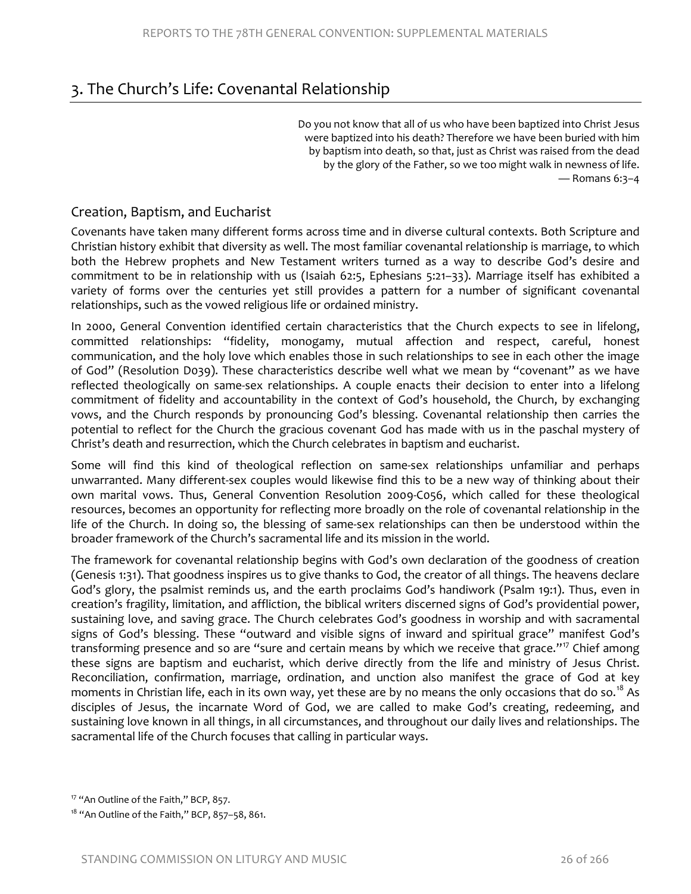## 3. The Church's Life: Covenantal Relationship

> Do you not know that all of us who have been baptized into Christ Jesus were baptized into his death? Therefore we have been buried with him by baptism into death, so that, just as Christ was raised from the dead by the glory of the Father, so we too might walk in newness of life.
> — Romans 6:3–4

### Creation, Baptism, and Eucharist

Covenants have taken many different forms across time and in diverse cultural contexts. Both Scripture and Christian history exhibit that diversity as well. The most familiar covenantal relationship is marriage, to which both the Hebrew prophets and New Testament writers turned as a way to describe God's desire and commitment to be in relationship with us (Isaiah 62:5, Ephesians 5:21–33). Marriage itself has exhibited a variety of forms over the centuries yet still provides a pattern for a number of significant covenantal relationships, such as the vowed religious life or ordained ministry.

In 2000, General Convention identified certain characteristics that the Church expects to see in lifelong, committed relationships: "fidelity, monogamy, mutual affection and respect, careful, honest communication, and the holy love which enables those in such relationships to see in each other the image of God" (Resolution D039). These characteristics describe well what we mean by "covenant" as we have reflected theologically on same-sex relationships. A couple enacts their decision to enter into a lifelong commitment of fidelity and accountability in the context of God's household, the Church, by exchanging vows, and the Church responds by pronouncing God's blessing. Covenantal relationship then carries the potential to reflect for the Church the gracious covenant God has made with us in the paschal mystery of Christ's death and resurrection, which the Church celebrates in baptism and eucharist.

Some will find this kind of theological reflection on same-sex relationships unfamiliar and perhaps unwarranted. Many different-sex couples would likewise find this to be a new way of thinking about their own marital vows. Thus, General Convention Resolution 2009-C056, which called for these theological resources, becomes an opportunity for reflecting more broadly on the role of covenantal relationship in the life of the Church. In doing so, the blessing of same-sex relationships can then be understood within the broader framework of the Church's sacramental life and its mission in the world.

The framework for covenantal relationship begins with God's own declaration of the goodness of creation (Genesis 1:31). That goodness inspires us to give thanks to God, the creator of all things. The heavens declare God's glory, the psalmist reminds us, and the earth proclaims God's handiwork (Psalm 19:1). Thus, even in creation's fragility, limitation, and affliction, the biblical writers discerned signs of God's providential power, sustaining love, and saving grace. The Church celebrates God's goodness in worship and with sacramental signs of God's blessing. These "outward and visible signs of inward and spiritual grace" manifest God's transforming presence and so are "sure and certain means by which we receive that grace."[17] Chief among these signs are baptism and eucharist, which derive directly from the life and ministry of Jesus Christ. Reconciliation, confirmation, marriage, ordination, and unction also manifest the grace of God at key moments in Christian life, each in its own way, yet these are by no means the only occasions that do so.[18] As disciples of Jesus, the incarnate Word of God, we are called to make God's creating, redeeming, and sustaining love known in all things, in all circumstances, and throughout our daily lives and relationships. The sacramental life of the Church focuses that calling in particular ways.

---

[17] "An Outline of the Faith," BCP, 857.

[18] "An Outline of the Faith," BCP, 857–58, 861.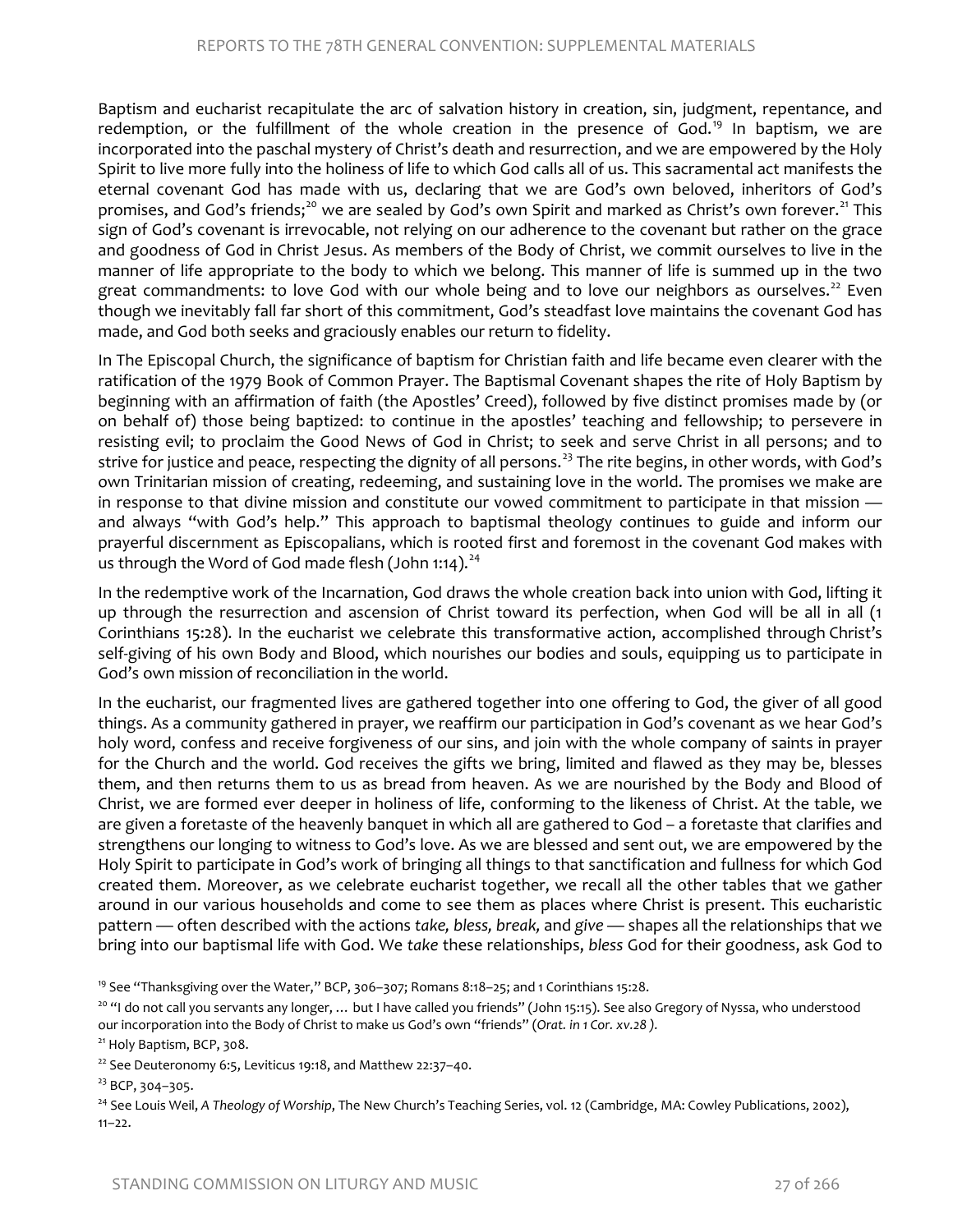Baptism and eucharist recapitulate the arc of salvation history in creation, sin, judgment, repentance, and redemption, or the fulfillment of the whole creation in the presence of God.[19] In baptism, we are incorporated into the paschal mystery of Christ's death and resurrection, and we are empowered by the Holy Spirit to live more fully into the holiness of life to which God calls all of us. This sacramental act manifests the eternal covenant God has made with us, declaring that we are God's own beloved, inheritors of God's promises, and God's friends;[20] we are sealed by God's own Spirit and marked as Christ's own forever.[21] This sign of God's covenant is irrevocable, not relying on our adherence to the covenant but rather on the grace and goodness of God in Christ Jesus. As members of the Body of Christ, we commit ourselves to live in the manner of life appropriate to the body to which we belong. This manner of life is summed up in the two great commandments: to love God with our whole being and to love our neighbors as ourselves.[22] Even though we inevitably fall far short of this commitment, God's steadfast love maintains the covenant God has made, and God both seeks and graciously enables our return to fidelity.

In The Episcopal Church, the significance of baptism for Christian faith and life became even clearer with the ratification of the 1979 Book of Common Prayer. The Baptismal Covenant shapes the rite of Holy Baptism by beginning with an affirmation of faith (the Apostles' Creed), followed by five distinct promises made by (or on behalf of) those being baptized: to continue in the apostles' teaching and fellowship; to persevere in resisting evil; to proclaim the Good News of God in Christ; to seek and serve Christ in all persons; and to strive for justice and peace, respecting the dignity of all persons.[23] The rite begins, in other words, with God's own Trinitarian mission of creating, redeeming, and sustaining love in the world. The promises we make are in response to that divine mission and constitute our vowed commitment to participate in that mission — and always "with God's help." This approach to baptismal theology continues to guide and inform our prayerful discernment as Episcopalians, which is rooted first and foremost in the covenant God makes with us through the Word of God made flesh (John 1:14).[24]

In the redemptive work of the Incarnation, God draws the whole creation back into union with God, lifting it up through the resurrection and ascension of Christ toward its perfection, when God will be all in all (1 Corinthians 15:28). In the eucharist we celebrate this transformative action, accomplished through Christ's self-giving of his own Body and Blood, which nourishes our bodies and souls, equipping us to participate in God's own mission of reconciliation in the world.

In the eucharist, our fragmented lives are gathered together into one offering to God, the giver of all good things. As a community gathered in prayer, we reaffirm our participation in God's covenant as we hear God's holy word, confess and receive forgiveness of our sins, and join with the whole company of saints in prayer for the Church and the world. God receives the gifts we bring, limited and flawed as they may be, blesses them, and then returns them to us as bread from heaven. As we are nourished by the Body and Blood of Christ, we are formed ever deeper in holiness of life, conforming to the likeness of Christ. At the table, we are given a foretaste of the heavenly banquet in which all are gathered to God – a foretaste that clarifies and strengthens our longing to witness to God's love. As we are blessed and sent out, we are empowered by the Holy Spirit to participate in God's work of bringing all things to that sanctification and fullness for which God created them. Moreover, as we celebrate eucharist together, we recall all the other tables that we gather around in our various households and come to see them as places where Christ is present. This eucharistic pattern — often described with the actions *take, bless, break,* and *give* — shapes all the relationships that we bring into our baptismal life with God. We *take* these relationships, *bless* God for their goodness, ask God to

[19] See "Thanksgiving over the Water," BCP, 306–307; Romans 8:18–25; and 1 Corinthians 15:28.

[20] "I do not call you servants any longer, … but I have called you friends" (John 15:15). See also Gregory of Nyssa, who understood our incorporation into the Body of Christ to make us God's own "friends" (*Orat. in 1 Cor. xv.28* ).

[21] Holy Baptism, BCP, 308.

[22] See Deuteronomy 6:5, Leviticus 19:18, and Matthew 22:37–40.

[23] BCP, 304–305.

[24] See Louis Weil, *A Theology of Worship*, The New Church's Teaching Series, vol. 12 (Cambridge, MA: Cowley Publications, 2002), 11–22.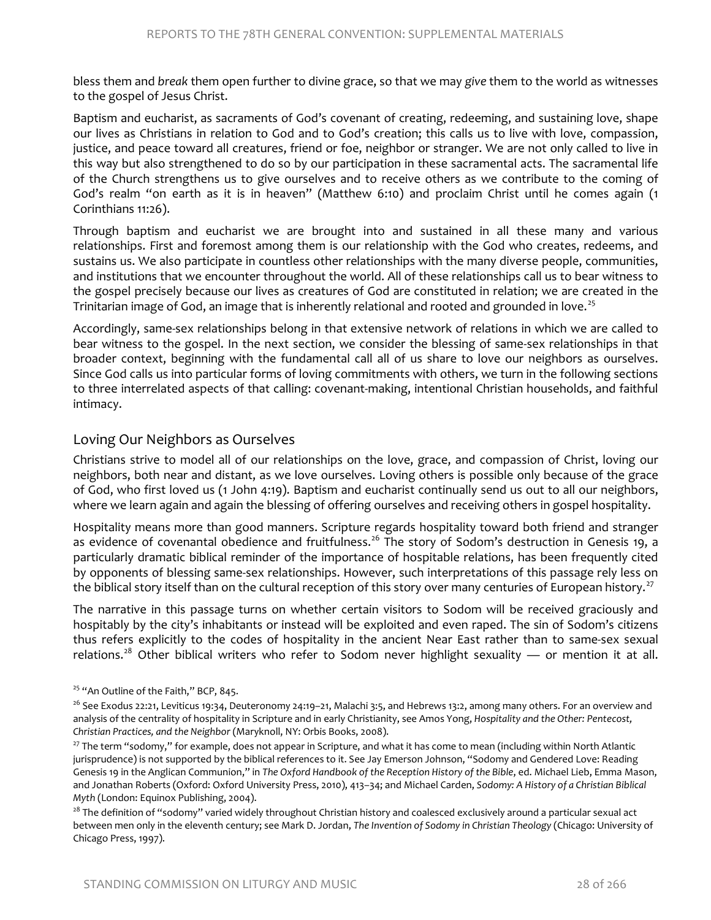bless them and *break* them open further to divine grace, so that we may *give* them to the world as witnesses to the gospel of Jesus Christ.

Baptism and eucharist, as sacraments of God's covenant of creating, redeeming, and sustaining love, shape our lives as Christians in relation to God and to God's creation; this calls us to live with love, compassion, justice, and peace toward all creatures, friend or foe, neighbor or stranger. We are not only called to live in this way but also strengthened to do so by our participation in these sacramental acts. The sacramental life of the Church strengthens us to give ourselves and to receive others as we contribute to the coming of God's realm "on earth as it is in heaven" (Matthew 6:10) and proclaim Christ until he comes again (1 Corinthians 11:26).

Through baptism and eucharist we are brought into and sustained in all these many and various relationships. First and foremost among them is our relationship with the God who creates, redeems, and sustains us. We also participate in countless other relationships with the many diverse people, communities, and institutions that we encounter throughout the world. All of these relationships call us to bear witness to the gospel precisely because our lives as creatures of God are constituted in relation; we are created in the Trinitarian image of God, an image that is inherently relational and rooted and grounded in love.[25]

Accordingly, same-sex relationships belong in that extensive network of relations in which we are called to bear witness to the gospel. In the next section, we consider the blessing of same-sex relationships in that broader context, beginning with the fundamental call all of us share to love our neighbors as ourselves. Since God calls us into particular forms of loving commitments with others, we turn in the following sections to three interrelated aspects of that calling: covenant-making, intentional Christian households, and faithful intimacy.

## Loving Our Neighbors as Ourselves

Christians strive to model all of our relationships on the love, grace, and compassion of Christ, loving our neighbors, both near and distant, as we love ourselves. Loving others is possible only because of the grace of God, who first loved us (1 John 4:19). Baptism and eucharist continually send us out to all our neighbors, where we learn again and again the blessing of offering ourselves and receiving others in gospel hospitality.

Hospitality means more than good manners. Scripture regards hospitality toward both friend and stranger as evidence of covenantal obedience and fruitfulness.[26] The story of Sodom's destruction in Genesis 19, a particularly dramatic biblical reminder of the importance of hospitable relations, has been frequently cited by opponents of blessing same-sex relationships. However, such interpretations of this passage rely less on the biblical story itself than on the cultural reception of this story over many centuries of European history.[27]

The narrative in this passage turns on whether certain visitors to Sodom will be received graciously and hospitably by the city's inhabitants or instead will be exploited and even raped. The sin of Sodom's citizens thus refers explicitly to the codes of hospitality in the ancient Near East rather than to same-sex sexual relations.[28] Other biblical writers who refer to Sodom never highlight sexuality — or mention it at all.

---

[25] "An Outline of the Faith," BCP, 845.

[26] See Exodus 22:21, Leviticus 19:34, Deuteronomy 24:19–21, Malachi 3:5, and Hebrews 13:2, among many others. For an overview and analysis of the centrality of hospitality in Scripture and in early Christianity, see Amos Yong, *Hospitality and the Other: Pentecost, Christian Practices, and the Neighbor* (Maryknoll, NY: Orbis Books, 2008).

[27] The term "sodomy," for example, does not appear in Scripture, and what it has come to mean (including within North Atlantic jurisprudence) is not supported by the biblical references to it. See Jay Emerson Johnson, "Sodomy and Gendered Love: Reading Genesis 19 in the Anglican Communion," in *The Oxford Handbook of the Reception History of the Bible*, ed. Michael Lieb, Emma Mason, and Jonathan Roberts (Oxford: Oxford University Press, 2010), 413–34; and Michael Carden, *Sodomy: A History of a Christian Biblical Myth* (London: Equinox Publishing, 2004).

[28] The definition of "sodomy" varied widely throughout Christian history and coalesced exclusively around a particular sexual act between men only in the eleventh century; see Mark D. Jordan, *The Invention of Sodomy in Christian Theology* (Chicago: University of Chicago Press, 1997).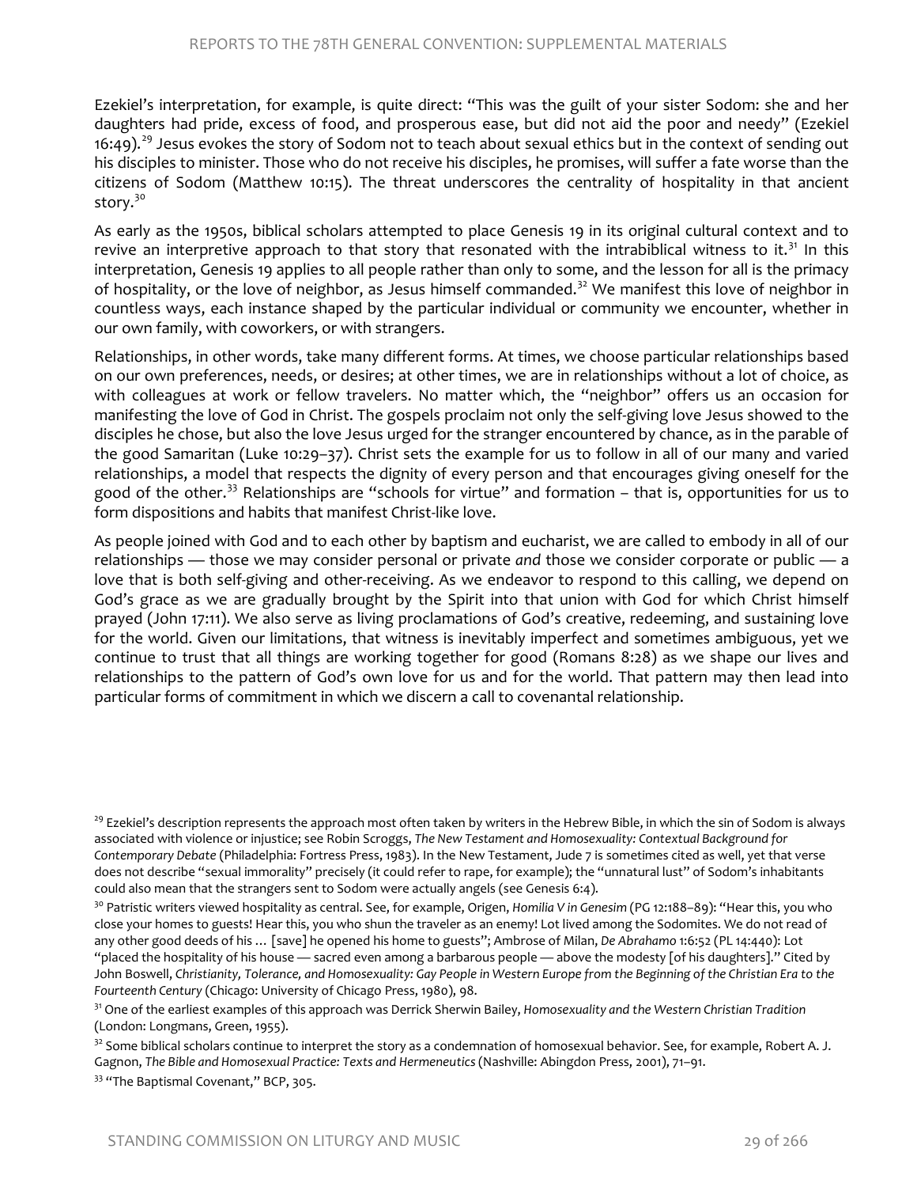Ezekiel's interpretation, for example, is quite direct: "This was the guilt of your sister Sodom: she and her daughters had pride, excess of food, and prosperous ease, but did not aid the poor and needy" (Ezekiel 16:49).[29] Jesus evokes the story of Sodom not to teach about sexual ethics but in the context of sending out his disciples to minister. Those who do not receive his disciples, he promises, will suffer a fate worse than the citizens of Sodom (Matthew 10:15). The threat underscores the centrality of hospitality in that ancient story.[30]

As early as the 1950s, biblical scholars attempted to place Genesis 19 in its original cultural context and to revive an interpretive approach to that story that resonated with the intrabiblical witness to it.[31] In this interpretation, Genesis 19 applies to all people rather than only to some, and the lesson for all is the primacy of hospitality, or the love of neighbor, as Jesus himself commanded.[32] We manifest this love of neighbor in countless ways, each instance shaped by the particular individual or community we encounter, whether in our own family, with coworkers, or with strangers.

Relationships, in other words, take many different forms. At times, we choose particular relationships based on our own preferences, needs, or desires; at other times, we are in relationships without a lot of choice, as with colleagues at work or fellow travelers. No matter which, the "neighbor" offers us an occasion for manifesting the love of God in Christ. The gospels proclaim not only the self-giving love Jesus showed to the disciples he chose, but also the love Jesus urged for the stranger encountered by chance, as in the parable of the good Samaritan (Luke 10:29–37). Christ sets the example for us to follow in all of our many and varied relationships, a model that respects the dignity of every person and that encourages giving oneself for the good of the other.[33] Relationships are "schools for virtue" and formation – that is, opportunities for us to form dispositions and habits that manifest Christ-like love.

As people joined with God and to each other by baptism and eucharist, we are called to embody in all of our relationships — those we may consider personal or private *and* those we consider corporate or public — a love that is both self-giving and other-receiving. As we endeavor to respond to this calling, we depend on God's grace as we are gradually brought by the Spirit into that union with God for which Christ himself prayed (John 17:11). We also serve as living proclamations of God's creative, redeeming, and sustaining love for the world. Given our limitations, that witness is inevitably imperfect and sometimes ambiguous, yet we continue to trust that all things are working together for good (Romans 8:28) as we shape our lives and relationships to the pattern of God's own love for us and for the world. That pattern may then lead into particular forms of commitment in which we discern a call to covenantal relationship.

---

[29] Ezekiel's description represents the approach most often taken by writers in the Hebrew Bible, in which the sin of Sodom is always associated with violence or injustice; see Robin Scroggs, *The New Testament and Homosexuality: Contextual Background for Contemporary Debate* (Philadelphia: Fortress Press, 1983). In the New Testament, Jude 7 is sometimes cited as well, yet that verse does not describe "sexual immorality" precisely (it could refer to rape, for example); the "unnatural lust" of Sodom's inhabitants could also mean that the strangers sent to Sodom were actually angels (see Genesis 6:4).

[30] Patristic writers viewed hospitality as central. See, for example, Origen, *Homilia V in Genesim* (PG 12:188–89): "Hear this, you who close your homes to guests! Hear this, you who shun the traveler as an enemy! Lot lived among the Sodomites. We do not read of any other good deeds of his … [save] he opened his home to guests"; Ambrose of Milan, *De Abrahamo* 1:6:52 (PL 14:440): Lot "placed the hospitality of his house — sacred even among a barbarous people — above the modesty [of his daughters]." Cited by John Boswell, *Christianity, Tolerance, and Homosexuality: Gay People in Western Europe from the Beginning of the Christian Era to the Fourteenth Century* (Chicago: University of Chicago Press, 1980), 98.

[31] One of the earliest examples of this approach was Derrick Sherwin Bailey, *Homosexuality and the Western Christian Tradition* (London: Longmans, Green, 1955).

[32] Some biblical scholars continue to interpret the story as a condemnation of homosexual behavior. See, for example, Robert A. J. Gagnon, *The Bible and Homosexual Practice: Texts and Hermeneutics* (Nashville: Abingdon Press, 2001), 71–91.

[33] "The Baptismal Covenant," BCP, 305.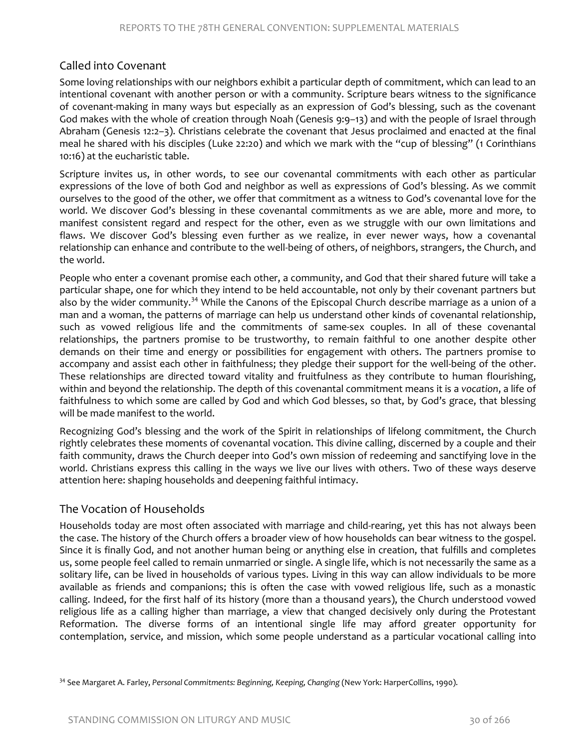## Called into Covenant

Some loving relationships with our neighbors exhibit a particular depth of commitment, which can lead to an intentional covenant with another person or with a community. Scripture bears witness to the significance of covenant-making in many ways but especially as an expression of God's blessing, such as the covenant God makes with the whole of creation through Noah (Genesis 9:9–13) and with the people of Israel through Abraham (Genesis 12:2–3). Christians celebrate the covenant that Jesus proclaimed and enacted at the final meal he shared with his disciples (Luke 22:20) and which we mark with the "cup of blessing" (1 Corinthians 10:16) at the eucharistic table.

Scripture invites us, in other words, to see our covenantal commitments with each other as particular expressions of the love of both God and neighbor as well as expressions of God's blessing. As we commit ourselves to the good of the other, we offer that commitment as a witness to God's covenantal love for the world. We discover God's blessing in these covenantal commitments as we are able, more and more, to manifest consistent regard and respect for the other, even as we struggle with our own limitations and flaws. We discover God's blessing even further as we realize, in ever newer ways, how a covenantal relationship can enhance and contribute to the well-being of others, of neighbors, strangers, the Church, and the world.

People who enter a covenant promise each other, a community, and God that their shared future will take a particular shape, one for which they intend to be held accountable, not only by their covenant partners but also by the wider community.[34] While the Canons of the Episcopal Church describe marriage as a union of a man and a woman, the patterns of marriage can help us understand other kinds of covenantal relationship, such as vowed religious life and the commitments of same-sex couples. In all of these covenantal relationships, the partners promise to be trustworthy, to remain faithful to one another despite other demands on their time and energy or possibilities for engagement with others. The partners promise to accompany and assist each other in faithfulness; they pledge their support for the well-being of the other. These relationships are directed toward vitality and fruitfulness as they contribute to human flourishing, within and beyond the relationship. The depth of this covenantal commitment means it is a *vocation*, a life of faithfulness to which some are called by God and which God blesses, so that, by God's grace, that blessing will be made manifest to the world.

Recognizing God's blessing and the work of the Spirit in relationships of lifelong commitment, the Church rightly celebrates these moments of covenantal vocation. This divine calling, discerned by a couple and their faith community, draws the Church deeper into God's own mission of redeeming and sanctifying love in the world. Christians express this calling in the ways we live our lives with others. Two of these ways deserve attention here: shaping households and deepening faithful intimacy.

## The Vocation of Households

Households today are most often associated with marriage and child-rearing, yet this has not always been the case. The history of the Church offers a broader view of how households can bear witness to the gospel. Since it is finally God, and not another human being or anything else in creation, that fulfills and completes us, some people feel called to remain unmarried or single. A single life, which is not necessarily the same as a solitary life, can be lived in households of various types. Living in this way can allow individuals to be more available as friends and companions; this is often the case with vowed religious life, such as a monastic calling. Indeed, for the first half of its history (more than a thousand years), the Church understood vowed religious life as a calling higher than marriage, a view that changed decisively only during the Protestant Reformation. The diverse forms of an intentional single life may afford greater opportunity for contemplation, service, and mission, which some people understand as a particular vocational calling into

[34] See Margaret A. Farley, *Personal Commitments: Beginning, Keeping, Changing* (New York: HarperCollins, 1990).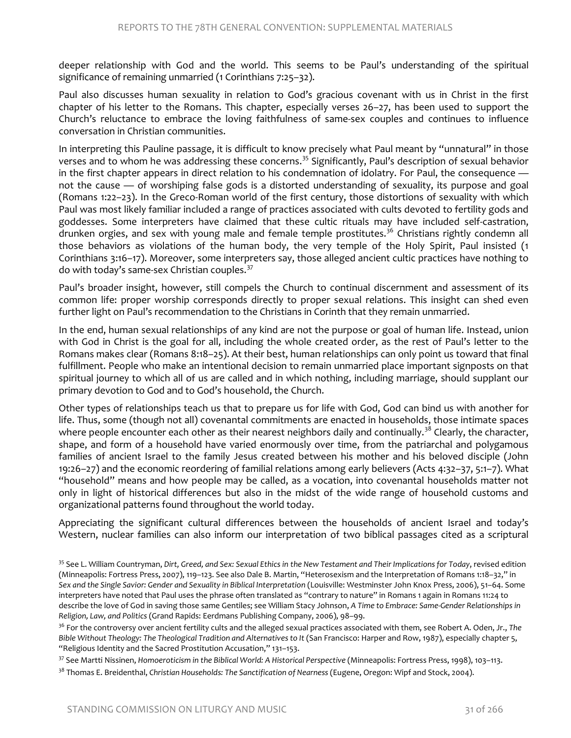deeper relationship with God and the world. This seems to be Paul's understanding of the spiritual significance of remaining unmarried (1 Corinthians 7:25–32).

Paul also discusses human sexuality in relation to God's gracious covenant with us in Christ in the first chapter of his letter to the Romans. This chapter, especially verses 26–27, has been used to support the Church's reluctance to embrace the loving faithfulness of same-sex couples and continues to influence conversation in Christian communities.

In interpreting this Pauline passage, it is difficult to know precisely what Paul meant by "unnatural" in those verses and to whom he was addressing these concerns.[35] Significantly, Paul's description of sexual behavior in the first chapter appears in direct relation to his condemnation of idolatry. For Paul, the consequence — not the cause — of worshiping false gods is a distorted understanding of sexuality, its purpose and goal (Romans 1:22–23). In the Greco-Roman world of the first century, those distortions of sexuality with which Paul was most likely familiar included a range of practices associated with cults devoted to fertility gods and goddesses. Some interpreters have claimed that these cultic rituals may have included self-castration, drunken orgies, and sex with young male and female temple prostitutes.[36] Christians rightly condemn all those behaviors as violations of the human body, the very temple of the Holy Spirit, Paul insisted (1 Corinthians 3:16–17). Moreover, some interpreters say, those alleged ancient cultic practices have nothing to do with today's same-sex Christian couples.[37]

Paul's broader insight, however, still compels the Church to continual discernment and assessment of its common life: proper worship corresponds directly to proper sexual relations. This insight can shed even further light on Paul's recommendation to the Christians in Corinth that they remain unmarried.

In the end, human sexual relationships of any kind are not the purpose or goal of human life. Instead, union with God in Christ is the goal for all, including the whole created order, as the rest of Paul's letter to the Romans makes clear (Romans 8:18–25). At their best, human relationships can only point us toward that final fulfillment. People who make an intentional decision to remain unmarried place important signposts on that spiritual journey to which all of us are called and in which nothing, including marriage, should supplant our primary devotion to God and to God's household, the Church.

Other types of relationships teach us that to prepare us for life with God, God can bind us with another for life. Thus, some (though not all) covenantal commitments are enacted in households, those intimate spaces where people encounter each other as their nearest neighbors daily and continually.[38] Clearly, the character, shape, and form of a household have varied enormously over time, from the patriarchal and polygamous families of ancient Israel to the family Jesus created between his mother and his beloved disciple (John 19:26–27) and the economic reordering of familial relations among early believers (Acts 4:32–37, 5:1–7). What "household" means and how people may be called, as a vocation, into covenantal households matter not only in light of historical differences but also in the midst of the wide range of household customs and organizational patterns found throughout the world today.

Appreciating the significant cultural differences between the households of ancient Israel and today's Western, nuclear families can also inform our interpretation of two biblical passages cited as a scriptural

---

[35] See L. William Countryman, *Dirt, Greed, and Sex: Sexual Ethics in the New Testament and Their Implications for Today*, revised edition (Minneapolis: Fortress Press, 2007), 119–123. See also Dale B. Martin, "Heterosexism and the Interpretation of Romans 1:18–32," in *Sex and the Single Savior: Gender and Sexuality in Biblical Interpretation* (Louisville: Westminster John Knox Press, 2006), 51–64. Some interpreters have noted that Paul uses the phrase often translated as "contrary to nature" in Romans 1 again in Romans 11:24 to describe the love of God in saving those same Gentiles; see William Stacy Johnson, *A Time to Embrace: Same-Gender Relationships in Religion, Law, and Politics* (Grand Rapids: Eerdmans Publishing Company, 2006), 98–99.

[36] For the controversy over ancient fertility cults and the alleged sexual practices associated with them, see Robert A. Oden, Jr., *The Bible Without Theology: The Theological Tradition and Alternatives to It* (San Francisco: Harper and Row, 1987), especially chapter 5, "Religious Identity and the Sacred Prostitution Accusation," 131–153.

[37] See Martti Nissinen, *Homoeroticism in the Biblical World: A Historical Perspective* (Minneapolis: Fortress Press, 1998), 103–113.

[38] Thomas E. Breidenthal, *Christian Households: The Sanctification of Nearness* (Eugene, Oregon: Wipf and Stock, 2004).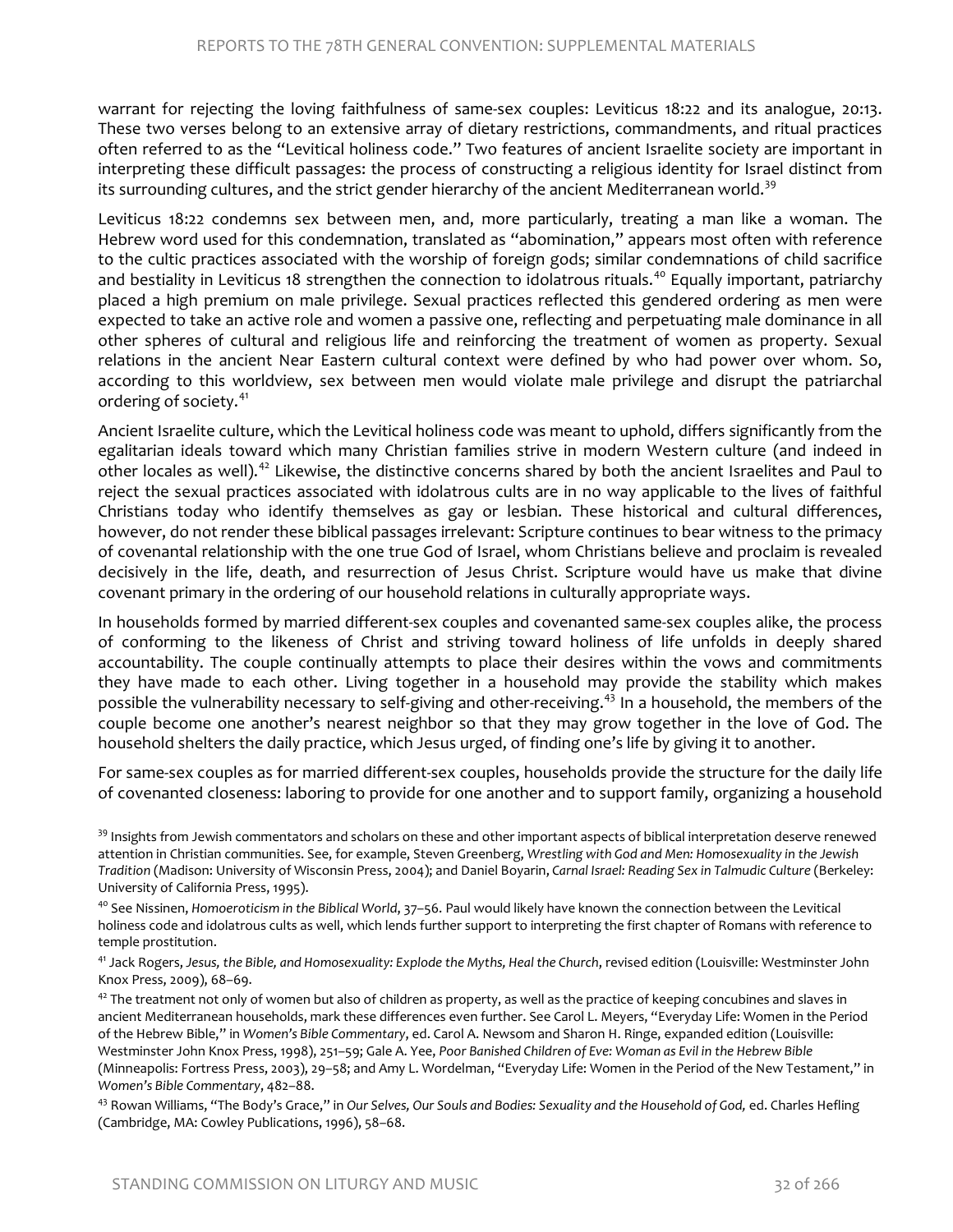warrant for rejecting the loving faithfulness of same-sex couples: Leviticus 18:22 and its analogue, 20:13. These two verses belong to an extensive array of dietary restrictions, commandments, and ritual practices often referred to as the "Levitical holiness code." Two features of ancient Israelite society are important in interpreting these difficult passages: the process of constructing a religious identity for Israel distinct from its surrounding cultures, and the strict gender hierarchy of the ancient Mediterranean world.[39]

Leviticus 18:22 condemns sex between men, and, more particularly, treating a man like a woman. The Hebrew word used for this condemnation, translated as "abomination," appears most often with reference to the cultic practices associated with the worship of foreign gods; similar condemnations of child sacrifice and bestiality in Leviticus 18 strengthen the connection to idolatrous rituals.[40] Equally important, patriarchy placed a high premium on male privilege. Sexual practices reflected this gendered ordering as men were expected to take an active role and women a passive one, reflecting and perpetuating male dominance in all other spheres of cultural and religious life and reinforcing the treatment of women as property. Sexual relations in the ancient Near Eastern cultural context were defined by who had power over whom. So, according to this worldview, sex between men would violate male privilege and disrupt the patriarchal ordering of society.[41]

Ancient Israelite culture, which the Levitical holiness code was meant to uphold, differs significantly from the egalitarian ideals toward which many Christian families strive in modern Western culture (and indeed in other locales as well).[42] Likewise, the distinctive concerns shared by both the ancient Israelites and Paul to reject the sexual practices associated with idolatrous cults are in no way applicable to the lives of faithful Christians today who identify themselves as gay or lesbian. These historical and cultural differences, however, do not render these biblical passages irrelevant: Scripture continues to bear witness to the primacy of covenantal relationship with the one true God of Israel, whom Christians believe and proclaim is revealed decisively in the life, death, and resurrection of Jesus Christ. Scripture would have us make that divine covenant primary in the ordering of our household relations in culturally appropriate ways.

In households formed by married different-sex couples and covenanted same-sex couples alike, the process of conforming to the likeness of Christ and striving toward holiness of life unfolds in deeply shared accountability. The couple continually attempts to place their desires within the vows and commitments they have made to each other. Living together in a household may provide the stability which makes possible the vulnerability necessary to self-giving and other-receiving.[43] In a household, the members of the couple become one another's nearest neighbor so that they may grow together in the love of God. The household shelters the daily practice, which Jesus urged, of finding one's life by giving it to another.

For same-sex couples as for married different-sex couples, households provide the structure for the daily life of covenanted closeness: laboring to provide for one another and to support family, organizing a household

[39] Insights from Jewish commentators and scholars on these and other important aspects of biblical interpretation deserve renewed attention in Christian communities. See, for example, Steven Greenberg, *Wrestling with God and Men: Homosexuality in the Jewish Tradition* (Madison: University of Wisconsin Press, 2004); and Daniel Boyarin, *Carnal Israel: Reading Sex in Talmudic Culture* (Berkeley: University of California Press, 1995).

[40] See Nissinen, *Homoeroticism in the Biblical World*, 37–56. Paul would likely have known the connection between the Levitical holiness code and idolatrous cults as well, which lends further support to interpreting the first chapter of Romans with reference to temple prostitution.

[41] Jack Rogers, *Jesus, the Bible, and Homosexuality: Explode the Myths, Heal the Church*, revised edition (Louisville: Westminster John Knox Press, 2009), 68–69.

[42] The treatment not only of women but also of children as property, as well as the practice of keeping concubines and slaves in ancient Mediterranean households, mark these differences even further. See Carol L. Meyers, "Everyday Life: Women in the Period of the Hebrew Bible," in *Women's Bible Commentary*, ed. Carol A. Newsom and Sharon H. Ringe, expanded edition (Louisville: Westminster John Knox Press, 1998), 251–59; Gale A. Yee, *Poor Banished Children of Eve: Woman as Evil in the Hebrew Bible* (Minneapolis: Fortress Press, 2003), 29–58; and Amy L. Wordelman, "Everyday Life: Women in the Period of the New Testament," in *Women's Bible Commentary*, 482–88.

[43] Rowan Williams, "The Body's Grace," in *Our Selves, Our Souls and Bodies: Sexuality and the Household of God,* ed. Charles Hefling (Cambridge, MA: Cowley Publications, 1996), 58–68.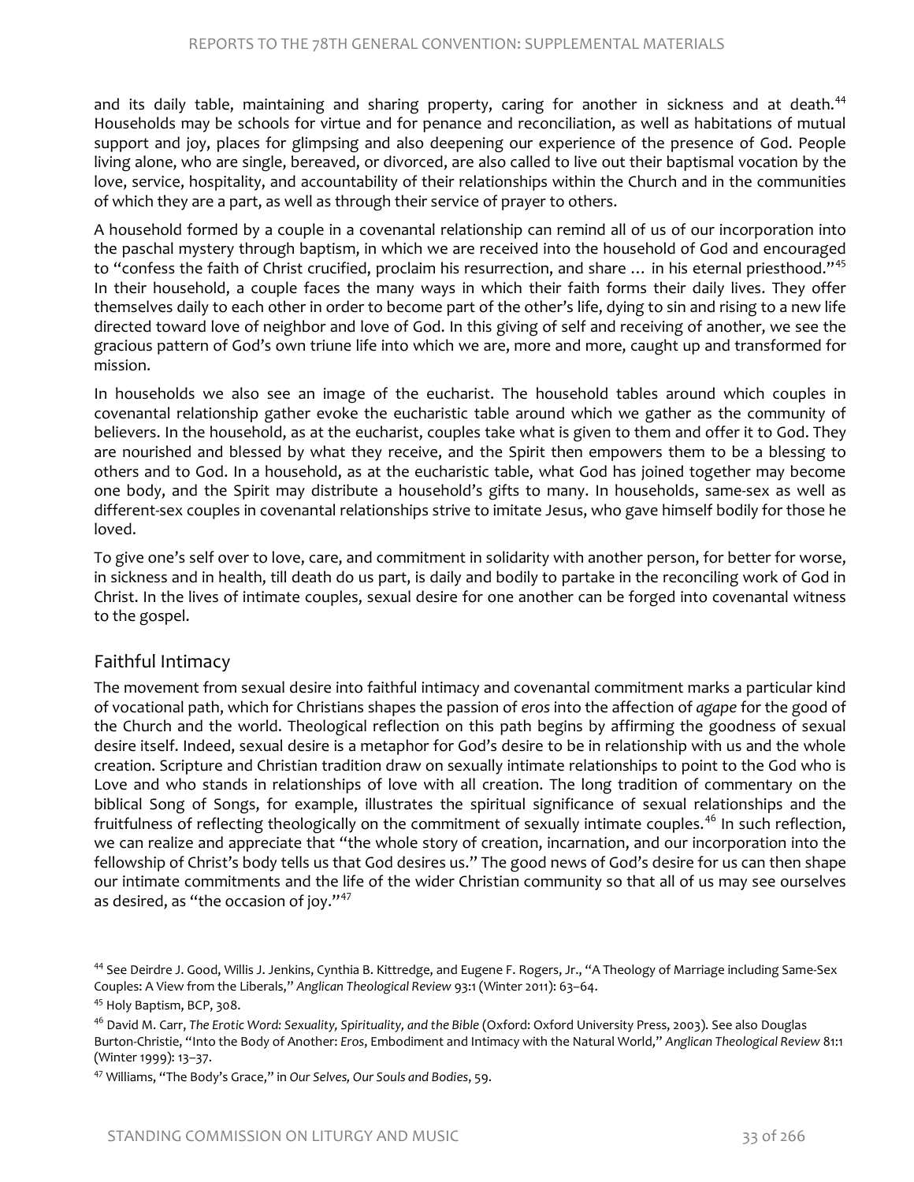and its daily table, maintaining and sharing property, caring for another in sickness and at death.[44] Households may be schools for virtue and for penance and reconciliation, as well as habitations of mutual support and joy, places for glimpsing and also deepening our experience of the presence of God. People living alone, who are single, bereaved, or divorced, are also called to live out their baptismal vocation by the love, service, hospitality, and accountability of their relationships within the Church and in the communities of which they are a part, as well as through their service of prayer to others.

A household formed by a couple in a covenantal relationship can remind all of us of our incorporation into the paschal mystery through baptism, in which we are received into the household of God and encouraged to "confess the faith of Christ crucified, proclaim his resurrection, and share … in his eternal priesthood."[45] In their household, a couple faces the many ways in which their faith forms their daily lives. They offer themselves daily to each other in order to become part of the other's life, dying to sin and rising to a new life directed toward love of neighbor and love of God. In this giving of self and receiving of another, we see the gracious pattern of God's own triune life into which we are, more and more, caught up and transformed for mission.

In households we also see an image of the eucharist. The household tables around which couples in covenantal relationship gather evoke the eucharistic table around which we gather as the community of believers. In the household, as at the eucharist, couples take what is given to them and offer it to God. They are nourished and blessed by what they receive, and the Spirit then empowers them to be a blessing to others and to God. In a household, as at the eucharistic table, what God has joined together may become one body, and the Spirit may distribute a household's gifts to many. In households, same-sex as well as different-sex couples in covenantal relationships strive to imitate Jesus, who gave himself bodily for those he loved.

To give one's self over to love, care, and commitment in solidarity with another person, for better for worse, in sickness and in health, till death do us part, is daily and bodily to partake in the reconciling work of God in Christ. In the lives of intimate couples, sexual desire for one another can be forged into covenantal witness to the gospel.

## Faithful Intimacy

The movement from sexual desire into faithful intimacy and covenantal commitment marks a particular kind of vocational path, which for Christians shapes the passion of *eros* into the affection of *agape* for the good of the Church and the world. Theological reflection on this path begins by affirming the goodness of sexual desire itself. Indeed, sexual desire is a metaphor for God's desire to be in relationship with us and the whole creation. Scripture and Christian tradition draw on sexually intimate relationships to point to the God who is Love and who stands in relationships of love with all creation. The long tradition of commentary on the biblical Song of Songs, for example, illustrates the spiritual significance of sexual relationships and the fruitfulness of reflecting theologically on the commitment of sexually intimate couples.[46] In such reflection, we can realize and appreciate that "the whole story of creation, incarnation, and our incorporation into the fellowship of Christ's body tells us that God desires us." The good news of God's desire for us can then shape our intimate commitments and the life of the wider Christian community so that all of us may see ourselves as desired, as "the occasion of joy."[47]

---

[44] See Deirdre J. Good, Willis J. Jenkins, Cynthia B. Kittredge, and Eugene F. Rogers, Jr., "A Theology of Marriage including Same-Sex Couples: A View from the Liberals," *Anglican Theological Review* 93:1 (Winter 2011): 63–64.

[45] Holy Baptism, BCP, 308.

[46] David M. Carr, *The Erotic Word: Sexuality, Spirituality, and the Bible* (Oxford: Oxford University Press, 2003). See also Douglas Burton-Christie, "Into the Body of Another: *Eros*, Embodiment and Intimacy with the Natural World," *Anglican Theological Review* 81:1 (Winter 1999): 13–37.

[47] Williams, "The Body's Grace," in *Our Selves, Our Souls and Bodies*, 59.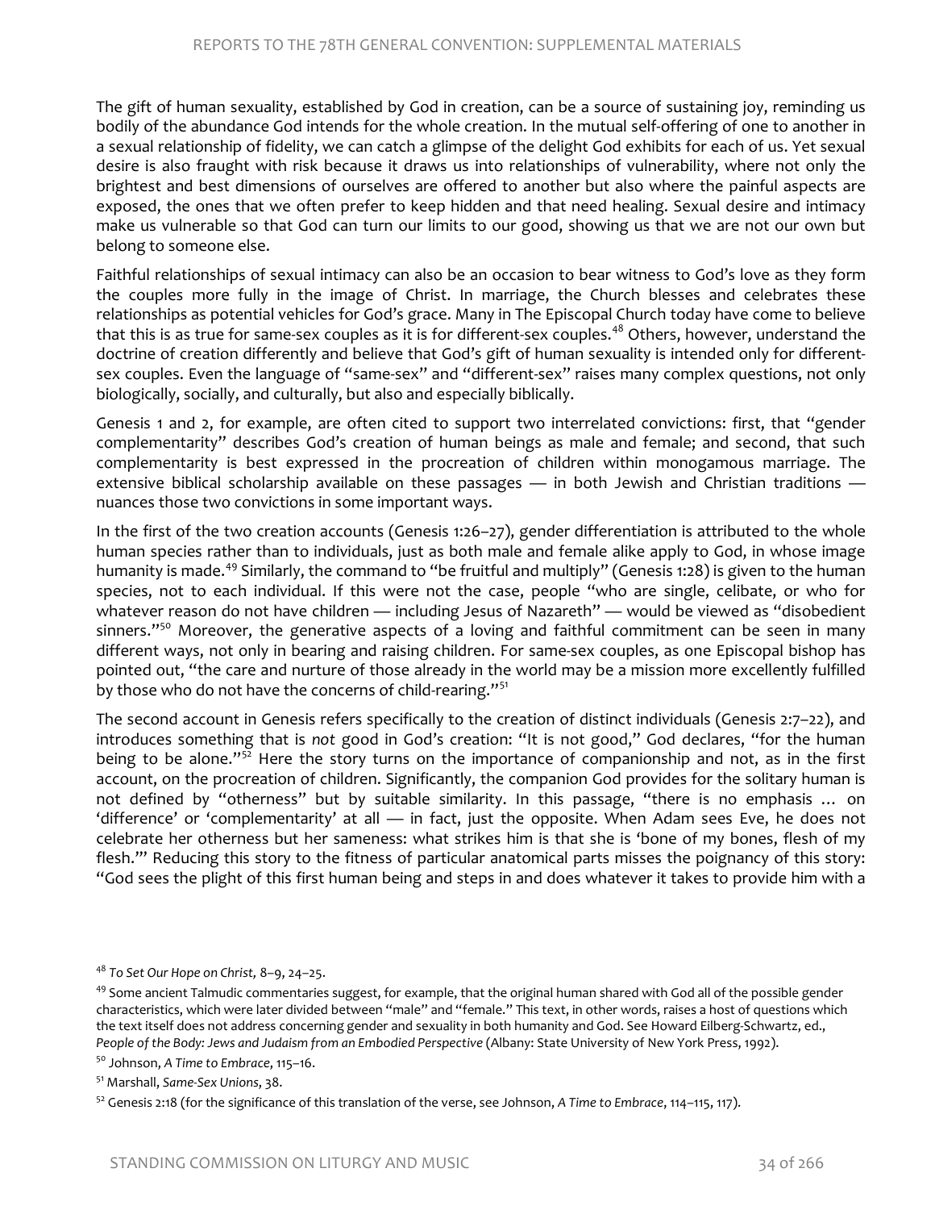The gift of human sexuality, established by God in creation, can be a source of sustaining joy, reminding us bodily of the abundance God intends for the whole creation. In the mutual self-offering of one to another in a sexual relationship of fidelity, we can catch a glimpse of the delight God exhibits for each of us. Yet sexual desire is also fraught with risk because it draws us into relationships of vulnerability, where not only the brightest and best dimensions of ourselves are offered to another but also where the painful aspects are exposed, the ones that we often prefer to keep hidden and that need healing. Sexual desire and intimacy make us vulnerable so that God can turn our limits to our good, showing us that we are not our own but belong to someone else.

Faithful relationships of sexual intimacy can also be an occasion to bear witness to God's love as they form the couples more fully in the image of Christ. In marriage, the Church blesses and celebrates these relationships as potential vehicles for God's grace. Many in The Episcopal Church today have come to believe that this is as true for same-sex couples as it is for different-sex couples.[48] Others, however, understand the doctrine of creation differently and believe that God's gift of human sexuality is intended only for different-sex couples. Even the language of "same-sex" and "different-sex" raises many complex questions, not only biologically, socially, and culturally, but also and especially biblically.

Genesis 1 and 2, for example, are often cited to support two interrelated convictions: first, that "gender complementarity" describes God's creation of human beings as male and female; and second, that such complementarity is best expressed in the procreation of children within monogamous marriage. The extensive biblical scholarship available on these passages — in both Jewish and Christian traditions — nuances those two convictions in some important ways.

In the first of the two creation accounts (Genesis 1:26–27), gender differentiation is attributed to the whole human species rather than to individuals, just as both male and female alike apply to God, in whose image humanity is made.[49] Similarly, the command to "be fruitful and multiply" (Genesis 1:28) is given to the human species, not to each individual. If this were not the case, people "who are single, celibate, or who for whatever reason do not have children — including Jesus of Nazareth" — would be viewed as "disobedient sinners."[50] Moreover, the generative aspects of a loving and faithful commitment can be seen in many different ways, not only in bearing and raising children. For same-sex couples, as one Episcopal bishop has pointed out, "the care and nurture of those already in the world may be a mission more excellently fulfilled by those who do not have the concerns of child-rearing."[51]

The second account in Genesis refers specifically to the creation of distinct individuals (Genesis 2:7–22), and introduces something that is *not* good in God's creation: "It is not good," God declares, "for the human being to be alone."[52] Here the story turns on the importance of companionship and not, as in the first account, on the procreation of children. Significantly, the companion God provides for the solitary human is not defined by "otherness" but by suitable similarity. In this passage, "there is no emphasis … on 'difference' or 'complementarity' at all — in fact, just the opposite. When Adam sees Eve, he does not celebrate her otherness but her sameness: what strikes him is that she is 'bone of my bones, flesh of my flesh.'" Reducing this story to the fitness of particular anatomical parts misses the poignancy of this story: "God sees the plight of this first human being and steps in and does whatever it takes to provide him with a

---

[48] *To Set Our Hope on Christ,* 8–9, 24–25.

[49] Some ancient Talmudic commentaries suggest, for example, that the original human shared with God all of the possible gender characteristics, which were later divided between "male" and "female." This text, in other words, raises a host of questions which the text itself does not address concerning gender and sexuality in both humanity and God. See Howard Eilberg-Schwartz, ed., *People of the Body: Jews and Judaism from an Embodied Perspective* (Albany: State University of New York Press, 1992).

[50] Johnson, *A Time to Embrace*, 115–16.

[51] Marshall, *Same-Sex Unions*, 38.

[52] Genesis 2:18 (for the significance of this translation of the verse, see Johnson, *A Time to Embrace*, 114–115, 117).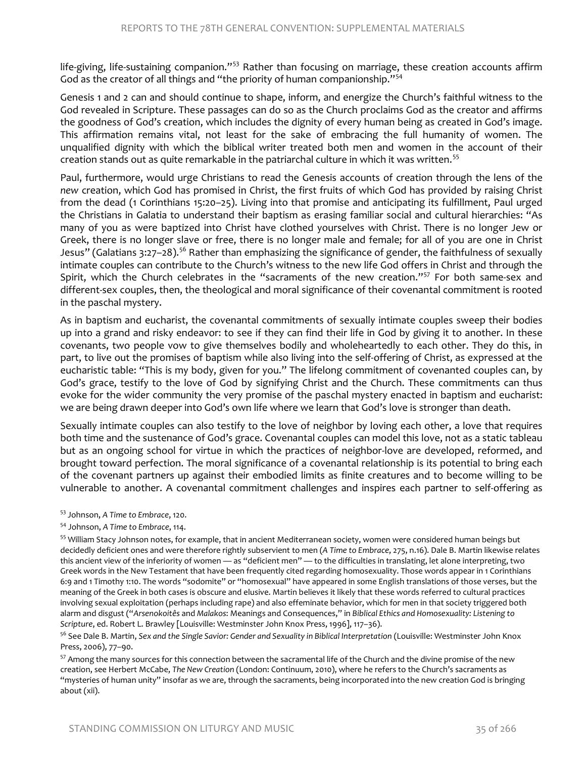life-giving, life-sustaining companion."[53] Rather than focusing on marriage, these creation accounts affirm God as the creator of all things and "the priority of human companionship."[54]

Genesis 1 and 2 can and should continue to shape, inform, and energize the Church's faithful witness to the God revealed in Scripture. These passages can do so as the Church proclaims God as the creator and affirms the goodness of God's creation, which includes the dignity of every human being as created in God's image. This affirmation remains vital, not least for the sake of embracing the full humanity of women. The unqualified dignity with which the biblical writer treated both men and women in the account of their creation stands out as quite remarkable in the patriarchal culture in which it was written.[55]

Paul, furthermore, would urge Christians to read the Genesis accounts of creation through the lens of the *new* creation, which God has promised in Christ, the first fruits of which God has provided by raising Christ from the dead (1 Corinthians 15:20–25). Living into that promise and anticipating its fulfillment, Paul urged the Christians in Galatia to understand their baptism as erasing familiar social and cultural hierarchies: "As many of you as were baptized into Christ have clothed yourselves with Christ. There is no longer Jew or Greek, there is no longer slave or free, there is no longer male and female; for all of you are one in Christ Jesus" (Galatians 3:27–28).[56] Rather than emphasizing the significance of gender, the faithfulness of sexually intimate couples can contribute to the Church's witness to the new life God offers in Christ and through the Spirit, which the Church celebrates in the "sacraments of the new creation."[57] For both same-sex and different-sex couples, then, the theological and moral significance of their covenantal commitment is rooted in the paschal mystery.

As in baptism and eucharist, the covenantal commitments of sexually intimate couples sweep their bodies up into a grand and risky endeavor: to see if they can find their life in God by giving it to another. In these covenants, two people vow to give themselves bodily and wholeheartedly to each other. They do this, in part, to live out the promises of baptism while also living into the self-offering of Christ, as expressed at the eucharistic table: "This is my body, given for you." The lifelong commitment of covenanted couples can, by God's grace, testify to the love of God by signifying Christ and the Church. These commitments can thus evoke for the wider community the very promise of the paschal mystery enacted in baptism and eucharist: we are being drawn deeper into God's own life where we learn that God's love is stronger than death.

Sexually intimate couples can also testify to the love of neighbor by loving each other, a love that requires both time and the sustenance of God's grace. Covenantal couples can model this love, not as a static tableau but as an ongoing school for virtue in which the practices of neighbor-love are developed, reformed, and brought toward perfection. The moral significance of a covenantal relationship is its potential to bring each of the covenant partners up against their embodied limits as finite creatures and to become willing to be vulnerable to another. A covenantal commitment challenges and inspires each partner to self-offering as

---

[53] Johnson, *A Time to Embrace*, 120.

[54] Johnson, *A Time to Embrace*, 114.

[55] William Stacy Johnson notes, for example, that in ancient Mediterranean society, women were considered human beings but decidedly deficient ones and were therefore rightly subservient to men (*A Time to Embrace*, 275, n.16). Dale B. Martin likewise relates this ancient view of the inferiority of women — as "deficient men" — to the difficulties in translating, let alone interpreting, two Greek words in the New Testament that have been frequently cited regarding homosexuality. Those words appear in 1 Corinthians 6:9 and 1 Timothy 1:10. The words "sodomite" or "homosexual" have appeared in some English translations of those verses, but the meaning of the Greek in both cases is obscure and elusive. Martin believes it likely that these words referred to cultural practices involving sexual exploitation (perhaps including rape) and also effeminate behavior, which for men in that society triggered both alarm and disgust ("*Arsenokoitês* and *Malakos*: Meanings and Consequences," in *Biblical Ethics and Homosexuality: Listening to Scripture*, ed. Robert L. Brawley [Louisville: Westminster John Knox Press, 1996], 117–36).

[56] See Dale B. Martin, *Sex and the Single Savior: Gender and Sexuality in Biblical Interpretation* (Louisville: Westminster John Knox Press, 2006), 77–90.

[57] Among the many sources for this connection between the sacramental life of the Church and the divine promise of the new creation, see Herbert McCabe, *The New Creation* (London: Continuum, 2010), where he refers to the Church's sacraments as "mysteries of human unity" insofar as we are, through the sacraments, being incorporated into the new creation God is bringing about (xii).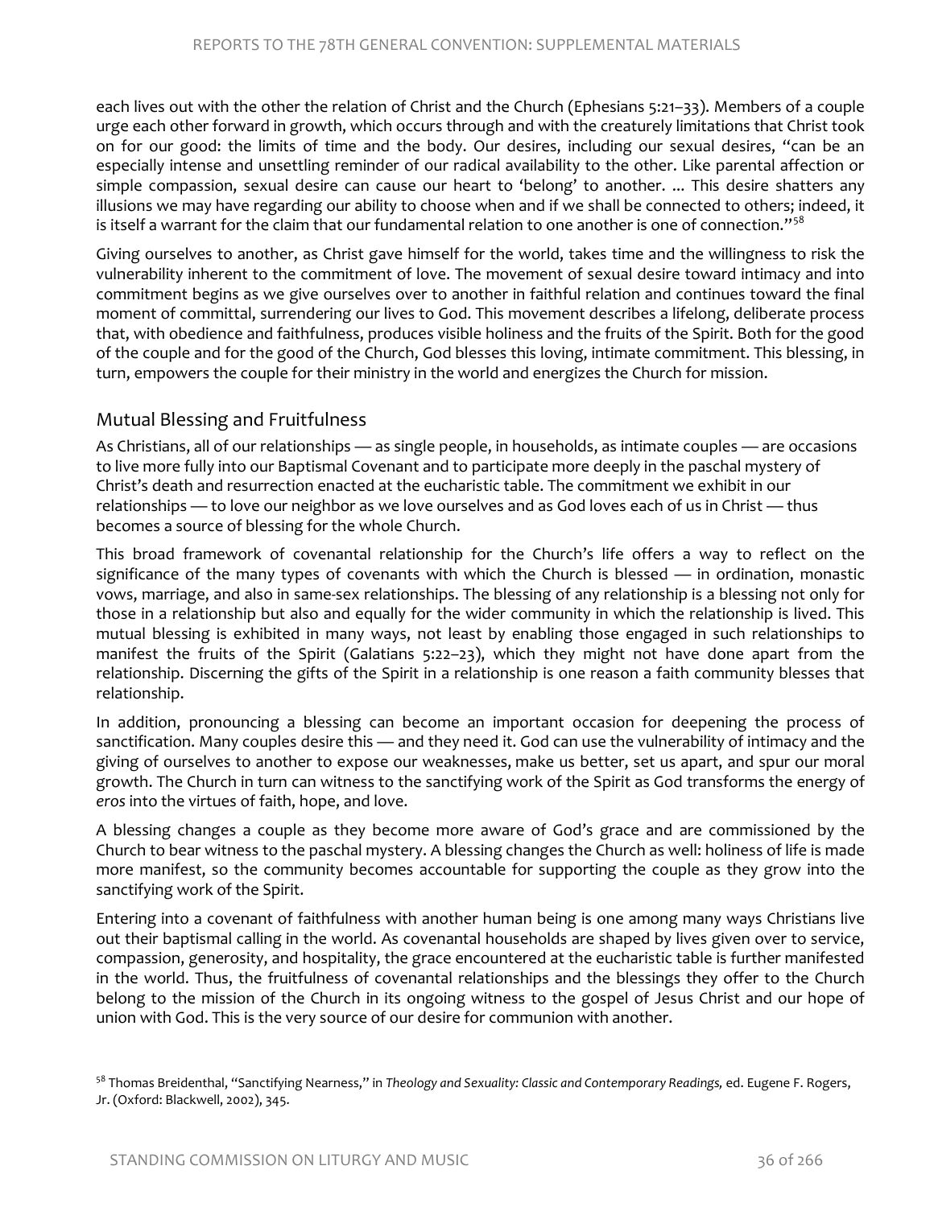each lives out with the other the relation of Christ and the Church (Ephesians 5:21–33). Members of a couple urge each other forward in growth, which occurs through and with the creaturely limitations that Christ took on for our good: the limits of time and the body. Our desires, including our sexual desires, "can be an especially intense and unsettling reminder of our radical availability to the other. Like parental affection or simple compassion, sexual desire can cause our heart to 'belong' to another. ... This desire shatters any illusions we may have regarding our ability to choose when and if we shall be connected to others; indeed, it is itself a warrant for the claim that our fundamental relation to one another is one of connection."[58]

Giving ourselves to another, as Christ gave himself for the world, takes time and the willingness to risk the vulnerability inherent to the commitment of love. The movement of sexual desire toward intimacy and into commitment begins as we give ourselves over to another in faithful relation and continues toward the final moment of committal, surrendering our lives to God. This movement describes a lifelong, deliberate process that, with obedience and faithfulness, produces visible holiness and the fruits of the Spirit. Both for the good of the couple and for the good of the Church, God blesses this loving, intimate commitment. This blessing, in turn, empowers the couple for their ministry in the world and energizes the Church for mission.

## Mutual Blessing and Fruitfulness

As Christians, all of our relationships — as single people, in households, as intimate couples — are occasions to live more fully into our Baptismal Covenant and to participate more deeply in the paschal mystery of Christ's death and resurrection enacted at the eucharistic table. The commitment we exhibit in our relationships — to love our neighbor as we love ourselves and as God loves each of us in Christ — thus becomes a source of blessing for the whole Church.

This broad framework of covenantal relationship for the Church's life offers a way to reflect on the significance of the many types of covenants with which the Church is blessed — in ordination, monastic vows, marriage, and also in same-sex relationships. The blessing of any relationship is a blessing not only for those in a relationship but also and equally for the wider community in which the relationship is lived. This mutual blessing is exhibited in many ways, not least by enabling those engaged in such relationships to manifest the fruits of the Spirit (Galatians 5:22–23), which they might not have done apart from the relationship. Discerning the gifts of the Spirit in a relationship is one reason a faith community blesses that relationship.

In addition, pronouncing a blessing can become an important occasion for deepening the process of sanctification. Many couples desire this — and they need it. God can use the vulnerability of intimacy and the giving of ourselves to another to expose our weaknesses, make us better, set us apart, and spur our moral growth. The Church in turn can witness to the sanctifying work of the Spirit as God transforms the energy of *eros* into the virtues of faith, hope, and love.

A blessing changes a couple as they become more aware of God's grace and are commissioned by the Church to bear witness to the paschal mystery. A blessing changes the Church as well: holiness of life is made more manifest, so the community becomes accountable for supporting the couple as they grow into the sanctifying work of the Spirit.

Entering into a covenant of faithfulness with another human being is one among many ways Christians live out their baptismal calling in the world. As covenantal households are shaped by lives given over to service, compassion, generosity, and hospitality, the grace encountered at the eucharistic table is further manifested in the world. Thus, the fruitfulness of covenantal relationships and the blessings they offer to the Church belong to the mission of the Church in its ongoing witness to the gospel of Jesus Christ and our hope of union with God. This is the very source of our desire for communion with another.

[58] Thomas Breidenthal, "Sanctifying Nearness," in *Theology and Sexuality: Classic and Contemporary Readings,* ed. Eugene F. Rogers, Jr. (Oxford: Blackwell, 2002), 345.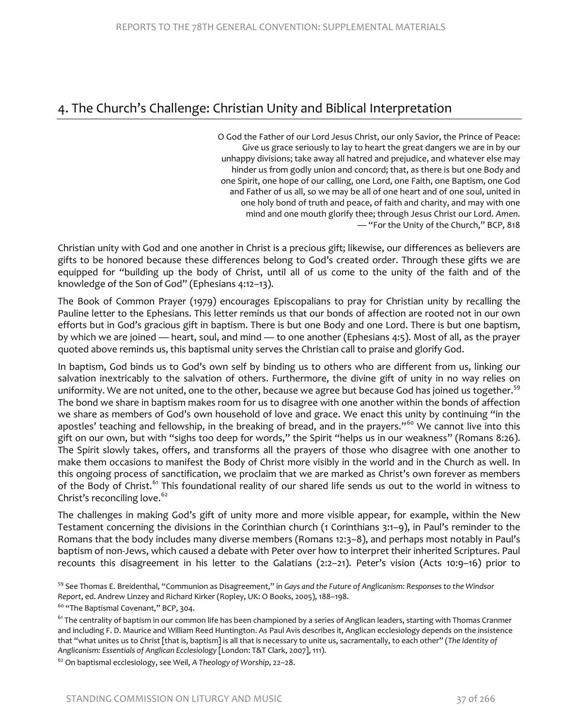## 4. The Church's Challenge: Christian Unity and Biblical Interpretation

> O God the Father of our Lord Jesus Christ, our only Savior, the Prince of Peace: Give us grace seriously to lay to heart the great dangers we are in by our unhappy divisions; take away all hatred and prejudice, and whatever else may hinder us from godly union and concord; that, as there is but one Body and one Spirit, one hope of our calling, one Lord, one Faith, one Baptism, one God and Father of us all, so we may be all of one heart and of one soul, united in one holy bond of truth and peace, of faith and charity, and may with one mind and one mouth glorify thee; through Jesus Christ our Lord. *Amen.*
> — "For the Unity of the Church," BCP, 818

Christian unity with God and one another in Christ is a precious gift; likewise, our differences as believers are gifts to be honored because these differences belong to God's created order. Through these gifts we are equipped for "building up the body of Christ, until all of us come to the unity of the faith and of the knowledge of the Son of God" (Ephesians 4:12–13).

The Book of Common Prayer (1979) encourages Episcopalians to pray for Christian unity by recalling the Pauline letter to the Ephesians. This letter reminds us that our bonds of affection are rooted not in our own efforts but in God's gracious gift in baptism. There is but one Body and one Lord. There is but one baptism, by which we are joined — heart, soul, and mind — to one another (Ephesians 4:5). Most of all, as the prayer quoted above reminds us, this baptismal unity serves the Christian call to praise and glorify God.

In baptism, God binds us to God's own self by binding us to others who are different from us, linking our salvation inextricably to the salvation of others. Furthermore, the divine gift of unity in no way relies on uniformity. We are not united, one to the other, because we agree but because God has joined us together.[59] The bond we share in baptism makes room for us to disagree with one another within the bonds of affection we share as members of God's own household of love and grace. We enact this unity by continuing "in the apostles' teaching and fellowship, in the breaking of bread, and in the prayers."[60] We cannot live into this gift on our own, but with "sighs too deep for words," the Spirit "helps us in our weakness" (Romans 8:26). The Spirit slowly takes, offers, and transforms all the prayers of those who disagree with one another to make them occasions to manifest the Body of Christ more visibly in the world and in the Church as well. In this ongoing process of sanctification, we proclaim that we are marked as Christ's own forever as members of the Body of Christ.[61] This foundational reality of our shared life sends us out to the world in witness to Christ's reconciling love.[62]

The challenges in making God's gift of unity more and more visible appear, for example, within the New Testament concerning the divisions in the Corinthian church (1 Corinthians 3:1–9), in Paul's reminder to the Romans that the body includes many diverse members (Romans 12:3–8), and perhaps most notably in Paul's baptism of non-Jews, which caused a debate with Peter over how to interpret their inherited Scriptures. Paul recounts this disagreement in his letter to the Galatians (2:2–21). Peter's vision (Acts 10:9–16) prior to

[59] See Thomas E. Breidenthal, "Communion as Disagreement," in *Gays and the Future of Anglicanism: Responses to the Windsor Report*, ed. Andrew Linzey and Richard Kirker (Ropley, UK: O Books, 2005), 188–198.

[60] "The Baptismal Covenant," BCP, 304.

[61] The centrality of baptism in our common life has been championed by a series of Anglican leaders, starting with Thomas Cranmer and including F. D. Maurice and William Reed Huntington. As Paul Avis describes it, Anglican ecclesiology depends on the insistence that "what unites us to Christ [that is, baptism] is all that is necessary to unite us, sacramentally, to each other" (*The Identity of Anglicanism: Essentials of Anglican Ecclesiology* [London: T&T Clark, 2007], 111).

[62] On baptismal ecclesiology, see Weil, *A Theology of Worship*, 22–28.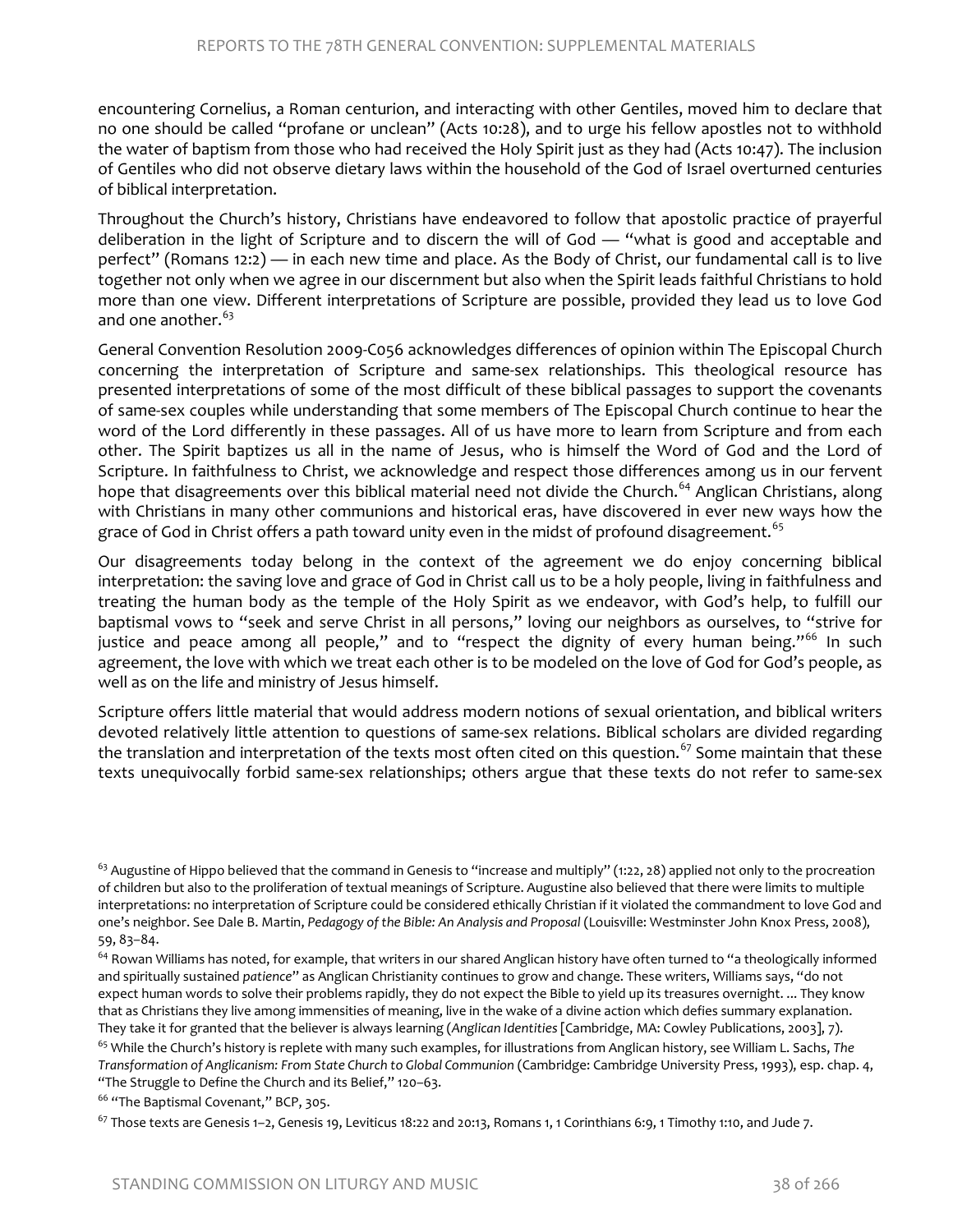encountering Cornelius, a Roman centurion, and interacting with other Gentiles, moved him to declare that no one should be called "profane or unclean" (Acts 10:28), and to urge his fellow apostles not to withhold the water of baptism from those who had received the Holy Spirit just as they had (Acts 10:47). The inclusion of Gentiles who did not observe dietary laws within the household of the God of Israel overturned centuries of biblical interpretation.

Throughout the Church's history, Christians have endeavored to follow that apostolic practice of prayerful deliberation in the light of Scripture and to discern the will of God — "what is good and acceptable and perfect" (Romans 12:2) — in each new time and place. As the Body of Christ, our fundamental call is to live together not only when we agree in our discernment but also when the Spirit leads faithful Christians to hold more than one view. Different interpretations of Scripture are possible, provided they lead us to love God and one another.[63]

General Convention Resolution 2009-C056 acknowledges differences of opinion within The Episcopal Church concerning the interpretation of Scripture and same-sex relationships. This theological resource has presented interpretations of some of the most difficult of these biblical passages to support the covenants of same-sex couples while understanding that some members of The Episcopal Church continue to hear the word of the Lord differently in these passages. All of us have more to learn from Scripture and from each other. The Spirit baptizes us all in the name of Jesus, who is himself the Word of God and the Lord of Scripture. In faithfulness to Christ, we acknowledge and respect those differences among us in our fervent hope that disagreements over this biblical material need not divide the Church.[64] Anglican Christians, along with Christians in many other communions and historical eras, have discovered in ever new ways how the grace of God in Christ offers a path toward unity even in the midst of profound disagreement.[65]

Our disagreements today belong in the context of the agreement we do enjoy concerning biblical interpretation: the saving love and grace of God in Christ call us to be a holy people, living in faithfulness and treating the human body as the temple of the Holy Spirit as we endeavor, with God's help, to fulfill our baptismal vows to "seek and serve Christ in all persons," loving our neighbors as ourselves, to "strive for justice and peace among all people," and to "respect the dignity of every human being."[66] In such agreement, the love with which we treat each other is to be modeled on the love of God for God's people, as well as on the life and ministry of Jesus himself.

Scripture offers little material that would address modern notions of sexual orientation, and biblical writers devoted relatively little attention to questions of same-sex relations. Biblical scholars are divided regarding the translation and interpretation of the texts most often cited on this question.[67] Some maintain that these texts unequivocally forbid same-sex relationships; others argue that these texts do not refer to same-sex

---

[63] Augustine of Hippo believed that the command in Genesis to "increase and multiply" (1:22, 28) applied not only to the procreation of children but also to the proliferation of textual meanings of Scripture. Augustine also believed that there were limits to multiple interpretations: no interpretation of Scripture could be considered ethically Christian if it violated the commandment to love God and one's neighbor. See Dale B. Martin, *Pedagogy of the Bible: An Analysis and Proposal* (Louisville: Westminster John Knox Press, 2008), 59, 83–84.

[64] Rowan Williams has noted, for example, that writers in our shared Anglican history have often turned to "a theologically informed and spiritually sustained *patience*" as Anglican Christianity continues to grow and change. These writers, Williams says, "do not expect human words to solve their problems rapidly, they do not expect the Bible to yield up its treasures overnight. ... They know that as Christians they live among immensities of meaning, live in the wake of a divine action which defies summary explanation. They take it for granted that the believer is always learning (*Anglican Identities* [Cambridge, MA: Cowley Publications, 2003], 7).

[65] While the Church's history is replete with many such examples, for illustrations from Anglican history, see William L. Sachs, *The Transformation of Anglicanism: From State Church to Global Communion* (Cambridge: Cambridge University Press, 1993), esp. chap. 4, "The Struggle to Define the Church and its Belief," 120–63.

[66] "The Baptismal Covenant," BCP, 305.

[67] Those texts are Genesis 1–2, Genesis 19, Leviticus 18:22 and 20:13, Romans 1, 1 Corinthians 6:9, 1 Timothy 1:10, and Jude 7.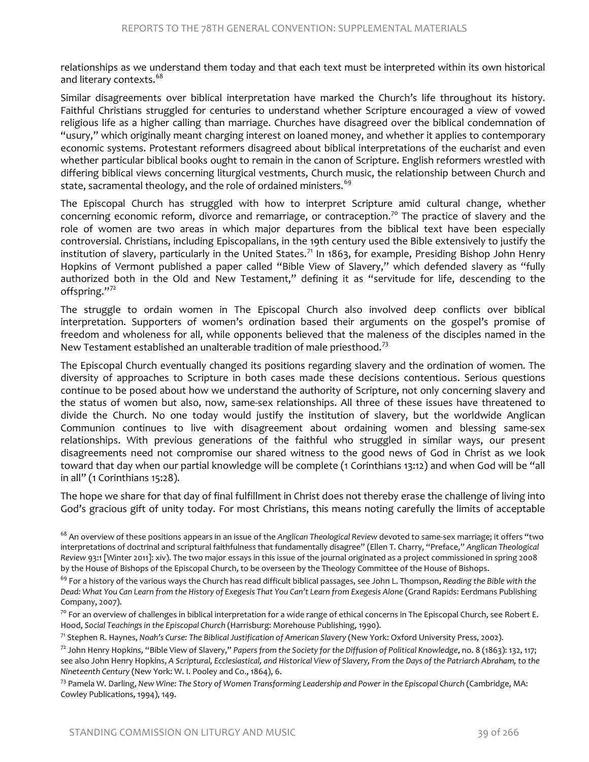relationships as we understand them today and that each text must be interpreted within its own historical and literary contexts.[68]

Similar disagreements over biblical interpretation have marked the Church's life throughout its history. Faithful Christians struggled for centuries to understand whether Scripture encouraged a view of vowed religious life as a higher calling than marriage. Churches have disagreed over the biblical condemnation of "usury," which originally meant charging interest on loaned money, and whether it applies to contemporary economic systems. Protestant reformers disagreed about biblical interpretations of the eucharist and even whether particular biblical books ought to remain in the canon of Scripture. English reformers wrestled with differing biblical views concerning liturgical vestments, Church music, the relationship between Church and state, sacramental theology, and the role of ordained ministers.[69]

The Episcopal Church has struggled with how to interpret Scripture amid cultural change, whether concerning economic reform, divorce and remarriage, or contraception.[70] The practice of slavery and the role of women are two areas in which major departures from the biblical text have been especially controversial. Christians, including Episcopalians, in the 19th century used the Bible extensively to justify the institution of slavery, particularly in the United States.[71] In 1863, for example, Presiding Bishop John Henry Hopkins of Vermont published a paper called "Bible View of Slavery," which defended slavery as "fully authorized both in the Old and New Testament," defining it as "servitude for life, descending to the offspring."[72]

The struggle to ordain women in The Episcopal Church also involved deep conflicts over biblical interpretation. Supporters of women's ordination based their arguments on the gospel's promise of freedom and wholeness for all, while opponents believed that the maleness of the disciples named in the New Testament established an unalterable tradition of male priesthood.[73]

The Episcopal Church eventually changed its positions regarding slavery and the ordination of women. The diversity of approaches to Scripture in both cases made these decisions contentious. Serious questions continue to be posed about how we understand the authority of Scripture, not only concerning slavery and the status of women but also, now, same-sex relationships. All three of these issues have threatened to divide the Church. No one today would justify the institution of slavery, but the worldwide Anglican Communion continues to live with disagreement about ordaining women and blessing same-sex relationships. With previous generations of the faithful who struggled in similar ways, our present disagreements need not compromise our shared witness to the good news of God in Christ as we look toward that day when our partial knowledge will be complete (1 Corinthians 13:12) and when God will be "all in all" (1 Corinthians 15:28).

The hope we share for that day of final fulfillment in Christ does not thereby erase the challenge of living into God's gracious gift of unity today. For most Christians, this means noting carefully the limits of acceptable

[68] An overview of these positions appears in an issue of the *Anglican Theological Review* devoted to same-sex marriage; it offers "two interpretations of doctrinal and scriptural faithfulness that fundamentally disagree" (Ellen T. Charry, "Preface," *Anglican Theological Review* 93:1 [Winter 2011]: xiv). The two major essays in this issue of the journal originated as a project commissioned in spring 2008 by the House of Bishops of the Episcopal Church, to be overseen by the Theology Committee of the House of Bishops.

[69] For a history of the various ways the Church has read difficult biblical passages, see John L. Thompson, *Reading the Bible with the Dead: What You Can Learn from the History of Exegesis That You Can't Learn from Exegesis Alone* (Grand Rapids: Eerdmans Publishing Company, 2007).

[70] For an overview of challenges in biblical interpretation for a wide range of ethical concerns in The Episcopal Church, see Robert E. Hood, *Social Teachings in the Episcopal Church* (Harrisburg: Morehouse Publishing, 1990).

[71] Stephen R. Haynes, *Noah's Curse: The Biblical Justification of American Slavery* (New York: Oxford University Press, 2002).

[72] John Henry Hopkins, "Bible View of Slavery," *Papers from the Society for the Diffusion of Political Knowledge*, no. 8 (1863): 132, 117; see also John Henry Hopkins, *A Scriptural, Ecclesiastical, and Historical View of Slavery, From the Days of the Patriarch Abraham, to the Nineteenth Century* (New York: W. I. Pooley and Co., 1864), 6.

[73] Pamela W. Darling, *New Wine: The Story of Women Transforming Leadership and Power in the Episcopal Church* (Cambridge, MA: Cowley Publications, 1994), 149.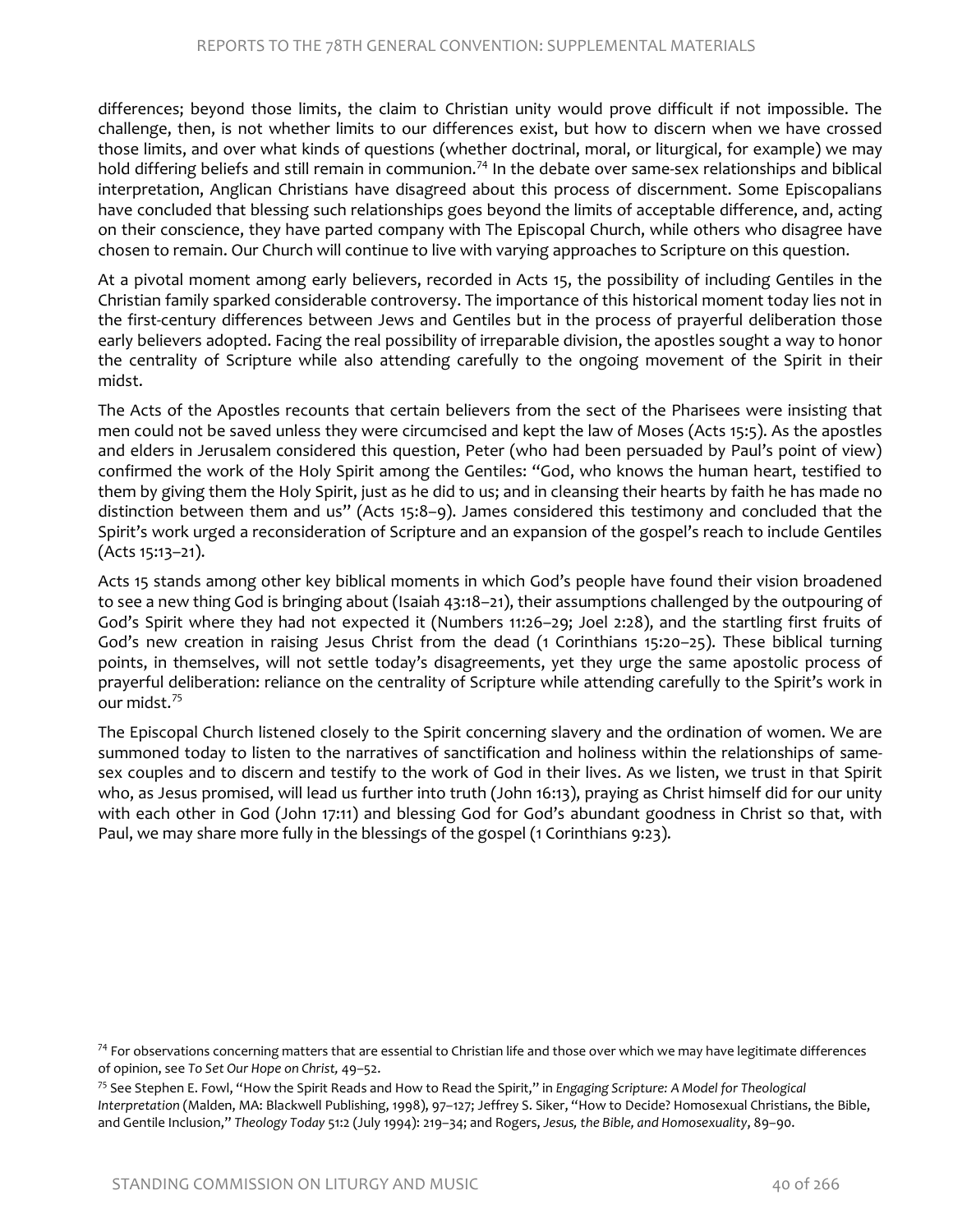differences; beyond those limits, the claim to Christian unity would prove difficult if not impossible. The challenge, then, is not whether limits to our differences exist, but how to discern when we have crossed those limits, and over what kinds of questions (whether doctrinal, moral, or liturgical, for example) we may hold differing beliefs and still remain in communion.[74] In the debate over same-sex relationships and biblical interpretation, Anglican Christians have disagreed about this process of discernment. Some Episcopalians have concluded that blessing such relationships goes beyond the limits of acceptable difference, and, acting on their conscience, they have parted company with The Episcopal Church, while others who disagree have chosen to remain. Our Church will continue to live with varying approaches to Scripture on this question.

At a pivotal moment among early believers, recorded in Acts 15, the possibility of including Gentiles in the Christian family sparked considerable controversy. The importance of this historical moment today lies not in the first-century differences between Jews and Gentiles but in the process of prayerful deliberation those early believers adopted. Facing the real possibility of irreparable division, the apostles sought a way to honor the centrality of Scripture while also attending carefully to the ongoing movement of the Spirit in their midst.

The Acts of the Apostles recounts that certain believers from the sect of the Pharisees were insisting that men could not be saved unless they were circumcised and kept the law of Moses (Acts 15:5). As the apostles and elders in Jerusalem considered this question, Peter (who had been persuaded by Paul's point of view) confirmed the work of the Holy Spirit among the Gentiles: "God, who knows the human heart, testified to them by giving them the Holy Spirit, just as he did to us; and in cleansing their hearts by faith he has made no distinction between them and us" (Acts 15:8–9). James considered this testimony and concluded that the Spirit's work urged a reconsideration of Scripture and an expansion of the gospel's reach to include Gentiles (Acts 15:13–21).

Acts 15 stands among other key biblical moments in which God's people have found their vision broadened to see a new thing God is bringing about (Isaiah 43:18–21), their assumptions challenged by the outpouring of God's Spirit where they had not expected it (Numbers 11:26–29; Joel 2:28), and the startling first fruits of God's new creation in raising Jesus Christ from the dead (1 Corinthians 15:20–25). These biblical turning points, in themselves, will not settle today's disagreements, yet they urge the same apostolic process of prayerful deliberation: reliance on the centrality of Scripture while attending carefully to the Spirit's work in our midst.[75]

The Episcopal Church listened closely to the Spirit concerning slavery and the ordination of women. We are summoned today to listen to the narratives of sanctification and holiness within the relationships of same-sex couples and to discern and testify to the work of God in their lives. As we listen, we trust in that Spirit who, as Jesus promised, will lead us further into truth (John 16:13), praying as Christ himself did for our unity with each other in God (John 17:11) and blessing God for God's abundant goodness in Christ so that, with Paul, we may share more fully in the blessings of the gospel (1 Corinthians 9:23).

[74] For observations concerning matters that are essential to Christian life and those over which we may have legitimate differences of opinion, see *To Set Our Hope on Christ,* 49–52.

[75] See Stephen E. Fowl, "How the Spirit Reads and How to Read the Spirit," in *Engaging Scripture: A Model for Theological Interpretation* (Malden, MA: Blackwell Publishing, 1998), 97–127; Jeffrey S. Siker, "How to Decide? Homosexual Christians, the Bible, and Gentile Inclusion," *Theology Today* 51:2 (July 1994): 219–34; and Rogers, *Jesus, the Bible, and Homosexuality*, 89–90.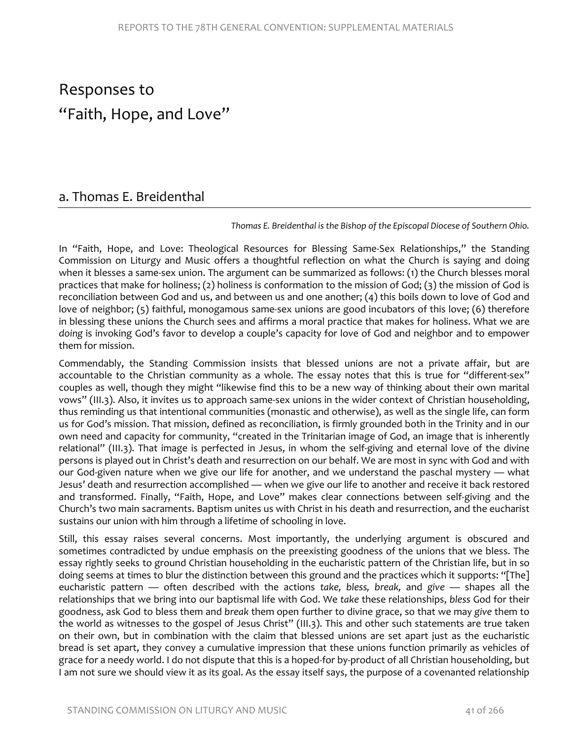# Responses to "Faith, Hope, and Love"

## a. Thomas E. Breidenthal

*Thomas E. Breidenthal is the Bishop of the Episcopal Diocese of Southern Ohio.*

In "Faith, Hope, and Love: Theological Resources for Blessing Same-Sex Relationships," the Standing Commission on Liturgy and Music offers a thoughtful reflection on what the Church is saying and doing when it blesses a same-sex union. The argument can be summarized as follows: (1) the Church blesses moral practices that make for holiness; (2) holiness is conformation to the mission of God; (3) the mission of God is reconciliation between God and us, and between us and one another; (4) this boils down to love of God and love of neighbor; (5) faithful, monogamous same-sex unions are good incubators of this love; (6) therefore in blessing these unions the Church sees and affirms a moral practice that makes for holiness. What we are *doing* is invoking God's favor to develop a couple's capacity for love of God and neighbor and to empower them for mission.

Commendably, the Standing Commission insists that blessed unions are not a private affair, but are accountable to the Christian community as a whole. The essay notes that this is true for "different-sex" couples as well, though they might "likewise find this to be a new way of thinking about their own marital vows" (III.3). Also, it invites us to approach same-sex unions in the wider context of Christian householding, thus reminding us that intentional communities (monastic and otherwise), as well as the single life, can form us for God's mission. That mission, defined as reconciliation, is firmly grounded both in the Trinity and in our own need and capacity for community, "created in the Trinitarian image of God, an image that is inherently relational" (III.3). That image is perfected in Jesus, in whom the self-giving and eternal love of the divine persons is played out in Christ's death and resurrection on our behalf. We are most in sync with God and with our God-given nature when we give our life for another, and we understand the paschal mystery — what Jesus' death and resurrection accomplished — when we give our life to another and receive it back restored and transformed. Finally, "Faith, Hope, and Love" makes clear connections between self-giving and the Church's two main sacraments. Baptism unites us with Christ in his death and resurrection, and the eucharist sustains our union with him through a lifetime of schooling in love.

Still, this essay raises several concerns. Most importantly, the underlying argument is obscured and sometimes contradicted by undue emphasis on the preexisting goodness of the unions that we bless. The essay rightly seeks to ground Christian householding in the eucharistic pattern of the Christian life, but in so doing seems at times to blur the distinction between this ground and the practices which it supports: "[The] eucharistic pattern — often described with the actions *take, bless, break,* and *give* — shapes all the relationships that we bring into our baptismal life with God. We *take* these relationships, *bless* God for their goodness, ask God to bless them and *break* them open further to divine grace, so that we may *give* them to the world as witnesses to the gospel of Jesus Christ" (III.3). This and other such statements are true taken on their own, but in combination with the claim that blessed unions are set apart just as the eucharistic bread is set apart, they convey a cumulative impression that these unions function primarily as vehicles of grace for a needy world. I do not dispute that this is a hoped-for by-product of all Christian householding, but I am not sure we should view it as its goal. As the essay itself says, the purpose of a covenanted relationship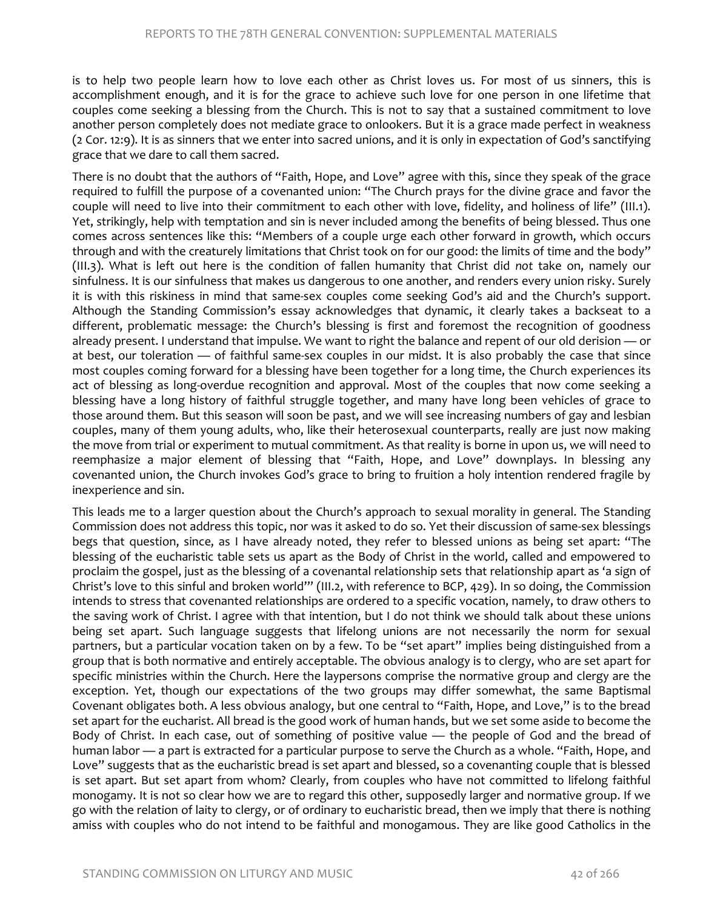is to help two people learn how to love each other as Christ loves us. For most of us sinners, this is accomplishment enough, and it is for the grace to achieve such love for one person in one lifetime that couples come seeking a blessing from the Church. This is not to say that a sustained commitment to love another person completely does not mediate grace to onlookers. But it is a grace made perfect in weakness (2 Cor. 12:9). It is as sinners that we enter into sacred unions, and it is only in expectation of God's sanctifying grace that we dare to call them sacred.

There is no doubt that the authors of "Faith, Hope, and Love" agree with this, since they speak of the grace required to fulfill the purpose of a covenanted union: "The Church prays for the divine grace and favor the couple will need to live into their commitment to each other with love, fidelity, and holiness of life" (III.1). Yet, strikingly, help with temptation and sin is never included among the benefits of being blessed. Thus one comes across sentences like this: "Members of a couple urge each other forward in growth, which occurs through and with the creaturely limitations that Christ took on for our good: the limits of time and the body" (III.3). What is left out here is the condition of fallen humanity that Christ did *not* take on, namely our sinfulness. It is our sinfulness that makes us dangerous to one another, and renders every union risky. Surely it is with this riskiness in mind that same-sex couples come seeking God's aid and the Church's support. Although the Standing Commission's essay acknowledges that dynamic, it clearly takes a backseat to a different, problematic message: the Church's blessing is first and foremost the recognition of goodness already present. I understand that impulse. We want to right the balance and repent of our old derision — or at best, our toleration — of faithful same-sex couples in our midst. It is also probably the case that since most couples coming forward for a blessing have been together for a long time, the Church experiences its act of blessing as long-overdue recognition and approval. Most of the couples that now come seeking a blessing have a long history of faithful struggle together, and many have long been vehicles of grace to those around them. But this season will soon be past, and we will see increasing numbers of gay and lesbian couples, many of them young adults, who, like their heterosexual counterparts, really are just now making the move from trial or experiment to mutual commitment. As that reality is borne in upon us, we will need to reemphasize a major element of blessing that "Faith, Hope, and Love" downplays. In blessing any covenanted union, the Church invokes God's grace to bring to fruition a holy intention rendered fragile by inexperience and sin.

This leads me to a larger question about the Church's approach to sexual morality in general. The Standing Commission does not address this topic, nor was it asked to do so. Yet their discussion of same-sex blessings begs that question, since, as I have already noted, they refer to blessed unions as being set apart: "The blessing of the eucharistic table sets us apart as the Body of Christ in the world, called and empowered to proclaim the gospel, just as the blessing of a covenantal relationship sets that relationship apart as 'a sign of Christ's love to this sinful and broken world'" (III.2, with reference to BCP, 429). In so doing, the Commission intends to stress that covenanted relationships are ordered to a specific vocation, namely, to draw others to the saving work of Christ. I agree with that intention, but I do not think we should talk about these unions being set apart. Such language suggests that lifelong unions are not necessarily the norm for sexual partners, but a particular vocation taken on by a few. To be "set apart" implies being distinguished from a group that is both normative and entirely acceptable. The obvious analogy is to clergy, who are set apart for specific ministries within the Church. Here the laypersons comprise the normative group and clergy are the exception. Yet, though our expectations of the two groups may differ somewhat, the same Baptismal Covenant obligates both. A less obvious analogy, but one central to "Faith, Hope, and Love," is to the bread set apart for the eucharist. All bread is the good work of human hands, but we set some aside to become the Body of Christ. In each case, out of something of positive value — the people of God and the bread of human labor — a part is extracted for a particular purpose to serve the Church as a whole. "Faith, Hope, and Love" suggests that as the eucharistic bread is set apart and blessed, so a covenanting couple that is blessed is set apart. But set apart from whom? Clearly, from couples who have not committed to lifelong faithful monogamy. It is not so clear how we are to regard this other, supposedly larger and normative group. If we go with the relation of laity to clergy, or of ordinary to eucharistic bread, then we imply that there is nothing amiss with couples who do not intend to be faithful and monogamous. They are like good Catholics in the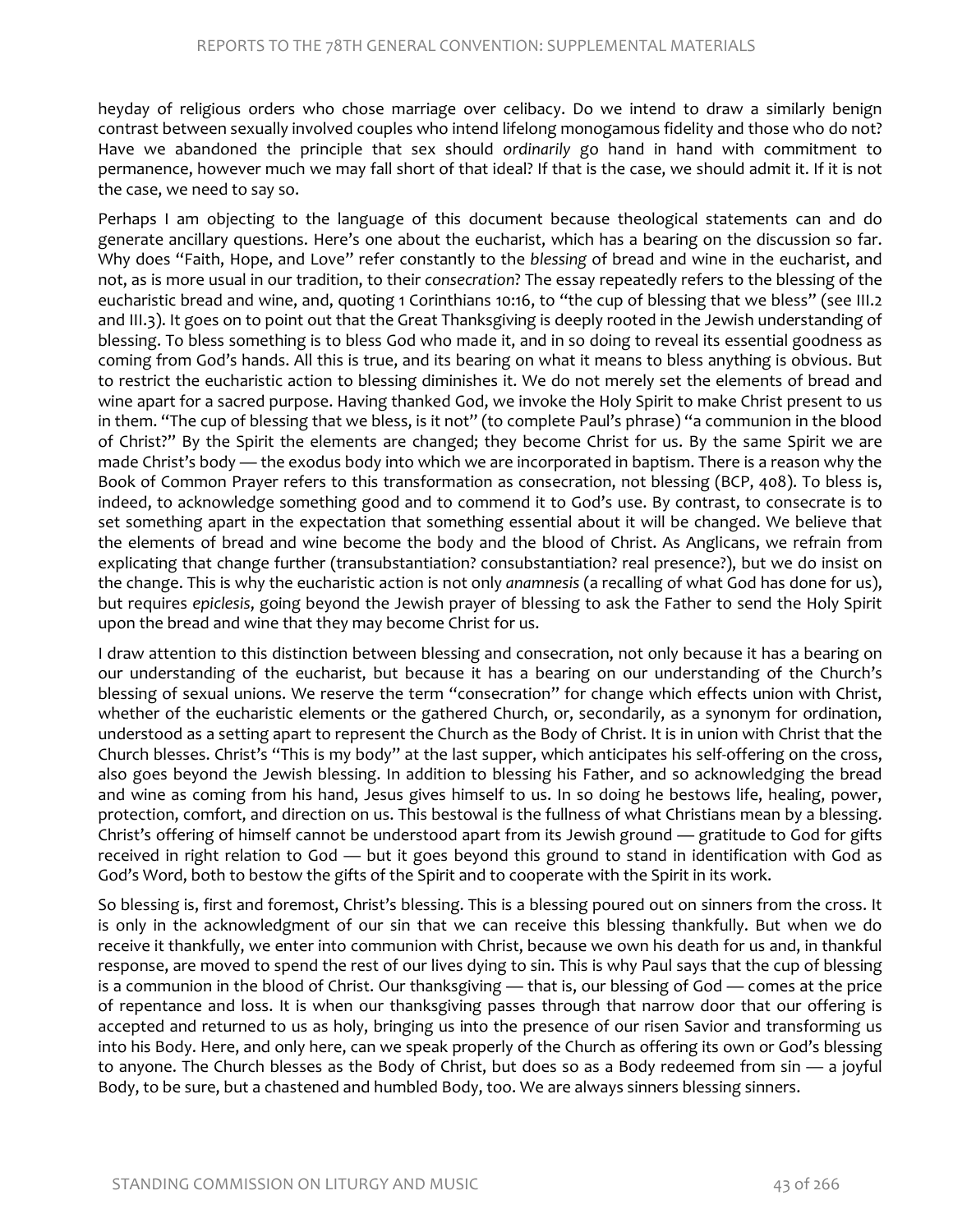heyday of religious orders who chose marriage over celibacy. Do we intend to draw a similarly benign contrast between sexually involved couples who intend lifelong monogamous fidelity and those who do not? Have we abandoned the principle that sex should *ordinarily* go hand in hand with commitment to permanence, however much we may fall short of that ideal? If that is the case, we should admit it. If it is not the case, we need to say so.

Perhaps I am objecting to the language of this document because theological statements can and do generate ancillary questions. Here's one about the eucharist, which has a bearing on the discussion so far. Why does "Faith, Hope, and Love" refer constantly to the *blessing* of bread and wine in the eucharist, and not, as is more usual in our tradition, to their *consecration*? The essay repeatedly refers to the blessing of the eucharistic bread and wine, and, quoting 1 Corinthians 10:16, to "the cup of blessing that we bless" (see III.2 and III.3). It goes on to point out that the Great Thanksgiving is deeply rooted in the Jewish understanding of blessing. To bless something is to bless God who made it, and in so doing to reveal its essential goodness as coming from God's hands. All this is true, and its bearing on what it means to bless anything is obvious. But to restrict the eucharistic action to blessing diminishes it. We do not merely set the elements of bread and wine apart for a sacred purpose. Having thanked God, we invoke the Holy Spirit to make Christ present to us in them. "The cup of blessing that we bless, is it not" (to complete Paul's phrase) "a communion in the blood of Christ?" By the Spirit the elements are changed; they become Christ for us. By the same Spirit we are made Christ's body — the exodus body into which we are incorporated in baptism. There is a reason why the Book of Common Prayer refers to this transformation as consecration, not blessing (BCP, 408). To bless is, indeed, to acknowledge something good and to commend it to God's use. By contrast, to consecrate is to set something apart in the expectation that something essential about it will be changed. We believe that the elements of bread and wine become the body and the blood of Christ. As Anglicans, we refrain from explicating that change further (transubstantiation? consubstantiation? real presence?), but we do insist on the change. This is why the eucharistic action is not only *anamnesis* (a recalling of what God has done for us), but requires *epiclesis*, going beyond the Jewish prayer of blessing to ask the Father to send the Holy Spirit upon the bread and wine that they may become Christ for us.

I draw attention to this distinction between blessing and consecration, not only because it has a bearing on our understanding of the eucharist, but because it has a bearing on our understanding of the Church's blessing of sexual unions. We reserve the term "consecration" for change which effects union with Christ, whether of the eucharistic elements or the gathered Church, or, secondarily, as a synonym for ordination, understood as a setting apart to represent the Church as the Body of Christ. It is in union with Christ that the Church blesses. Christ's "This is my body" at the last supper, which anticipates his self-offering on the cross, also goes beyond the Jewish blessing. In addition to blessing his Father, and so acknowledging the bread and wine as coming from his hand, Jesus gives himself to us. In so doing he bestows life, healing, power, protection, comfort, and direction on us. This bestowal is the fullness of what Christians mean by a blessing. Christ's offering of himself cannot be understood apart from its Jewish ground — gratitude to God for gifts received in right relation to God — but it goes beyond this ground to stand in identification with God as God's Word, both to bestow the gifts of the Spirit and to cooperate with the Spirit in its work.

So blessing is, first and foremost, Christ's blessing. This is a blessing poured out on sinners from the cross. It is only in the acknowledgment of our sin that we can receive this blessing thankfully. But when we do receive it thankfully, we enter into communion with Christ, because we own his death for us and, in thankful response, are moved to spend the rest of our lives dying to sin. This is why Paul says that the cup of blessing is a communion in the blood of Christ. Our thanksgiving — that is, our blessing of God — comes at the price of repentance and loss. It is when our thanksgiving passes through that narrow door that our offering is accepted and returned to us as holy, bringing us into the presence of our risen Savior and transforming us into his Body. Here, and only here, can we speak properly of the Church as offering its own or God's blessing to anyone. The Church blesses as the Body of Christ, but does so as a Body redeemed from sin — a joyful Body, to be sure, but a chastened and humbled Body, too. We are always sinners blessing sinners.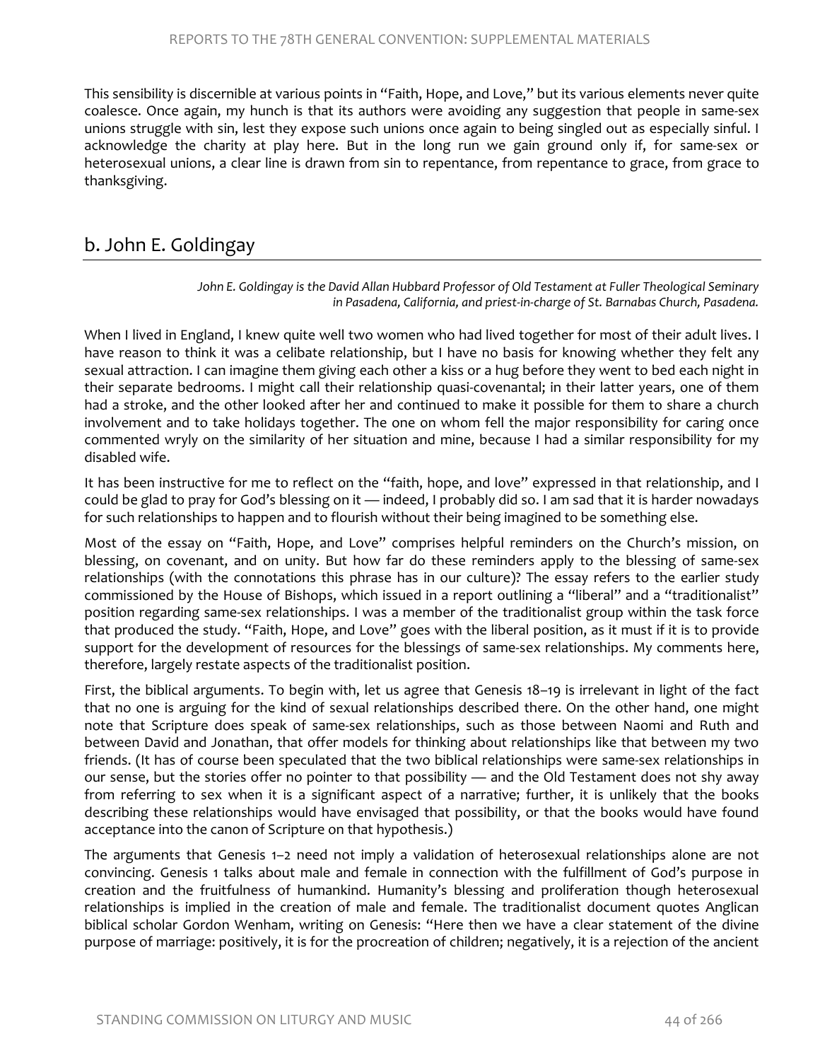This sensibility is discernible at various points in "Faith, Hope, and Love," but its various elements never quite coalesce. Once again, my hunch is that its authors were avoiding any suggestion that people in same-sex unions struggle with sin, lest they expose such unions once again to being singled out as especially sinful. I acknowledge the charity at play here. But in the long run we gain ground only if, for same-sex or heterosexual unions, a clear line is drawn from sin to repentance, from repentance to grace, from grace to thanksgiving.

## b. John E. Goldingay

*John E. Goldingay is the David Allan Hubbard Professor of Old Testament at Fuller Theological Seminary in Pasadena, California, and priest-in-charge of St. Barnabas Church, Pasadena.*

When I lived in England, I knew quite well two women who had lived together for most of their adult lives. I have reason to think it was a celibate relationship, but I have no basis for knowing whether they felt any sexual attraction. I can imagine them giving each other a kiss or a hug before they went to bed each night in their separate bedrooms. I might call their relationship quasi-covenantal; in their latter years, one of them had a stroke, and the other looked after her and continued to make it possible for them to share a church involvement and to take holidays together. The one on whom fell the major responsibility for caring once commented wryly on the similarity of her situation and mine, because I had a similar responsibility for my disabled wife.

It has been instructive for me to reflect on the "faith, hope, and love" expressed in that relationship, and I could be glad to pray for God's blessing on it — indeed, I probably did so. I am sad that it is harder nowadays for such relationships to happen and to flourish without their being imagined to be something else.

Most of the essay on "Faith, Hope, and Love" comprises helpful reminders on the Church's mission, on blessing, on covenant, and on unity. But how far do these reminders apply to the blessing of same-sex relationships (with the connotations this phrase has in our culture)? The essay refers to the earlier study commissioned by the House of Bishops, which issued in a report outlining a "liberal" and a "traditionalist" position regarding same-sex relationships. I was a member of the traditionalist group within the task force that produced the study. "Faith, Hope, and Love" goes with the liberal position, as it must if it is to provide support for the development of resources for the blessings of same-sex relationships. My comments here, therefore, largely restate aspects of the traditionalist position.

First, the biblical arguments. To begin with, let us agree that Genesis 18–19 is irrelevant in light of the fact that no one is arguing for the kind of sexual relationships described there. On the other hand, one might note that Scripture does speak of same-sex relationships, such as those between Naomi and Ruth and between David and Jonathan, that offer models for thinking about relationships like that between my two friends. (It has of course been speculated that the two biblical relationships were same-sex relationships in our sense, but the stories offer no pointer to that possibility — and the Old Testament does not shy away from referring to sex when it is a significant aspect of a narrative; further, it is unlikely that the books describing these relationships would have envisaged that possibility, or that the books would have found acceptance into the canon of Scripture on that hypothesis.)

The arguments that Genesis 1–2 need not imply a validation of heterosexual relationships alone are not convincing. Genesis 1 talks about male and female in connection with the fulfillment of God's purpose in creation and the fruitfulness of humankind. Humanity's blessing and proliferation though heterosexual relationships is implied in the creation of male and female. The traditionalist document quotes Anglican biblical scholar Gordon Wenham, writing on Genesis: "Here then we have a clear statement of the divine purpose of marriage: positively, it is for the procreation of children; negatively, it is a rejection of the ancient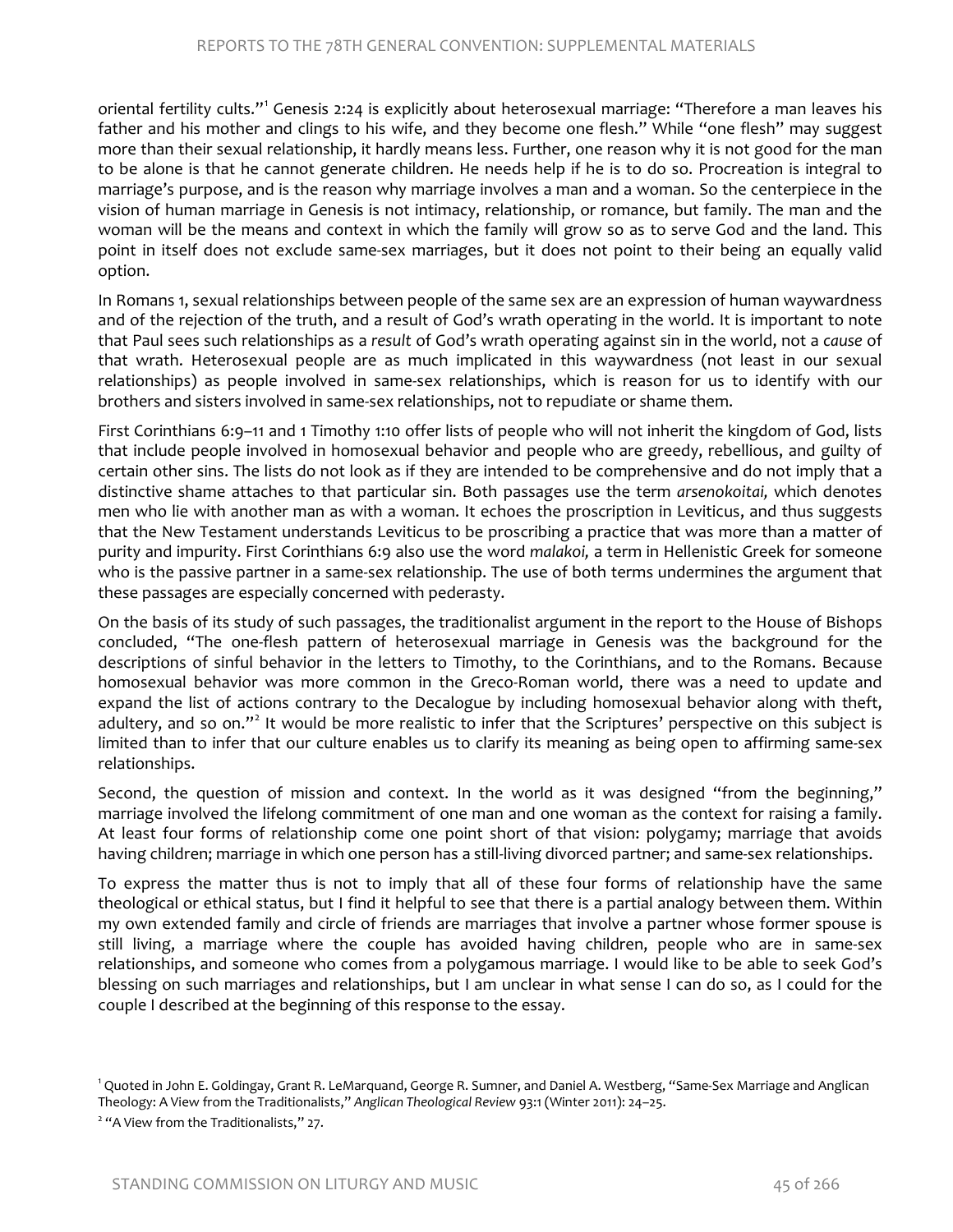oriental fertility cults."[1] Genesis 2:24 is explicitly about heterosexual marriage: "Therefore a man leaves his father and his mother and clings to his wife, and they become one flesh." While "one flesh" may suggest more than their sexual relationship, it hardly means less. Further, one reason why it is not good for the man to be alone is that he cannot generate children. He needs help if he is to do so. Procreation is integral to marriage's purpose, and is the reason why marriage involves a man and a woman. So the centerpiece in the vision of human marriage in Genesis is not intimacy, relationship, or romance, but family. The man and the woman will be the means and context in which the family will grow so as to serve God and the land. This point in itself does not exclude same-sex marriages, but it does not point to their being an equally valid option.

In Romans 1, sexual relationships between people of the same sex are an expression of human waywardness and of the rejection of the truth, and a result of God's wrath operating in the world. It is important to note that Paul sees such relationships as a *result* of God's wrath operating against sin in the world, not a *cause* of that wrath. Heterosexual people are as much implicated in this waywardness (not least in our sexual relationships) as people involved in same-sex relationships, which is reason for us to identify with our brothers and sisters involved in same-sex relationships, not to repudiate or shame them.

First Corinthians 6:9–11 and 1 Timothy 1:10 offer lists of people who will not inherit the kingdom of God, lists that include people involved in homosexual behavior and people who are greedy, rebellious, and guilty of certain other sins. The lists do not look as if they are intended to be comprehensive and do not imply that a distinctive shame attaches to that particular sin. Both passages use the term *arsenokoitai,* which denotes men who lie with another man as with a woman. It echoes the proscription in Leviticus, and thus suggests that the New Testament understands Leviticus to be proscribing a practice that was more than a matter of purity and impurity. First Corinthians 6:9 also use the word *malakoi,* a term in Hellenistic Greek for someone who is the passive partner in a same-sex relationship. The use of both terms undermines the argument that these passages are especially concerned with pederasty.

On the basis of its study of such passages, the traditionalist argument in the report to the House of Bishops concluded, "The one-flesh pattern of heterosexual marriage in Genesis was the background for the descriptions of sinful behavior in the letters to Timothy, to the Corinthians, and to the Romans. Because homosexual behavior was more common in the Greco-Roman world, there was a need to update and expand the list of actions contrary to the Decalogue by including homosexual behavior along with theft, adultery, and so on."[2] It would be more realistic to infer that the Scriptures' perspective on this subject is limited than to infer that our culture enables us to clarify its meaning as being open to affirming same-sex relationships.

Second, the question of mission and context. In the world as it was designed "from the beginning," marriage involved the lifelong commitment of one man and one woman as the context for raising a family. At least four forms of relationship come one point short of that vision: polygamy; marriage that avoids having children; marriage in which one person has a still-living divorced partner; and same-sex relationships.

To express the matter thus is not to imply that all of these four forms of relationship have the same theological or ethical status, but I find it helpful to see that there is a partial analogy between them. Within my own extended family and circle of friends are marriages that involve a partner whose former spouse is still living, a marriage where the couple has avoided having children, people who are in same-sex relationships, and someone who comes from a polygamous marriage. I would like to be able to seek God's blessing on such marriages and relationships, but I am unclear in what sense I can do so, as I could for the couple I described at the beginning of this response to the essay.

[1] Quoted in John E. Goldingay, Grant R. LeMarquand, George R. Sumner, and Daniel A. Westberg, "Same-Sex Marriage and Anglican Theology: A View from the Traditionalists," *Anglican Theological Review* 93:1 (Winter 2011): 24–25.

[2] "A View from the Traditionalists," 27.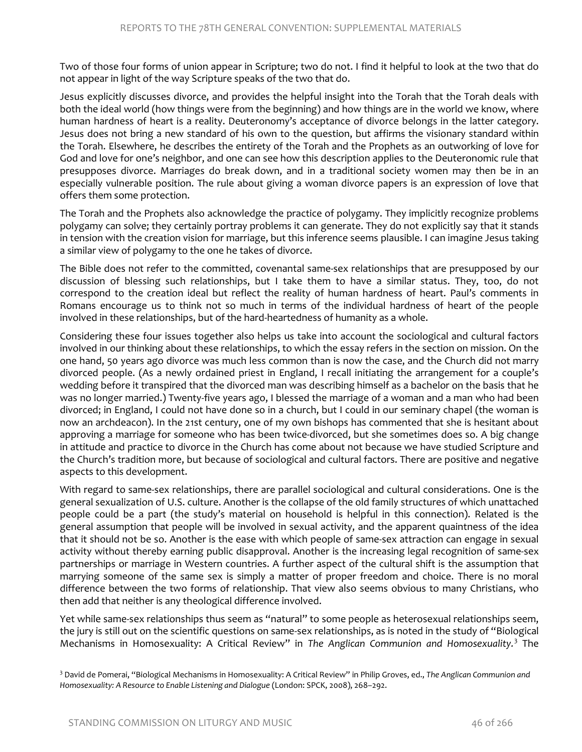Two of those four forms of union appear in Scripture; two do not. I find it helpful to look at the two that do not appear in light of the way Scripture speaks of the two that do.

Jesus explicitly discusses divorce, and provides the helpful insight into the Torah that the Torah deals with both the ideal world (how things were from the beginning) and how things are in the world we know, where human hardness of heart is a reality. Deuteronomy's acceptance of divorce belongs in the latter category. Jesus does not bring a new standard of his own to the question, but affirms the visionary standard within the Torah. Elsewhere, he describes the entirety of the Torah and the Prophets as an outworking of love for God and love for one's neighbor, and one can see how this description applies to the Deuteronomic rule that presupposes divorce. Marriages do break down, and in a traditional society women may then be in an especially vulnerable position. The rule about giving a woman divorce papers is an expression of love that offers them some protection.

The Torah and the Prophets also acknowledge the practice of polygamy. They implicitly recognize problems polygamy can solve; they certainly portray problems it can generate. They do not explicitly say that it stands in tension with the creation vision for marriage, but this inference seems plausible. I can imagine Jesus taking a similar view of polygamy to the one he takes of divorce.

The Bible does not refer to the committed, covenantal same-sex relationships that are presupposed by our discussion of blessing such relationships, but I take them to have a similar status. They, too, do not correspond to the creation ideal but reflect the reality of human hardness of heart. Paul's comments in Romans encourage us to think not so much in terms of the individual hardness of heart of the people involved in these relationships, but of the hard-heartedness of humanity as a whole.

Considering these four issues together also helps us take into account the sociological and cultural factors involved in our thinking about these relationships, to which the essay refers in the section on mission. On the one hand, 50 years ago divorce was much less common than is now the case, and the Church did not marry divorced people. (As a newly ordained priest in England, I recall initiating the arrangement for a couple's wedding before it transpired that the divorced man was describing himself as a bachelor on the basis that he was no longer married.) Twenty-five years ago, I blessed the marriage of a woman and a man who had been divorced; in England, I could not have done so in a church, but I could in our seminary chapel (the woman is now an archdeacon). In the 21st century, one of my own bishops has commented that she is hesitant about approving a marriage for someone who has been twice-divorced, but she sometimes does so. A big change in attitude and practice to divorce in the Church has come about not because we have studied Scripture and the Church's tradition more, but because of sociological and cultural factors. There are positive and negative aspects to this development.

With regard to same-sex relationships, there are parallel sociological and cultural considerations. One is the general sexualization of U.S. culture. Another is the collapse of the old family structures of which unattached people could be a part (the study's material on household is helpful in this connection). Related is the general assumption that people will be involved in sexual activity, and the apparent quaintness of the idea that it should not be so. Another is the ease with which people of same-sex attraction can engage in sexual activity without thereby earning public disapproval. Another is the increasing legal recognition of same-sex partnerships or marriage in Western countries. A further aspect of the cultural shift is the assumption that marrying someone of the same sex is simply a matter of proper freedom and choice. There is no moral difference between the two forms of relationship. That view also seems obvious to many Christians, who then add that neither is any theological difference involved.

Yet while same-sex relationships thus seem as "natural" to some people as heterosexual relationships seem, the jury is still out on the scientific questions on same-sex relationships, as is noted in the study of "Biological Mechanisms in Homosexuality: A Critical Review" in *The Anglican Communion and Homosexuality*.[3] The

[3] David de Pomerai, "Biological Mechanisms in Homosexuality: A Critical Review" in Philip Groves, ed., *The Anglican Communion and Homosexuality: A Resource to Enable Listening and Dialogue* (London: SPCK, 2008), 268–292.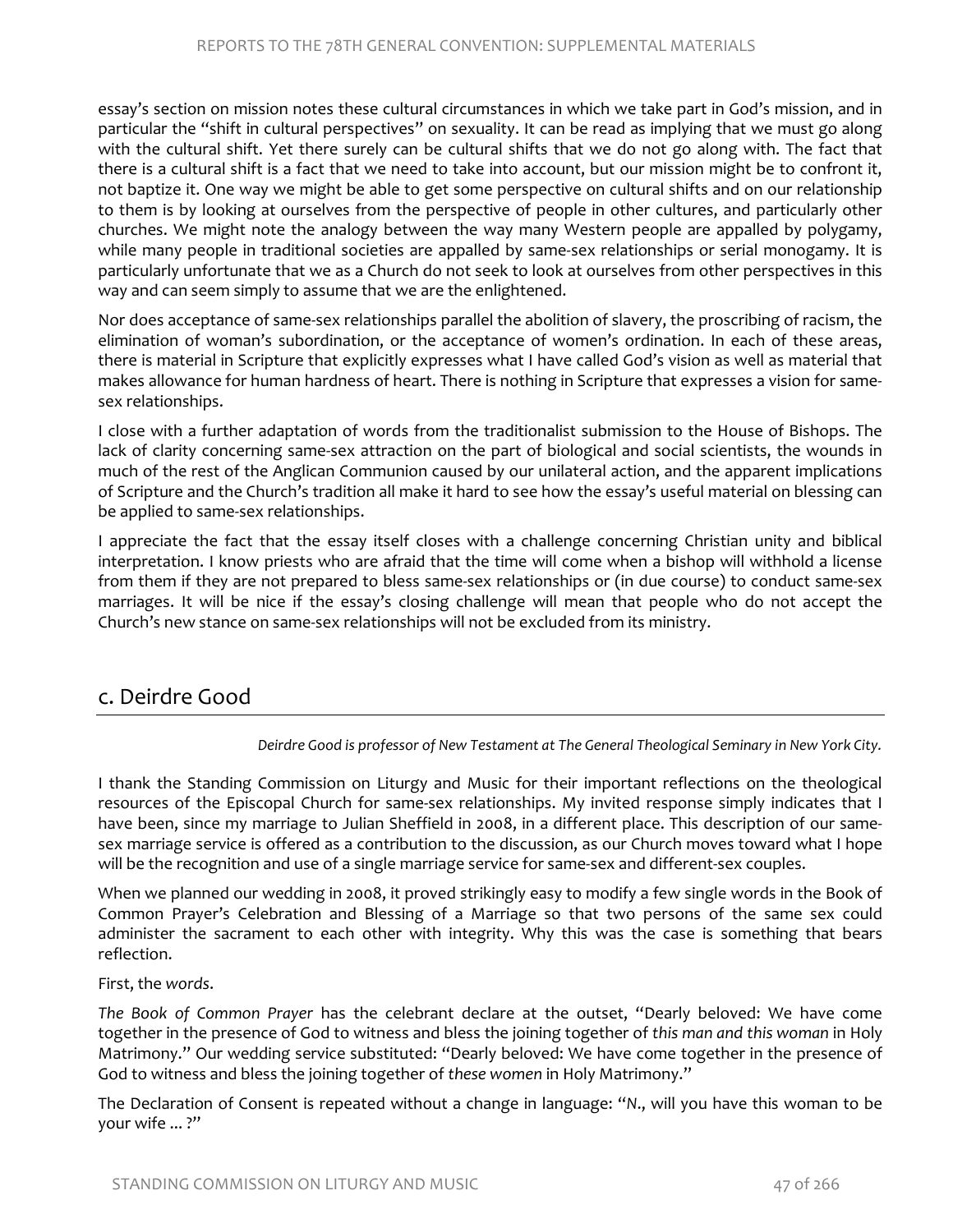essay's section on mission notes these cultural circumstances in which we take part in God's mission, and in particular the "shift in cultural perspectives" on sexuality. It can be read as implying that we must go along with the cultural shift. Yet there surely can be cultural shifts that we do not go along with. The fact that there is a cultural shift is a fact that we need to take into account, but our mission might be to confront it, not baptize it. One way we might be able to get some perspective on cultural shifts and on our relationship to them is by looking at ourselves from the perspective of people in other cultures, and particularly other churches. We might note the analogy between the way many Western people are appalled by polygamy, while many people in traditional societies are appalled by same-sex relationships or serial monogamy. It is particularly unfortunate that we as a Church do not seek to look at ourselves from other perspectives in this way and can seem simply to assume that we are the enlightened.

Nor does acceptance of same-sex relationships parallel the abolition of slavery, the proscribing of racism, the elimination of woman's subordination, or the acceptance of women's ordination. In each of these areas, there is material in Scripture that explicitly expresses what I have called God's vision as well as material that makes allowance for human hardness of heart. There is nothing in Scripture that expresses a vision for same-sex relationships.

I close with a further adaptation of words from the traditionalist submission to the House of Bishops. The lack of clarity concerning same-sex attraction on the part of biological and social scientists, the wounds in much of the rest of the Anglican Communion caused by our unilateral action, and the apparent implications of Scripture and the Church's tradition all make it hard to see how the essay's useful material on blessing can be applied to same-sex relationships.

I appreciate the fact that the essay itself closes with a challenge concerning Christian unity and biblical interpretation. I know priests who are afraid that the time will come when a bishop will withhold a license from them if they are not prepared to bless same-sex relationships or (in due course) to conduct same-sex marriages. It will be nice if the essay's closing challenge will mean that people who do not accept the Church's new stance on same-sex relationships will not be excluded from its ministry.

## c. Deirdre Good

*Deirdre Good is professor of New Testament at The General Theological Seminary in New York City.*

I thank the Standing Commission on Liturgy and Music for their important reflections on the theological resources of the Episcopal Church for same-sex relationships. My invited response simply indicates that I have been, since my marriage to Julian Sheffield in 2008, in a different place. This description of our same-sex marriage service is offered as a contribution to the discussion, as our Church moves toward what I hope will be the recognition and use of a single marriage service for same-sex and different-sex couples.

When we planned our wedding in 2008, it proved strikingly easy to modify a few single words in the Book of Common Prayer's Celebration and Blessing of a Marriage so that two persons of the same sex could administer the sacrament to each other with integrity. Why this was the case is something that bears reflection.

First, the *words*.

*The Book of Common Prayer* has the celebrant declare at the outset, "Dearly beloved: We have come together in the presence of God to witness and bless the joining together of *this man and this woman* in Holy Matrimony." Our wedding service substituted: "Dearly beloved: We have come together in the presence of God to witness and bless the joining together of *these women* in Holy Matrimony."

The Declaration of Consent is repeated without a change in language: "*N*., will you have this woman to be your wife ... ?"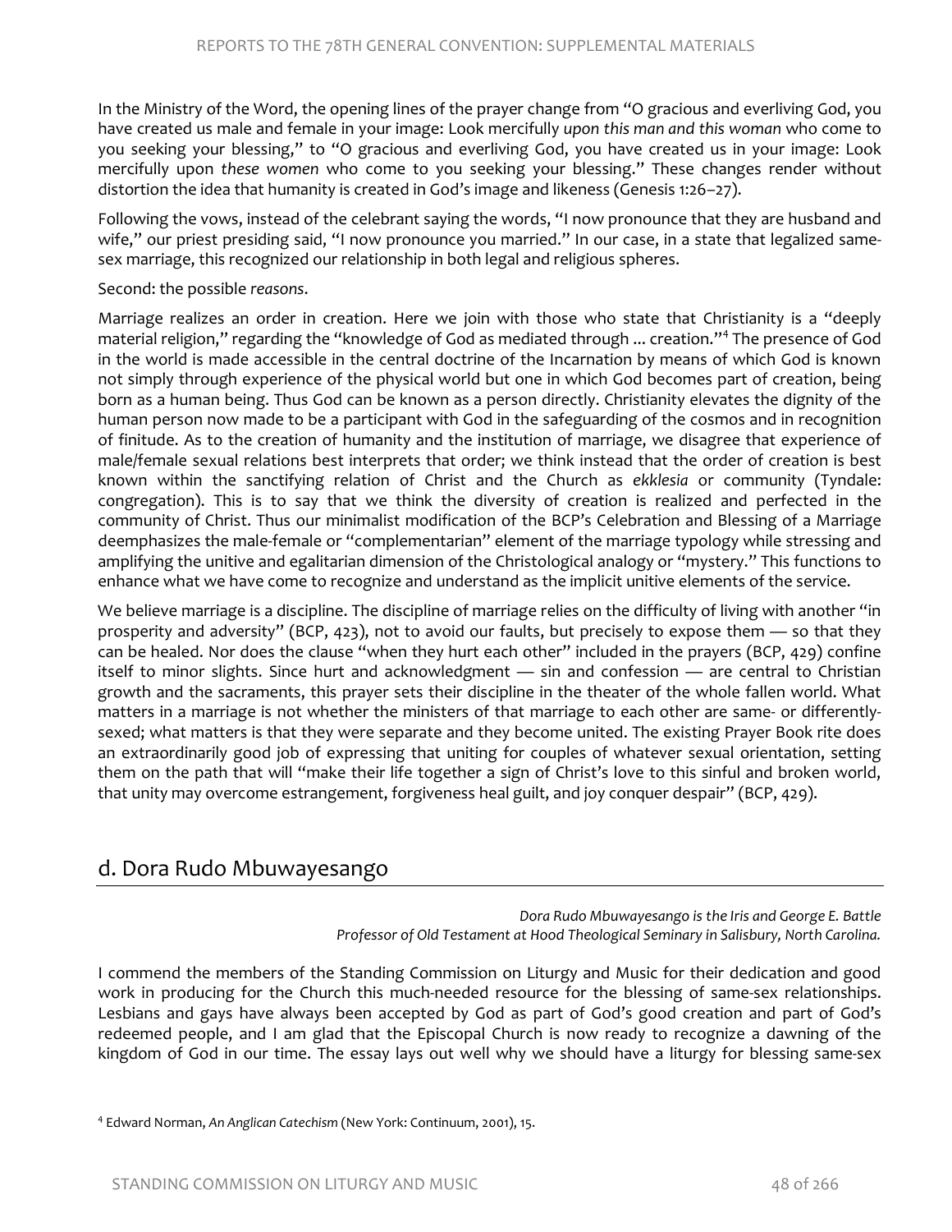In the Ministry of the Word, the opening lines of the prayer change from "O gracious and everliving God, you have created us male and female in your image: Look mercifully *upon this man and this woman* who come to you seeking your blessing," to "O gracious and everliving God, you have created us in your image: Look mercifully upon *these women* who come to you seeking your blessing." These changes render without distortion the idea that humanity is created in God's image and likeness (Genesis 1:26–27).

Following the vows, instead of the celebrant saying the words, "I now pronounce that they are husband and wife," our priest presiding said, "I now pronounce you married." In our case, in a state that legalized same-sex marriage, this recognized our relationship in both legal and religious spheres.

Second: the possible *reasons*.

Marriage realizes an order in creation. Here we join with those who state that Christianity is a "deeply material religion," regarding the "knowledge of God as mediated through ... creation."[4] The presence of God in the world is made accessible in the central doctrine of the Incarnation by means of which God is known not simply through experience of the physical world but one in which God becomes part of creation, being born as a human being. Thus God can be known as a person directly. Christianity elevates the dignity of the human person now made to be a participant with God in the safeguarding of the cosmos and in recognition of finitude. As to the creation of humanity and the institution of marriage, we disagree that experience of male/female sexual relations best interprets that order; we think instead that the order of creation is best known within the sanctifying relation of Christ and the Church as *ekklesia* or community (Tyndale: congregation). This is to say that we think the diversity of creation is realized and perfected in the community of Christ. Thus our minimalist modification of the BCP's Celebration and Blessing of a Marriage deemphasizes the male-female or "complementarian" element of the marriage typology while stressing and amplifying the unitive and egalitarian dimension of the Christological analogy or "mystery." This functions to enhance what we have come to recognize and understand as the implicit unitive elements of the service.

We believe marriage is a discipline. The discipline of marriage relies on the difficulty of living with another "in prosperity and adversity" (BCP, 423), not to avoid our faults, but precisely to expose them — so that they can be healed. Nor does the clause "when they hurt each other" included in the prayers (BCP, 429) confine itself to minor slights. Since hurt and acknowledgment — sin and confession — are central to Christian growth and the sacraments, this prayer sets their discipline in the theater of the whole fallen world. What matters in a marriage is not whether the ministers of that marriage to each other are same- or differently-sexed; what matters is that they were separate and they become united. The existing Prayer Book rite does an extraordinarily good job of expressing that uniting for couples of whatever sexual orientation, setting them on the path that will "make their life together a sign of Christ's love to this sinful and broken world, that unity may overcome estrangement, forgiveness heal guilt, and joy conquer despair" (BCP, 429).

## d. Dora Rudo Mbuwayesango

*Dora Rudo Mbuwayesango is the Iris and George E. Battle Professor of Old Testament at Hood Theological Seminary in Salisbury, North Carolina.*

I commend the members of the Standing Commission on Liturgy and Music for their dedication and good work in producing for the Church this much-needed resource for the blessing of same-sex relationships. Lesbians and gays have always been accepted by God as part of God's good creation and part of God's redeemed people, and I am glad that the Episcopal Church is now ready to recognize a dawning of the kingdom of God in our time. The essay lays out well why we should have a liturgy for blessing same-sex

[4] Edward Norman, *An Anglican Catechism* (New York: Continuum, 2001), 15.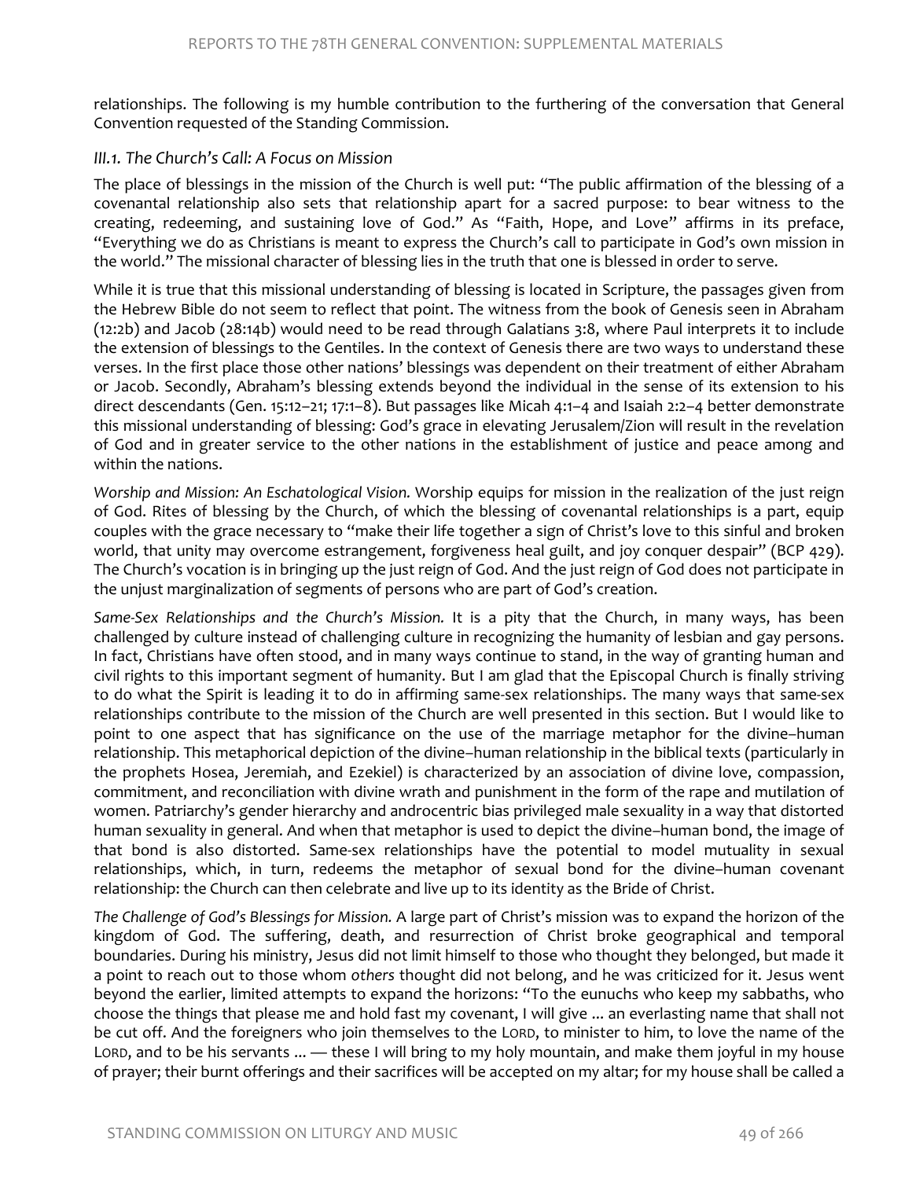relationships. The following is my humble contribution to the furthering of the conversation that General Convention requested of the Standing Commission.

### *III.1. The Church's Call: A Focus on Mission*

The place of blessings in the mission of the Church is well put: "The public affirmation of the blessing of a covenantal relationship also sets that relationship apart for a sacred purpose: to bear witness to the creating, redeeming, and sustaining love of God." As "Faith, Hope, and Love" affirms in its preface, "Everything we do as Christians is meant to express the Church's call to participate in God's own mission in the world." The missional character of blessing lies in the truth that one is blessed in order to serve.

While it is true that this missional understanding of blessing is located in Scripture, the passages given from the Hebrew Bible do not seem to reflect that point. The witness from the book of Genesis seen in Abraham (12:2b) and Jacob (28:14b) would need to be read through Galatians 3:8, where Paul interprets it to include the extension of blessings to the Gentiles. In the context of Genesis there are two ways to understand these verses. In the first place those other nations' blessings was dependent on their treatment of either Abraham or Jacob. Secondly, Abraham's blessing extends beyond the individual in the sense of its extension to his direct descendants (Gen. 15:12–21; 17:1–8). But passages like Micah 4:1–4 and Isaiah 2:2–4 better demonstrate this missional understanding of blessing: God's grace in elevating Jerusalem/Zion will result in the revelation of God and in greater service to the other nations in the establishment of justice and peace among and within the nations.

*Worship and Mission: An Eschatological Vision.* Worship equips for mission in the realization of the just reign of God. Rites of blessing by the Church, of which the blessing of covenantal relationships is a part, equip couples with the grace necessary to "make their life together a sign of Christ's love to this sinful and broken world, that unity may overcome estrangement, forgiveness heal guilt, and joy conquer despair" (BCP 429). The Church's vocation is in bringing up the just reign of God. And the just reign of God does not participate in the unjust marginalization of segments of persons who are part of God's creation.

*Same-Sex Relationships and the Church's Mission.* It is a pity that the Church, in many ways, has been challenged by culture instead of challenging culture in recognizing the humanity of lesbian and gay persons. In fact, Christians have often stood, and in many ways continue to stand, in the way of granting human and civil rights to this important segment of humanity. But I am glad that the Episcopal Church is finally striving to do what the Spirit is leading it to do in affirming same-sex relationships. The many ways that same-sex relationships contribute to the mission of the Church are well presented in this section. But I would like to point to one aspect that has significance on the use of the marriage metaphor for the divine–human relationship. This metaphorical depiction of the divine–human relationship in the biblical texts (particularly in the prophets Hosea, Jeremiah, and Ezekiel) is characterized by an association of divine love, compassion, commitment, and reconciliation with divine wrath and punishment in the form of the rape and mutilation of women. Patriarchy's gender hierarchy and androcentric bias privileged male sexuality in a way that distorted human sexuality in general. And when that metaphor is used to depict the divine–human bond, the image of that bond is also distorted. Same-sex relationships have the potential to model mutuality in sexual relationships, which, in turn, redeems the metaphor of sexual bond for the divine–human covenant relationship: the Church can then celebrate and live up to its identity as the Bride of Christ.

*The Challenge of God's Blessings for Mission.* A large part of Christ's mission was to expand the horizon of the kingdom of God. The suffering, death, and resurrection of Christ broke geographical and temporal boundaries. During his ministry, Jesus did not limit himself to those who thought they belonged, but made it a point to reach out to those whom *others* thought did not belong, and he was criticized for it. Jesus went beyond the earlier, limited attempts to expand the horizons: "To the eunuchs who keep my sabbaths, who choose the things that please me and hold fast my covenant, I will give ... an everlasting name that shall not be cut off. And the foreigners who join themselves to the LORD, to minister to him, to love the name of the LORD, and to be his servants ... — these I will bring to my holy mountain, and make them joyful in my house of prayer; their burnt offerings and their sacrifices will be accepted on my altar; for my house shall be called a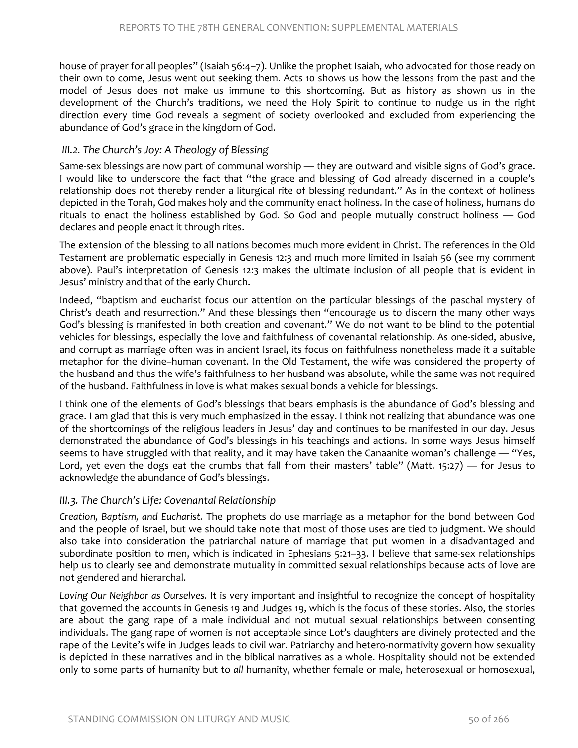house of prayer for all peoples" (Isaiah 56:4–7). Unlike the prophet Isaiah, who advocated for those ready on their own to come, Jesus went out seeking them. Acts 10 shows us how the lessons from the past and the model of Jesus does not make us immune to this shortcoming. But as history as shown us in the development of the Church's traditions, we need the Holy Spirit to continue to nudge us in the right direction every time God reveals a segment of society overlooked and excluded from experiencing the abundance of God's grace in the kingdom of God.

### *III.2. The Church's Joy: A Theology of Blessing*

Same-sex blessings are now part of communal worship — they are outward and visible signs of God's grace. I would like to underscore the fact that "the grace and blessing of God already discerned in a couple's relationship does not thereby render a liturgical rite of blessing redundant." As in the context of holiness depicted in the Torah, God makes holy and the community enact holiness. In the case of holiness, humans do rituals to enact the holiness established by God. So God and people mutually construct holiness — God declares and people enact it through rites.

The extension of the blessing to all nations becomes much more evident in Christ. The references in the Old Testament are problematic especially in Genesis 12:3 and much more limited in Isaiah 56 (see my comment above). Paul's interpretation of Genesis 12:3 makes the ultimate inclusion of all people that is evident in Jesus' ministry and that of the early Church.

Indeed, "baptism and eucharist focus our attention on the particular blessings of the paschal mystery of Christ's death and resurrection." And these blessings then "encourage us to discern the many other ways God's blessing is manifested in both creation and covenant." We do not want to be blind to the potential vehicles for blessings, especially the love and faithfulness of covenantal relationship. As one-sided, abusive, and corrupt as marriage often was in ancient Israel, its focus on faithfulness nonetheless made it a suitable metaphor for the divine–human covenant. In the Old Testament, the wife was considered the property of the husband and thus the wife's faithfulness to her husband was absolute, while the same was not required of the husband. Faithfulness in love is what makes sexual bonds a vehicle for blessings.

I think one of the elements of God's blessings that bears emphasis is the abundance of God's blessing and grace. I am glad that this is very much emphasized in the essay. I think not realizing that abundance was one of the shortcomings of the religious leaders in Jesus' day and continues to be manifested in our day. Jesus demonstrated the abundance of God's blessings in his teachings and actions. In some ways Jesus himself seems to have struggled with that reality, and it may have taken the Canaanite woman's challenge — "Yes, Lord, yet even the dogs eat the crumbs that fall from their masters' table" (Matt. 15:27) — for Jesus to acknowledge the abundance of God's blessings.

### *III.3. The Church's Life: Covenantal Relationship*

*Creation, Baptism, and Eucharist.* The prophets do use marriage as a metaphor for the bond between God and the people of Israel, but we should take note that most of those uses are tied to judgment. We should also take into consideration the patriarchal nature of marriage that put women in a disadvantaged and subordinate position to men, which is indicated in Ephesians 5:21–33. I believe that same-sex relationships help us to clearly see and demonstrate mutuality in committed sexual relationships because acts of love are not gendered and hierarchal.

*Loving Our Neighbor as Ourselves.* It is very important and insightful to recognize the concept of hospitality that governed the accounts in Genesis 19 and Judges 19, which is the focus of these stories. Also, the stories are about the gang rape of a male individual and not mutual sexual relationships between consenting individuals. The gang rape of women is not acceptable since Lot's daughters are divinely protected and the rape of the Levite's wife in Judges leads to civil war. Patriarchy and hetero-normativity govern how sexuality is depicted in these narratives and in the biblical narratives as a whole. Hospitality should not be extended only to some parts of humanity but to *all* humanity, whether female or male, heterosexual or homosexual,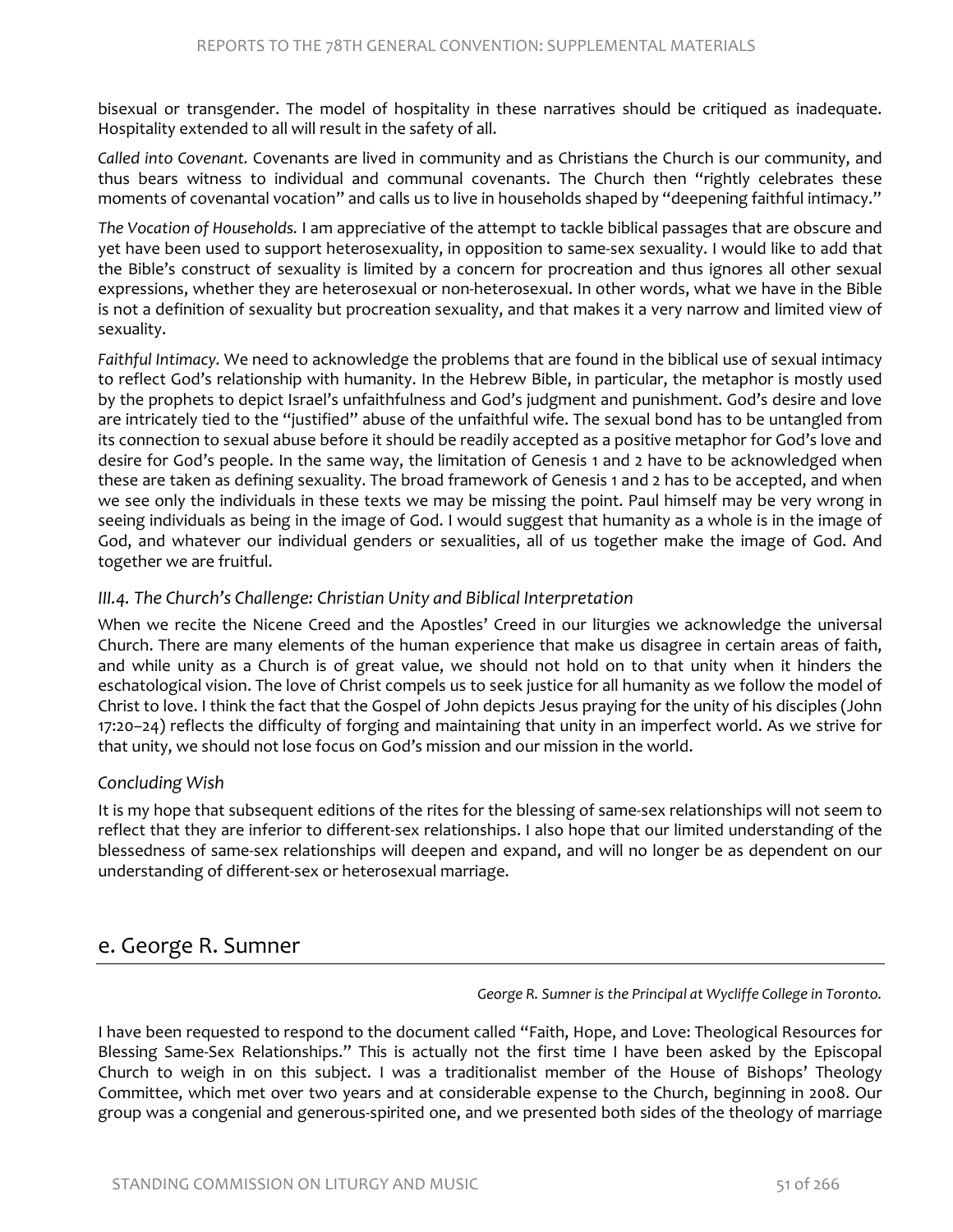bisexual or transgender. The model of hospitality in these narratives should be critiqued as inadequate. Hospitality extended to all will result in the safety of all.

*Called into Covenant.* Covenants are lived in community and as Christians the Church is our community, and thus bears witness to individual and communal covenants. The Church then "rightly celebrates these moments of covenantal vocation" and calls us to live in households shaped by "deepening faithful intimacy."

*The Vocation of Households.* I am appreciative of the attempt to tackle biblical passages that are obscure and yet have been used to support heterosexuality, in opposition to same-sex sexuality. I would like to add that the Bible's construct of sexuality is limited by a concern for procreation and thus ignores all other sexual expressions, whether they are heterosexual or non-heterosexual. In other words, what we have in the Bible is not a definition of sexuality but procreation sexuality, and that makes it a very narrow and limited view of sexuality.

*Faithful Intimacy.* We need to acknowledge the problems that are found in the biblical use of sexual intimacy to reflect God's relationship with humanity. In the Hebrew Bible, in particular, the metaphor is mostly used by the prophets to depict Israel's unfaithfulness and God's judgment and punishment. God's desire and love are intricately tied to the "justified" abuse of the unfaithful wife. The sexual bond has to be untangled from its connection to sexual abuse before it should be readily accepted as a positive metaphor for God's love and desire for God's people. In the same way, the limitation of Genesis 1 and 2 have to be acknowledged when these are taken as defining sexuality. The broad framework of Genesis 1 and 2 has to be accepted, and when we see only the individuals in these texts we may be missing the point. Paul himself may be very wrong in seeing individuals as being in the image of God. I would suggest that humanity as a whole is in the image of God, and whatever our individual genders or sexualities, all of us together make the image of God. And together we are fruitful.

### *III.4. The Church's Challenge: Christian Unity and Biblical Interpretation*

When we recite the Nicene Creed and the Apostles' Creed in our liturgies we acknowledge the universal Church. There are many elements of the human experience that make us disagree in certain areas of faith, and while unity as a Church is of great value, we should not hold on to that unity when it hinders the eschatological vision. The love of Christ compels us to seek justice for all humanity as we follow the model of Christ to love. I think the fact that the Gospel of John depicts Jesus praying for the unity of his disciples (John 17:20–24) reflects the difficulty of forging and maintaining that unity in an imperfect world. As we strive for that unity, we should not lose focus on God's mission and our mission in the world.

### *Concluding Wish*

It is my hope that subsequent editions of the rites for the blessing of same-sex relationships will not seem to reflect that they are inferior to different-sex relationships. I also hope that our limited understanding of the blessedness of same-sex relationships will deepen and expand, and will no longer be as dependent on our understanding of different-sex or heterosexual marriage.

## e. George R. Sumner

*George R. Sumner is the Principal at Wycliffe College in Toronto.*

I have been requested to respond to the document called "Faith, Hope, and Love: Theological Resources for Blessing Same-Sex Relationships." This is actually not the first time I have been asked by the Episcopal Church to weigh in on this subject. I was a traditionalist member of the House of Bishops' Theology Committee, which met over two years and at considerable expense to the Church, beginning in 2008. Our group was a congenial and generous-spirited one, and we presented both sides of the theology of marriage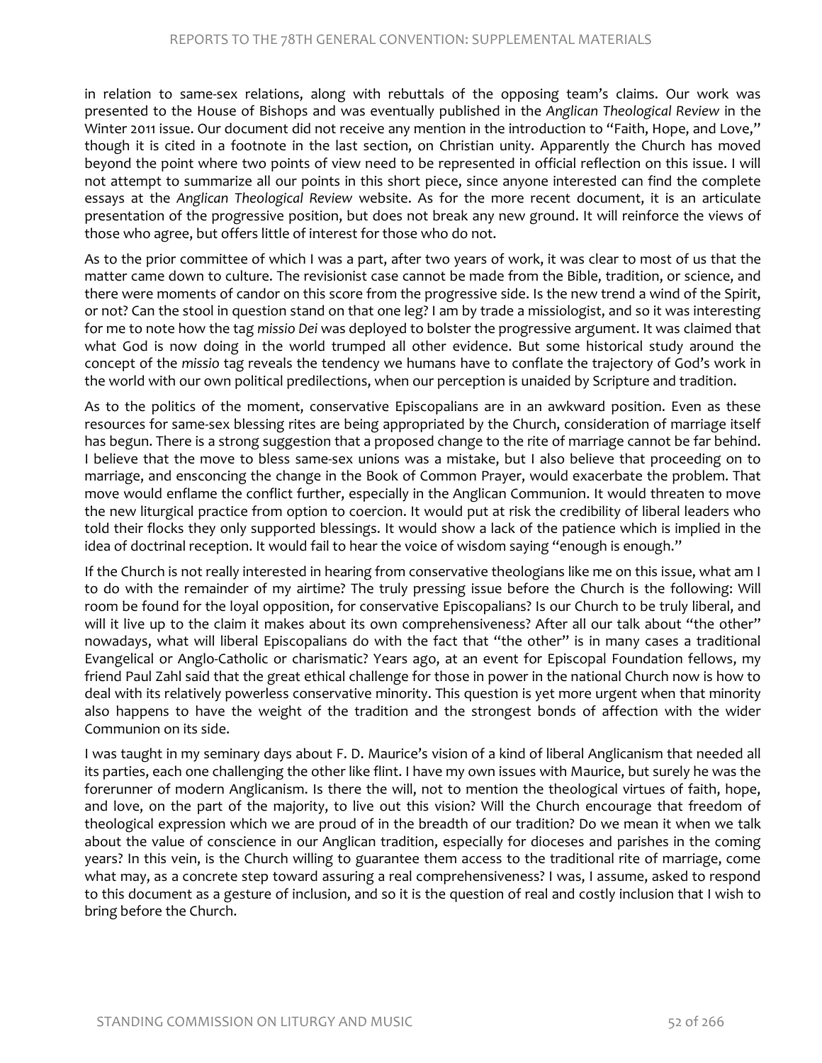in relation to same-sex relations, along with rebuttals of the opposing team's claims. Our work was presented to the House of Bishops and was eventually published in the *Anglican Theological Review* in the Winter 2011 issue. Our document did not receive any mention in the introduction to "Faith, Hope, and Love," though it is cited in a footnote in the last section, on Christian unity. Apparently the Church has moved beyond the point where two points of view need to be represented in official reflection on this issue. I will not attempt to summarize all our points in this short piece, since anyone interested can find the complete essays at the *Anglican Theological Review* website. As for the more recent document, it is an articulate presentation of the progressive position, but does not break any new ground. It will reinforce the views of those who agree, but offers little of interest for those who do not.

As to the prior committee of which I was a part, after two years of work, it was clear to most of us that the matter came down to culture. The revisionist case cannot be made from the Bible, tradition, or science, and there were moments of candor on this score from the progressive side. Is the new trend a wind of the Spirit, or not? Can the stool in question stand on that one leg? I am by trade a missiologist, and so it was interesting for me to note how the tag *missio Dei* was deployed to bolster the progressive argument. It was claimed that what God is now doing in the world trumped all other evidence. But some historical study around the concept of the *missio* tag reveals the tendency we humans have to conflate the trajectory of God's work in the world with our own political predilections, when our perception is unaided by Scripture and tradition.

As to the politics of the moment, conservative Episcopalians are in an awkward position. Even as these resources for same-sex blessing rites are being appropriated by the Church, consideration of marriage itself has begun. There is a strong suggestion that a proposed change to the rite of marriage cannot be far behind. I believe that the move to bless same-sex unions was a mistake, but I also believe that proceeding on to marriage, and ensconcing the change in the Book of Common Prayer, would exacerbate the problem. That move would enflame the conflict further, especially in the Anglican Communion. It would threaten to move the new liturgical practice from option to coercion. It would put at risk the credibility of liberal leaders who told their flocks they only supported blessings. It would show a lack of the patience which is implied in the idea of doctrinal reception. It would fail to hear the voice of wisdom saying "enough is enough."

If the Church is not really interested in hearing from conservative theologians like me on this issue, what am I to do with the remainder of my airtime? The truly pressing issue before the Church is the following: Will room be found for the loyal opposition, for conservative Episcopalians? Is our Church to be truly liberal, and will it live up to the claim it makes about its own comprehensiveness? After all our talk about "the other" nowadays, what will liberal Episcopalians do with the fact that "the other" is in many cases a traditional Evangelical or Anglo-Catholic or charismatic? Years ago, at an event for Episcopal Foundation fellows, my friend Paul Zahl said that the great ethical challenge for those in power in the national Church now is how to deal with its relatively powerless conservative minority. This question is yet more urgent when that minority also happens to have the weight of the tradition and the strongest bonds of affection with the wider Communion on its side.

I was taught in my seminary days about F. D. Maurice's vision of a kind of liberal Anglicanism that needed all its parties, each one challenging the other like flint. I have my own issues with Maurice, but surely he was the forerunner of modern Anglicanism. Is there the will, not to mention the theological virtues of faith, hope, and love, on the part of the majority, to live out this vision? Will the Church encourage that freedom of theological expression which we are proud of in the breadth of our tradition? Do we mean it when we talk about the value of conscience in our Anglican tradition, especially for dioceses and parishes in the coming years? In this vein, is the Church willing to guarantee them access to the traditional rite of marriage, come what may, as a concrete step toward assuring a real comprehensiveness? I was, I assume, asked to respond to this document as a gesture of inclusion, and so it is the question of real and costly inclusion that I wish to bring before the Church.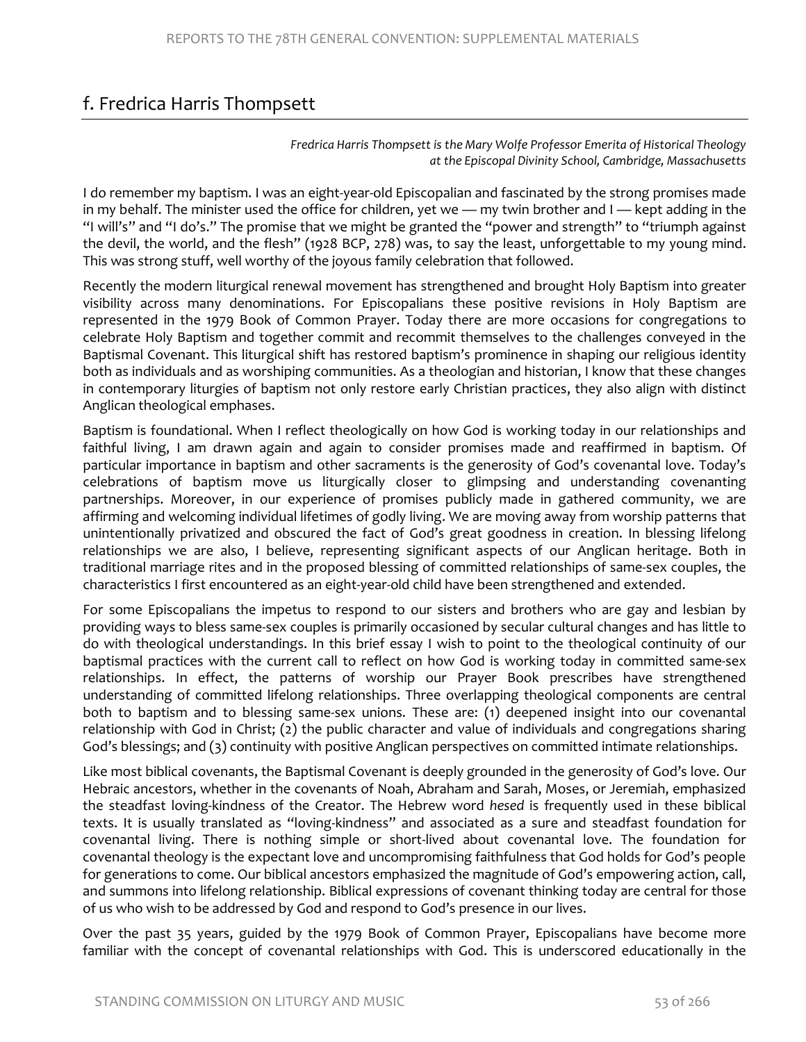## f. Fredrica Harris Thompsett

*Fredrica Harris Thompsett is the Mary Wolfe Professor Emerita of Historical Theology at the Episcopal Divinity School, Cambridge, Massachusetts*

I do remember my baptism. I was an eight-year-old Episcopalian and fascinated by the strong promises made in my behalf. The minister used the office for children, yet we — my twin brother and I — kept adding in the "I will's" and "I do's." The promise that we might be granted the "power and strength" to "triumph against the devil, the world, and the flesh" (1928 BCP, 278) was, to say the least, unforgettable to my young mind. This was strong stuff, well worthy of the joyous family celebration that followed.

Recently the modern liturgical renewal movement has strengthened and brought Holy Baptism into greater visibility across many denominations. For Episcopalians these positive revisions in Holy Baptism are represented in the 1979 Book of Common Prayer. Today there are more occasions for congregations to celebrate Holy Baptism and together commit and recommit themselves to the challenges conveyed in the Baptismal Covenant. This liturgical shift has restored baptism's prominence in shaping our religious identity both as individuals and as worshiping communities. As a theologian and historian, I know that these changes in contemporary liturgies of baptism not only restore early Christian practices, they also align with distinct Anglican theological emphases.

Baptism is foundational. When I reflect theologically on how God is working today in our relationships and faithful living, I am drawn again and again to consider promises made and reaffirmed in baptism. Of particular importance in baptism and other sacraments is the generosity of God's covenantal love. Today's celebrations of baptism move us liturgically closer to glimpsing and understanding covenanting partnerships. Moreover, in our experience of promises publicly made in gathered community, we are affirming and welcoming individual lifetimes of godly living. We are moving away from worship patterns that unintentionally privatized and obscured the fact of God's great goodness in creation. In blessing lifelong relationships we are also, I believe, representing significant aspects of our Anglican heritage. Both in traditional marriage rites and in the proposed blessing of committed relationships of same-sex couples, the characteristics I first encountered as an eight-year-old child have been strengthened and extended.

For some Episcopalians the impetus to respond to our sisters and brothers who are gay and lesbian by providing ways to bless same-sex couples is primarily occasioned by secular cultural changes and has little to do with theological understandings. In this brief essay I wish to point to the theological continuity of our baptismal practices with the current call to reflect on how God is working today in committed same-sex relationships. In effect, the patterns of worship our Prayer Book prescribes have strengthened understanding of committed lifelong relationships. Three overlapping theological components are central both to baptism and to blessing same-sex unions. These are: (1) deepened insight into our covenantal relationship with God in Christ; (2) the public character and value of individuals and congregations sharing God's blessings; and (3) continuity with positive Anglican perspectives on committed intimate relationships.

Like most biblical covenants, the Baptismal Covenant is deeply grounded in the generosity of God's love. Our Hebraic ancestors, whether in the covenants of Noah, Abraham and Sarah, Moses, or Jeremiah, emphasized the steadfast loving-kindness of the Creator. The Hebrew word *hesed* is frequently used in these biblical texts. It is usually translated as "loving-kindness" and associated as a sure and steadfast foundation for covenantal living. There is nothing simple or short-lived about covenantal love. The foundation for covenantal theology is the expectant love and uncompromising faithfulness that God holds for God's people for generations to come. Our biblical ancestors emphasized the magnitude of God's empowering action, call, and summons into lifelong relationship. Biblical expressions of covenant thinking today are central for those of us who wish to be addressed by God and respond to God's presence in our lives.

Over the past 35 years, guided by the 1979 Book of Common Prayer, Episcopalians have become more familiar with the concept of covenantal relationships with God. This is underscored educationally in the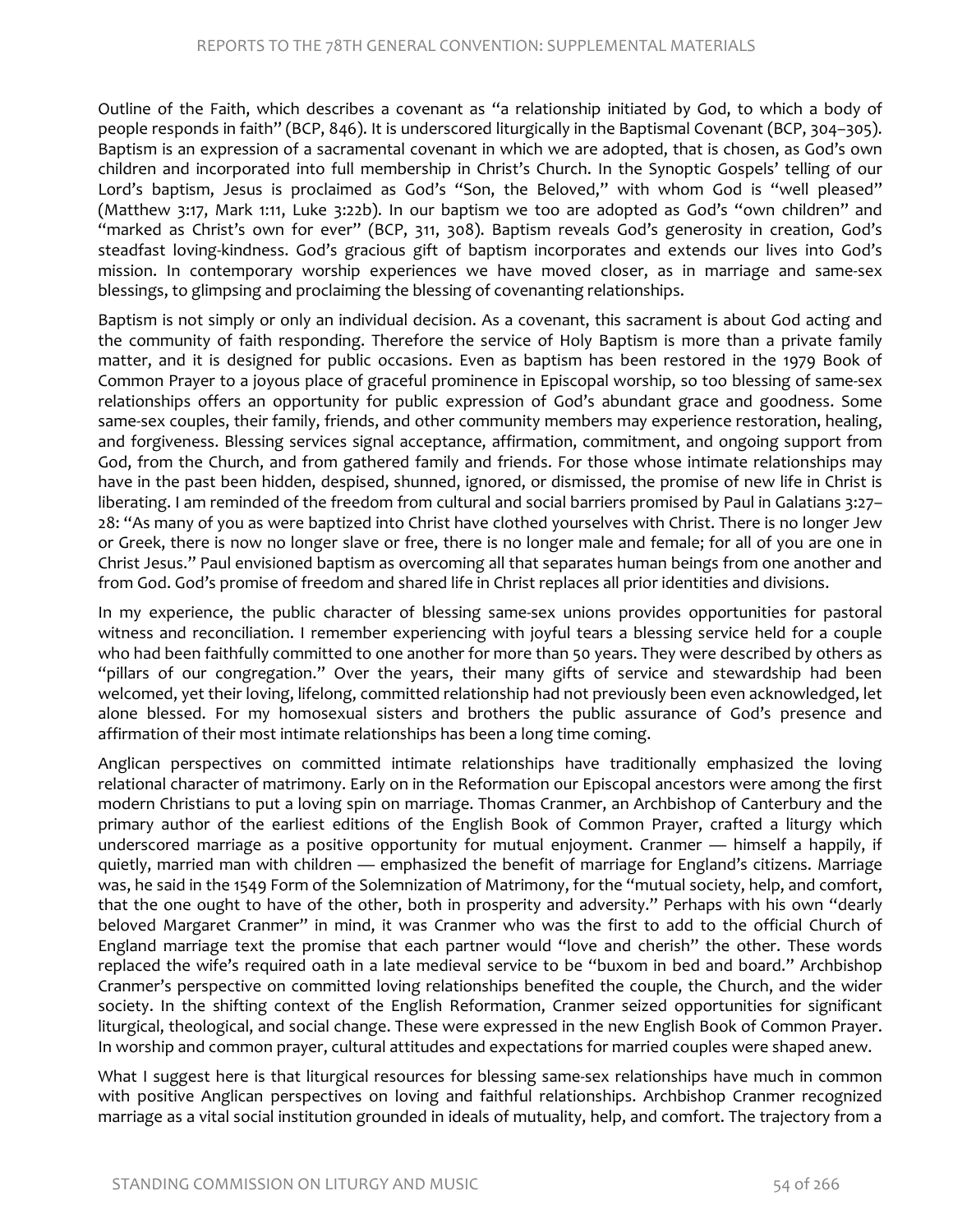Outline of the Faith, which describes a covenant as "a relationship initiated by God, to which a body of people responds in faith" (BCP, 846). It is underscored liturgically in the Baptismal Covenant (BCP, 304–305). Baptism is an expression of a sacramental covenant in which we are adopted, that is chosen, as God's own children and incorporated into full membership in Christ's Church. In the Synoptic Gospels' telling of our Lord's baptism, Jesus is proclaimed as God's "Son, the Beloved," with whom God is "well pleased" (Matthew 3:17, Mark 1:11, Luke 3:22b). In our baptism we too are adopted as God's "own children" and "marked as Christ's own for ever" (BCP, 311, 308). Baptism reveals God's generosity in creation, God's steadfast loving-kindness. God's gracious gift of baptism incorporates and extends our lives into God's mission. In contemporary worship experiences we have moved closer, as in marriage and same-sex blessings, to glimpsing and proclaiming the blessing of covenanting relationships.

Baptism is not simply or only an individual decision. As a covenant, this sacrament is about God acting and the community of faith responding. Therefore the service of Holy Baptism is more than a private family matter, and it is designed for public occasions. Even as baptism has been restored in the 1979 Book of Common Prayer to a joyous place of graceful prominence in Episcopal worship, so too blessing of same-sex relationships offers an opportunity for public expression of God's abundant grace and goodness. Some same-sex couples, their family, friends, and other community members may experience restoration, healing, and forgiveness. Blessing services signal acceptance, affirmation, commitment, and ongoing support from God, from the Church, and from gathered family and friends. For those whose intimate relationships may have in the past been hidden, despised, shunned, ignored, or dismissed, the promise of new life in Christ is liberating. I am reminded of the freedom from cultural and social barriers promised by Paul in Galatians 3:27–28: "As many of you as were baptized into Christ have clothed yourselves with Christ. There is no longer Jew or Greek, there is now no longer slave or free, there is no longer male and female; for all of you are one in Christ Jesus." Paul envisioned baptism as overcoming all that separates human beings from one another and from God. God's promise of freedom and shared life in Christ replaces all prior identities and divisions.

In my experience, the public character of blessing same-sex unions provides opportunities for pastoral witness and reconciliation. I remember experiencing with joyful tears a blessing service held for a couple who had been faithfully committed to one another for more than 50 years. They were described by others as "pillars of our congregation." Over the years, their many gifts of service and stewardship had been welcomed, yet their loving, lifelong, committed relationship had not previously been even acknowledged, let alone blessed. For my homosexual sisters and brothers the public assurance of God's presence and affirmation of their most intimate relationships has been a long time coming.

Anglican perspectives on committed intimate relationships have traditionally emphasized the loving relational character of matrimony. Early on in the Reformation our Episcopal ancestors were among the first modern Christians to put a loving spin on marriage. Thomas Cranmer, an Archbishop of Canterbury and the primary author of the earliest editions of the English Book of Common Prayer, crafted a liturgy which underscored marriage as a positive opportunity for mutual enjoyment. Cranmer — himself a happily, if quietly, married man with children — emphasized the benefit of marriage for England's citizens. Marriage was, he said in the 1549 Form of the Solemnization of Matrimony, for the "mutual society, help, and comfort, that the one ought to have of the other, both in prosperity and adversity." Perhaps with his own "dearly beloved Margaret Cranmer" in mind, it was Cranmer who was the first to add to the official Church of England marriage text the promise that each partner would "love and cherish" the other. These words replaced the wife's required oath in a late medieval service to be "buxom in bed and board." Archbishop Cranmer's perspective on committed loving relationships benefited the couple, the Church, and the wider society. In the shifting context of the English Reformation, Cranmer seized opportunities for significant liturgical, theological, and social change. These were expressed in the new English Book of Common Prayer. In worship and common prayer, cultural attitudes and expectations for married couples were shaped anew.

What I suggest here is that liturgical resources for blessing same-sex relationships have much in common with positive Anglican perspectives on loving and faithful relationships. Archbishop Cranmer recognized marriage as a vital social institution grounded in ideals of mutuality, help, and comfort. The trajectory from a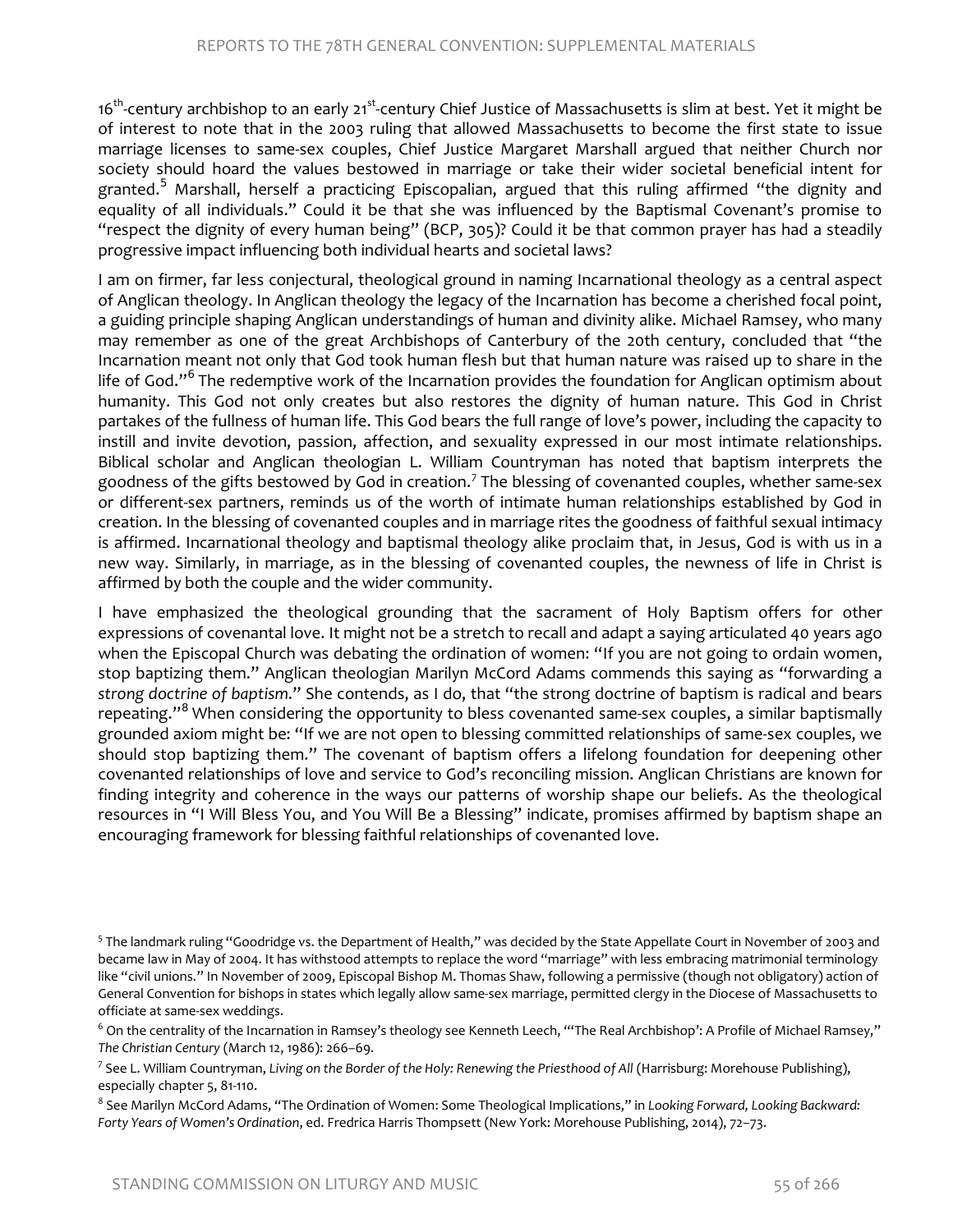16th-century archbishop to an early 21st-century Chief Justice of Massachusetts is slim at best. Yet it might be of interest to note that in the 2003 ruling that allowed Massachusetts to become the first state to issue marriage licenses to same-sex couples, Chief Justice Margaret Marshall argued that neither Church nor society should hoard the values bestowed in marriage or take their wider societal beneficial intent for granted.[5] Marshall, herself a practicing Episcopalian, argued that this ruling affirmed "the dignity and equality of all individuals." Could it be that she was influenced by the Baptismal Covenant's promise to "respect the dignity of every human being" (BCP, 305)? Could it be that common prayer has had a steadily progressive impact influencing both individual hearts and societal laws?

I am on firmer, far less conjectural, theological ground in naming Incarnational theology as a central aspect of Anglican theology. In Anglican theology the legacy of the Incarnation has become a cherished focal point, a guiding principle shaping Anglican understandings of human and divinity alike. Michael Ramsey, who many may remember as one of the great Archbishops of Canterbury of the 20th century, concluded that "the Incarnation meant not only that God took human flesh but that human nature was raised up to share in the life of God."[6] The redemptive work of the Incarnation provides the foundation for Anglican optimism about humanity. This God not only creates but also restores the dignity of human nature. This God in Christ partakes of the fullness of human life. This God bears the full range of love's power, including the capacity to instill and invite devotion, passion, affection, and sexuality expressed in our most intimate relationships. Biblical scholar and Anglican theologian L. William Countryman has noted that baptism interprets the goodness of the gifts bestowed by God in creation.[7] The blessing of covenanted couples, whether same-sex or different-sex partners, reminds us of the worth of intimate human relationships established by God in creation. In the blessing of covenanted couples and in marriage rites the goodness of faithful sexual intimacy is affirmed. Incarnational theology and baptismal theology alike proclaim that, in Jesus, God is with us in a new way. Similarly, in marriage, as in the blessing of covenanted couples, the newness of life in Christ is affirmed by both the couple and the wider community.

I have emphasized the theological grounding that the sacrament of Holy Baptism offers for other expressions of covenantal love. It might not be a stretch to recall and adapt a saying articulated 40 years ago when the Episcopal Church was debating the ordination of women: "If you are not going to ordain women, stop baptizing them." Anglican theologian Marilyn McCord Adams commends this saying as "forwarding a *strong doctrine of baptism*." She contends, as I do, that "the strong doctrine of baptism is radical and bears repeating."[8] When considering the opportunity to bless covenanted same-sex couples, a similar baptismally grounded axiom might be: "If we are not open to blessing committed relationships of same-sex couples, we should stop baptizing them." The covenant of baptism offers a lifelong foundation for deepening other covenanted relationships of love and service to God's reconciling mission. Anglican Christians are known for finding integrity and coherence in the ways our patterns of worship shape our beliefs. As the theological resources in "I Will Bless You, and You Will Be a Blessing" indicate, promises affirmed by baptism shape an encouraging framework for blessing faithful relationships of covenanted love.

---

[5] The landmark ruling "Goodridge vs. the Department of Health," was decided by the State Appellate Court in November of 2003 and became law in May of 2004. It has withstood attempts to replace the word "marriage" with less embracing matrimonial terminology like "civil unions." In November of 2009, Episcopal Bishop M. Thomas Shaw, following a permissive (though not obligatory) action of General Convention for bishops in states which legally allow same-sex marriage, permitted clergy in the Diocese of Massachusetts to officiate at same-sex weddings.

[6] On the centrality of the Incarnation in Ramsey's theology see Kenneth Leech, "'The Real Archbishop': A Profile of Michael Ramsey," *The Christian Century* (March 12, 1986): 266–69.

[7] See L. William Countryman, *Living on the Border of the Holy: Renewing the Priesthood of All* (Harrisburg: Morehouse Publishing), especially chapter 5, 81-110.

[8] See Marilyn McCord Adams, "The Ordination of Women: Some Theological Implications," in *Looking Forward, Looking Backward: Forty Years of Women's Ordination*, ed. Fredrica Harris Thompsett (New York: Morehouse Publishing, 2014), 72–73.